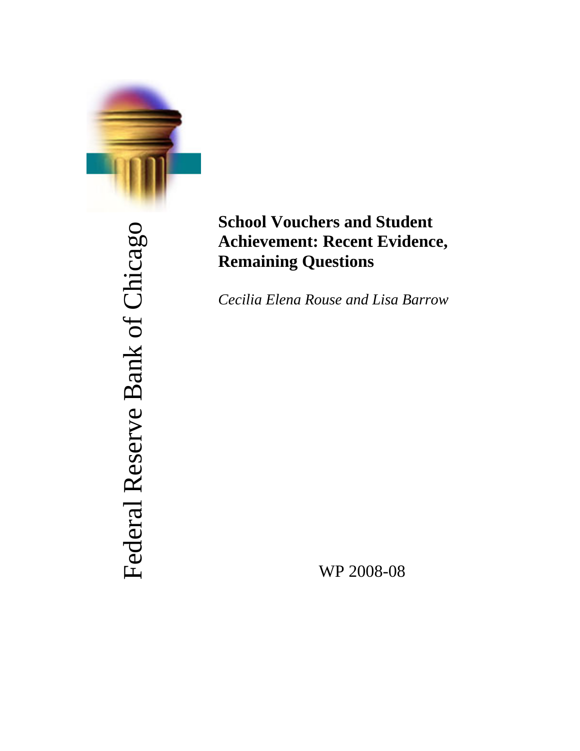Federal Reserve Bank of Chicago

# School Vouchers and Student Achievement: Recent Evidence, Remaining Questions

*Cecilia Elena Rouse and Lisa Barrow*

WP 2008-08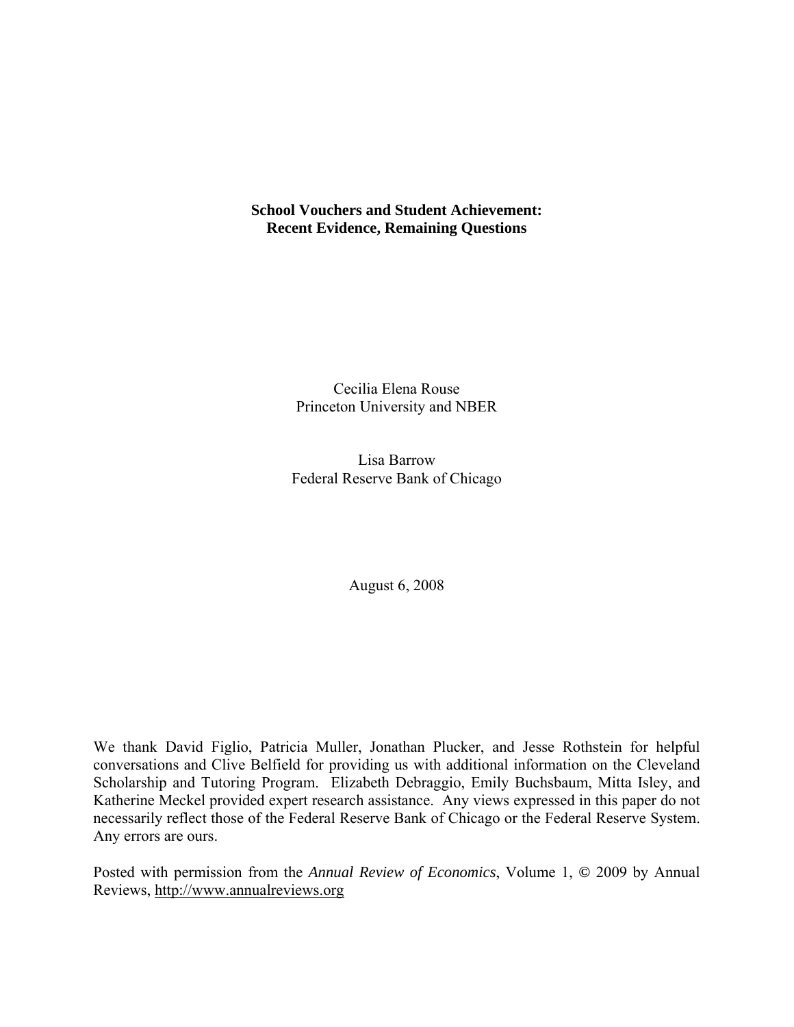**School Vouchers and Student Achievement:**
**Recent Evidence, Remaining Questions**

Cecilia Elena Rouse
Princeton University and NBER

Lisa Barrow
Federal Reserve Bank of Chicago

August 6, 2008

We thank David Figlio, Patricia Muller, Jonathan Plucker, and Jesse Rothstein for helpful conversations and Clive Belfield for providing us with additional information on the Cleveland Scholarship and Tutoring Program. Elizabeth Debraggio, Emily Buchsbaum, Mitta Isley, and Katherine Meckel provided expert research assistance. Any views expressed in this paper do not necessarily reflect those of the Federal Reserve Bank of Chicago or the Federal Reserve System. Any errors are ours.

Posted with permission from the *Annual Review of Economics*, Volume 1, © 2009 by Annual Reviews, http://www.annualreviews.org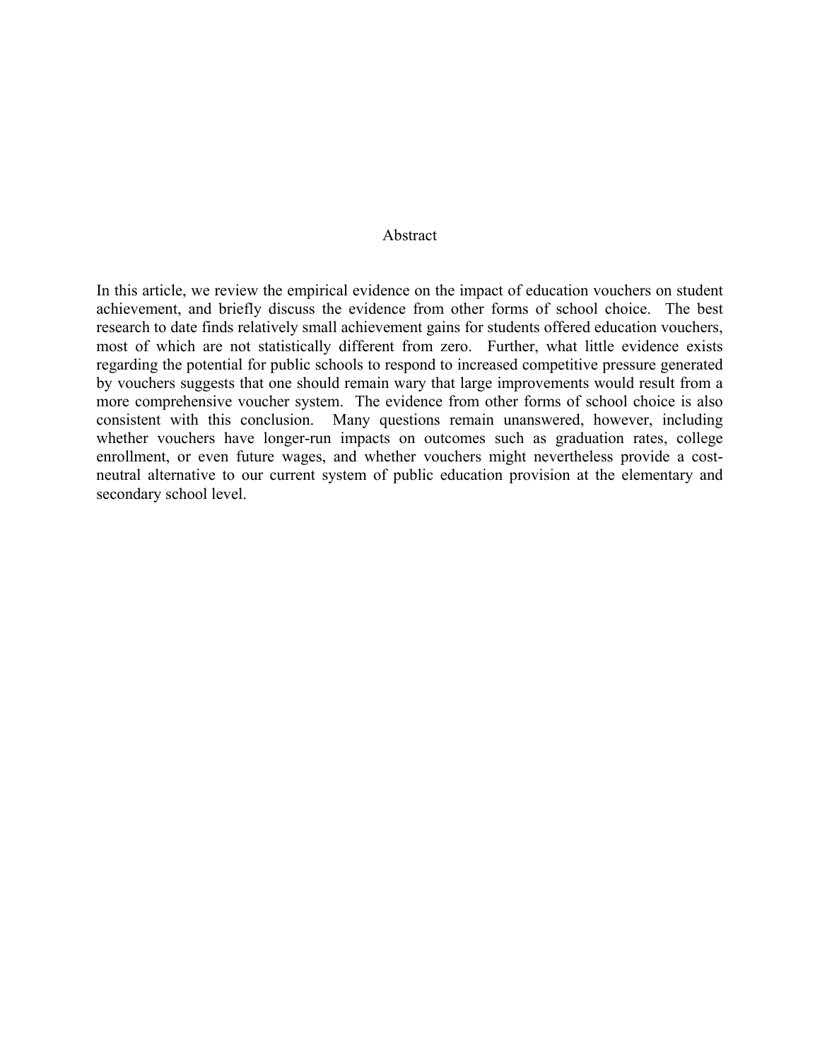## Abstract

In this article, we review the empirical evidence on the impact of education vouchers on student achievement, and briefly discuss the evidence from other forms of school choice. The best research to date finds relatively small achievement gains for students offered education vouchers, most of which are not statistically different from zero. Further, what little evidence exists regarding the potential for public schools to respond to increased competitive pressure generated by vouchers suggests that one should remain wary that large improvements would result from a more comprehensive voucher system. The evidence from other forms of school choice is also consistent with this conclusion. Many questions remain unanswered, however, including whether vouchers have longer-run impacts on outcomes such as graduation rates, college enrollment, or even future wages, and whether vouchers might nevertheless provide a cost-neutral alternative to our current system of public education provision at the elementary and secondary school level.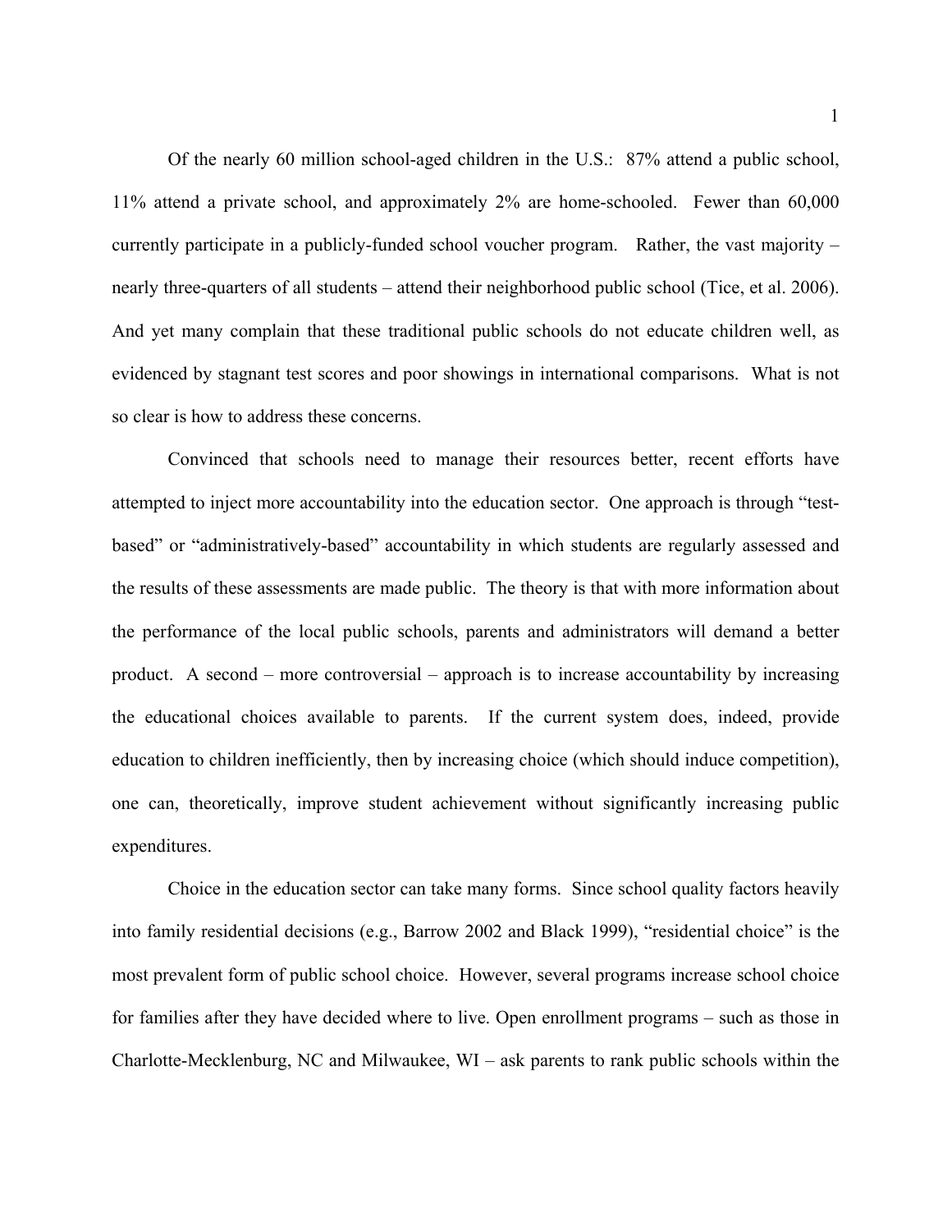Of the nearly 60 million school-aged children in the U.S.: 87% attend a public school, 11% attend a private school, and approximately 2% are home-schooled. Fewer than 60,000 currently participate in a publicly-funded school voucher program. Rather, the vast majority – nearly three-quarters of all students – attend their neighborhood public school (Tice, et al. 2006). And yet many complain that these traditional public schools do not educate children well, as evidenced by stagnant test scores and poor showings in international comparisons. What is not so clear is how to address these concerns.

Convinced that schools need to manage their resources better, recent efforts have attempted to inject more accountability into the education sector. One approach is through "test-based" or "administratively-based" accountability in which students are regularly assessed and the results of these assessments are made public. The theory is that with more information about the performance of the local public schools, parents and administrators will demand a better product. A second – more controversial – approach is to increase accountability by increasing the educational choices available to parents. If the current system does, indeed, provide education to children inefficiently, then by increasing choice (which should induce competition), one can, theoretically, improve student achievement without significantly increasing public expenditures.

Choice in the education sector can take many forms. Since school quality factors heavily into family residential decisions (e.g., Barrow 2002 and Black 1999), "residential choice" is the most prevalent form of public school choice. However, several programs increase school choice for families after they have decided where to live. Open enrollment programs – such as those in Charlotte-Mecklenburg, NC and Milwaukee, WI – ask parents to rank public schools within the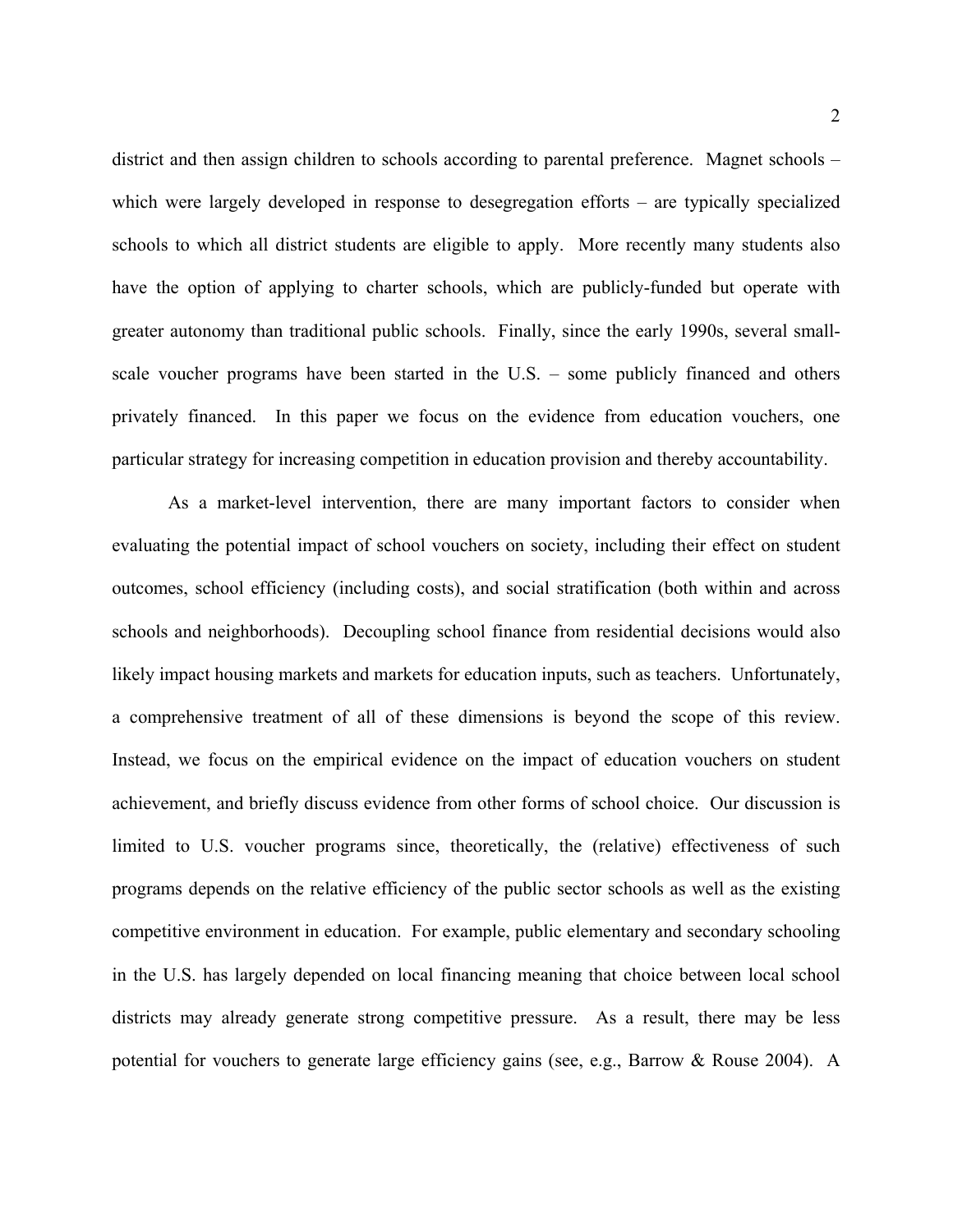district and then assign children to schools according to parental preference. Magnet schools – which were largely developed in response to desegregation efforts – are typically specialized schools to which all district students are eligible to apply. More recently many students also have the option of applying to charter schools, which are publicly-funded but operate with greater autonomy than traditional public schools. Finally, since the early 1990s, several small-scale voucher programs have been started in the U.S. – some publicly financed and others privately financed. In this paper we focus on the evidence from education vouchers, one particular strategy for increasing competition in education provision and thereby accountability.

As a market-level intervention, there are many important factors to consider when evaluating the potential impact of school vouchers on society, including their effect on student outcomes, school efficiency (including costs), and social stratification (both within and across schools and neighborhoods). Decoupling school finance from residential decisions would also likely impact housing markets and markets for education inputs, such as teachers. Unfortunately, a comprehensive treatment of all of these dimensions is beyond the scope of this review. Instead, we focus on the empirical evidence on the impact of education vouchers on student achievement, and briefly discuss evidence from other forms of school choice. Our discussion is limited to U.S. voucher programs since, theoretically, the (relative) effectiveness of such programs depends on the relative efficiency of the public sector schools as well as the existing competitive environment in education. For example, public elementary and secondary schooling in the U.S. has largely depended on local financing meaning that choice between local school districts may already generate strong competitive pressure. As a result, there may be less potential for vouchers to generate large efficiency gains (see, e.g., Barrow & Rouse 2004). A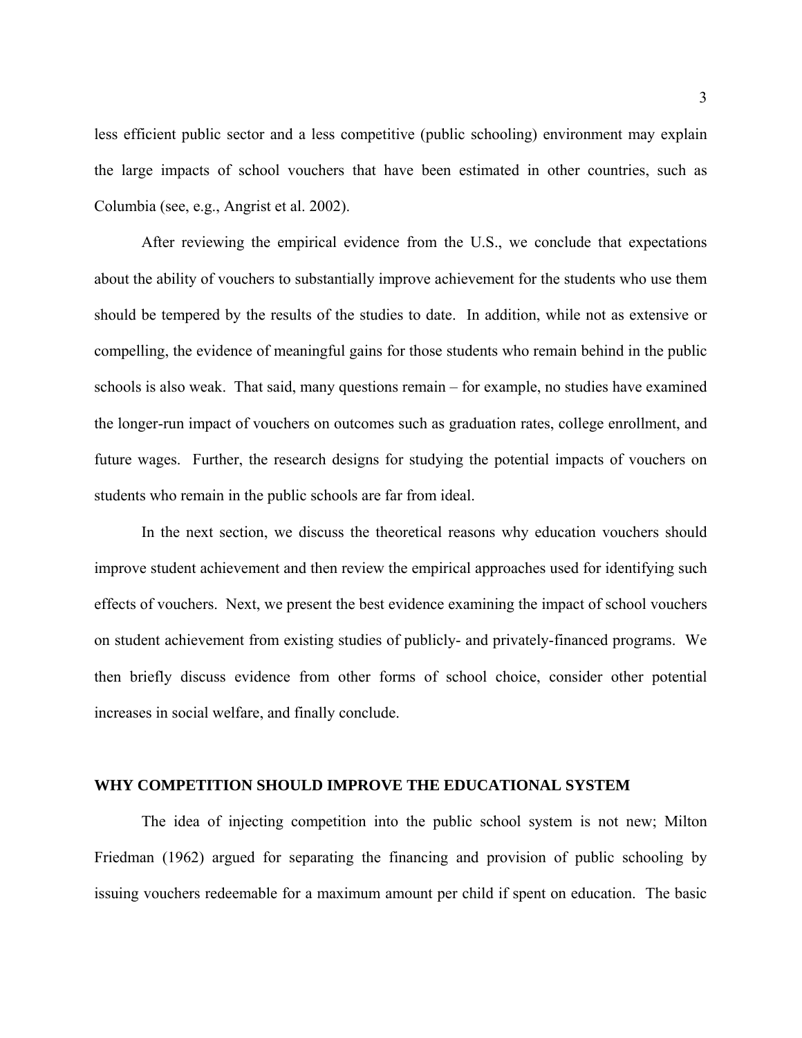less efficient public sector and a less competitive (public schooling) environment may explain the large impacts of school vouchers that have been estimated in other countries, such as Columbia (see, e.g., Angrist et al. 2002).

After reviewing the empirical evidence from the U.S., we conclude that expectations about the ability of vouchers to substantially improve achievement for the students who use them should be tempered by the results of the studies to date. In addition, while not as extensive or compelling, the evidence of meaningful gains for those students who remain behind in the public schools is also weak. That said, many questions remain – for example, no studies have examined the longer-run impact of vouchers on outcomes such as graduation rates, college enrollment, and future wages. Further, the research designs for studying the potential impacts of vouchers on students who remain in the public schools are far from ideal.

In the next section, we discuss the theoretical reasons why education vouchers should improve student achievement and then review the empirical approaches used for identifying such effects of vouchers. Next, we present the best evidence examining the impact of school vouchers on student achievement from existing studies of publicly- and privately-financed programs. We then briefly discuss evidence from other forms of school choice, consider other potential increases in social welfare, and finally conclude.

## WHY COMPETITION SHOULD IMPROVE THE EDUCATIONAL SYSTEM

The idea of injecting competition into the public school system is not new; Milton Friedman (1962) argued for separating the financing and provision of public schooling by issuing vouchers redeemable for a maximum amount per child if spent on education. The basic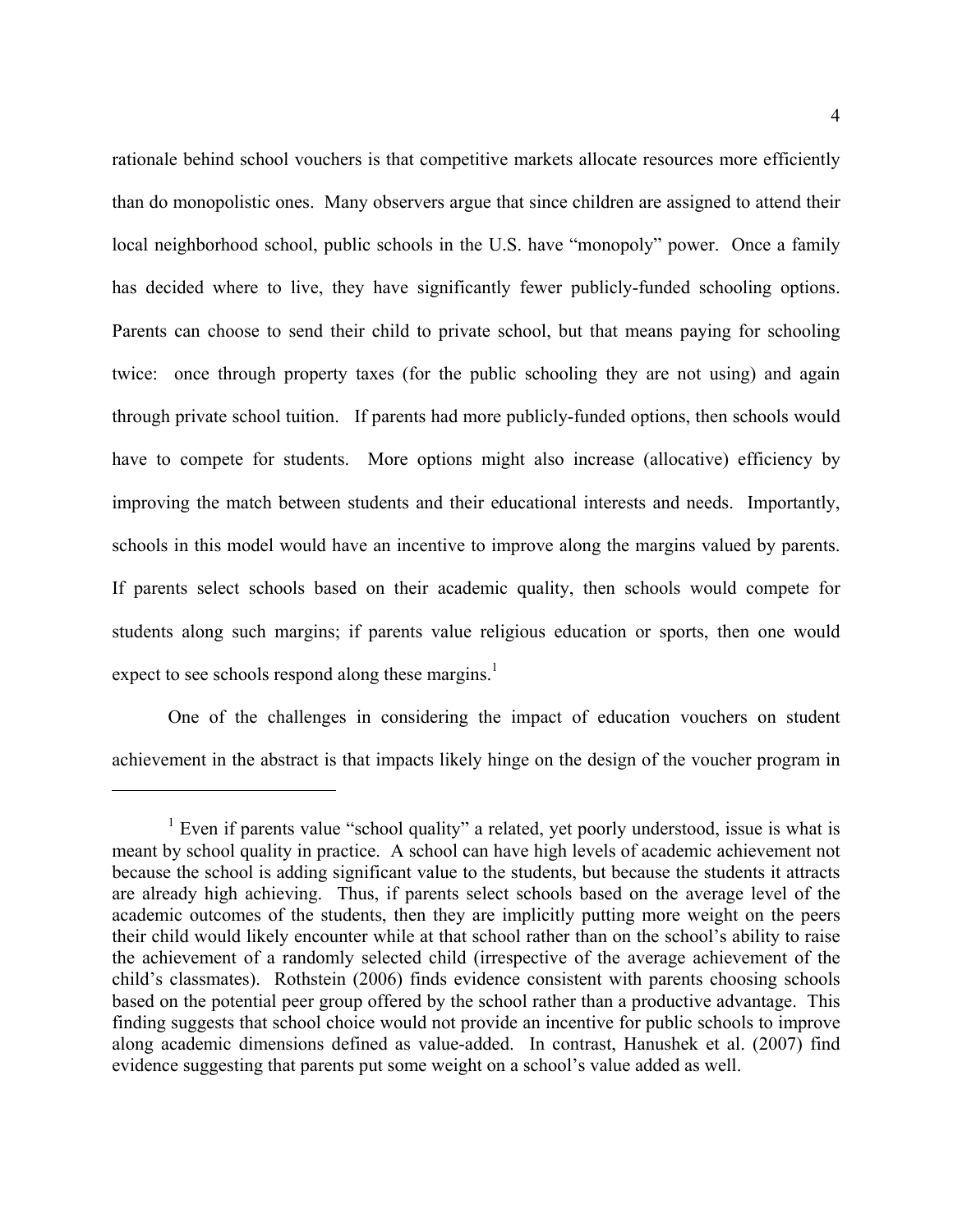rationale behind school vouchers is that competitive markets allocate resources more efficiently than do monopolistic ones. Many observers argue that since children are assigned to attend their local neighborhood school, public schools in the U.S. have "monopoly" power. Once a family has decided where to live, they have significantly fewer publicly-funded schooling options. Parents can choose to send their child to private school, but that means paying for schooling twice: once through property taxes (for the public schooling they are not using) and again through private school tuition. If parents had more publicly-funded options, then schools would have to compete for students. More options might also increase (allocative) efficiency by improving the match between students and their educational interests and needs. Importantly, schools in this model would have an incentive to improve along the margins valued by parents. If parents select schools based on their academic quality, then schools would compete for students along such margins; if parents value religious education or sports, then one would expect to see schools respond along these margins.[1]

One of the challenges in considering the impact of education vouchers on student achievement in the abstract is that impacts likely hinge on the design of the voucher program in

---

[1] Even if parents value "school quality" a related, yet poorly understood, issue is what is meant by school quality in practice. A school can have high levels of academic achievement not because the school is adding significant value to the students, but because the students it attracts are already high achieving. Thus, if parents select schools based on the average level of the academic outcomes of the students, then they are implicitly putting more weight on the peers their child would likely encounter while at that school rather than on the school's ability to raise the achievement of a randomly selected child (irrespective of the average achievement of the child's classmates). Rothstein (2006) finds evidence consistent with parents choosing schools based on the potential peer group offered by the school rather than a productive advantage. This finding suggests that school choice would not provide an incentive for public schools to improve along academic dimensions defined as value-added. In contrast, Hanushek et al. (2007) find evidence suggesting that parents put some weight on a school's value added as well.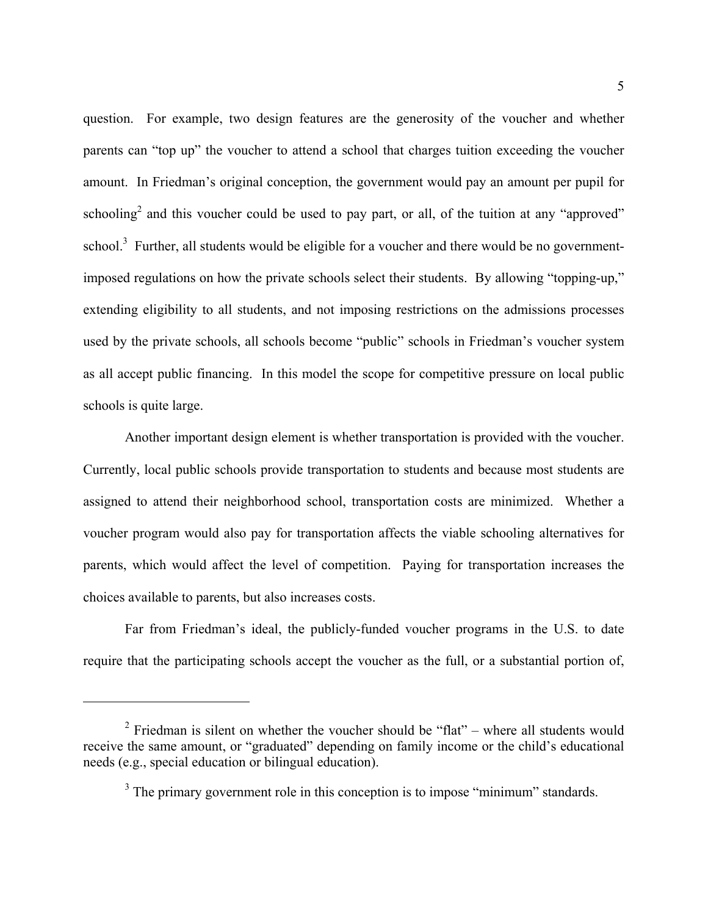question. For example, two design features are the generosity of the voucher and whether parents can "top up" the voucher to attend a school that charges tuition exceeding the voucher amount. In Friedman's original conception, the government would pay an amount per pupil for schooling[2] and this voucher could be used to pay part, or all, of the tuition at any "approved" school.[3] Further, all students would be eligible for a voucher and there would be no government-imposed regulations on how the private schools select their students. By allowing "topping-up," extending eligibility to all students, and not imposing restrictions on the admissions processes used by the private schools, all schools become "public" schools in Friedman's voucher system as all accept public financing. In this model the scope for competitive pressure on local public schools is quite large.

Another important design element is whether transportation is provided with the voucher. Currently, local public schools provide transportation to students and because most students are assigned to attend their neighborhood school, transportation costs are minimized. Whether a voucher program would also pay for transportation affects the viable schooling alternatives for parents, which would affect the level of competition. Paying for transportation increases the choices available to parents, but also increases costs.

Far from Friedman's ideal, the publicly-funded voucher programs in the U.S. to date require that the participating schools accept the voucher as the full, or a substantial portion of,

---

[2] Friedman is silent on whether the voucher should be "flat" – where all students would receive the same amount, or "graduated" depending on family income or the child's educational needs (e.g., special education or bilingual education).

[3] The primary government role in this conception is to impose "minimum" standards.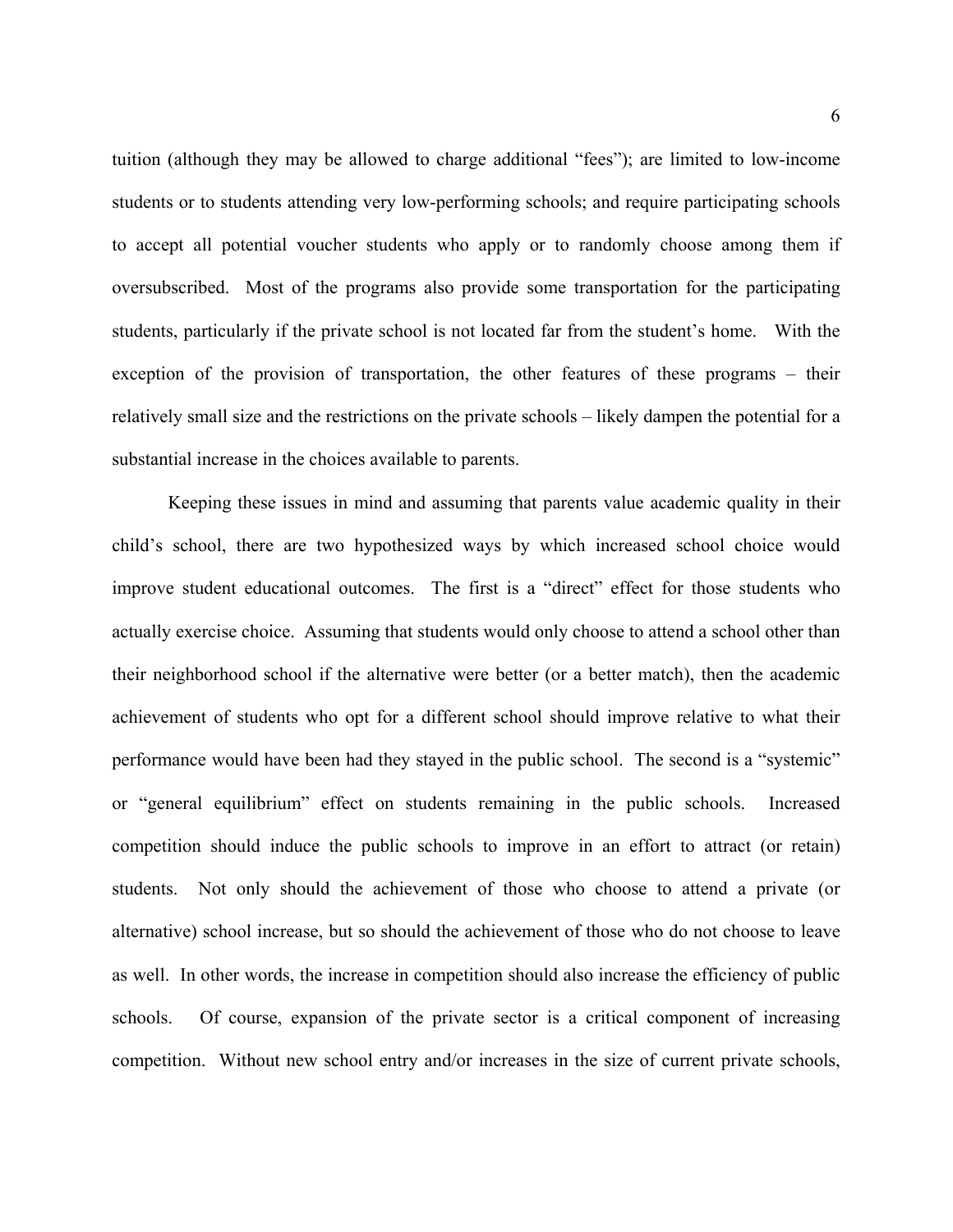tuition (although they may be allowed to charge additional "fees"); are limited to low-income students or to students attending very low-performing schools; and require participating schools to accept all potential voucher students who apply or to randomly choose among them if oversubscribed. Most of the programs also provide some transportation for the participating students, particularly if the private school is not located far from the student's home. With the exception of the provision of transportation, the other features of these programs – their relatively small size and the restrictions on the private schools – likely dampen the potential for a substantial increase in the choices available to parents.

Keeping these issues in mind and assuming that parents value academic quality in their child's school, there are two hypothesized ways by which increased school choice would improve student educational outcomes. The first is a "direct" effect for those students who actually exercise choice. Assuming that students would only choose to attend a school other than their neighborhood school if the alternative were better (or a better match), then the academic achievement of students who opt for a different school should improve relative to what their performance would have been had they stayed in the public school. The second is a "systemic" or "general equilibrium" effect on students remaining in the public schools. Increased competition should induce the public schools to improve in an effort to attract (or retain) students. Not only should the achievement of those who choose to attend a private (or alternative) school increase, but so should the achievement of those who do not choose to leave as well. In other words, the increase in competition should also increase the efficiency of public schools. Of course, expansion of the private sector is a critical component of increasing competition. Without new school entry and/or increases in the size of current private schools,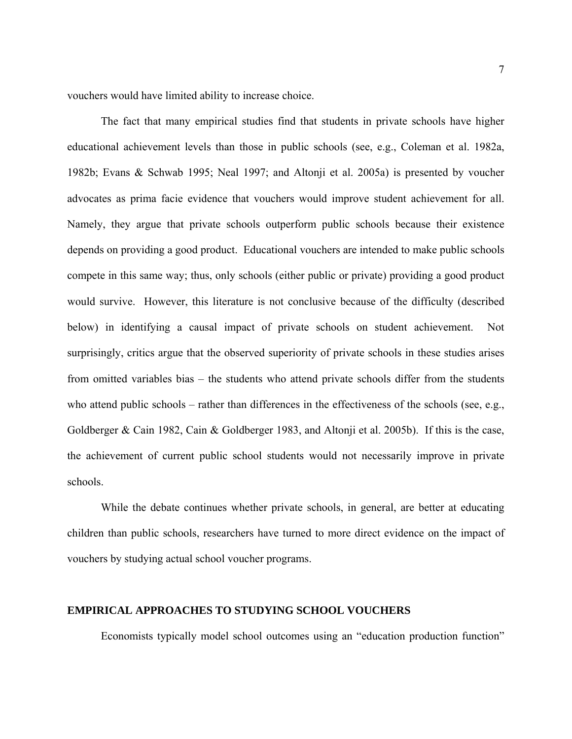vouchers would have limited ability to increase choice.

The fact that many empirical studies find that students in private schools have higher educational achievement levels than those in public schools (see, e.g., Coleman et al. 1982a, 1982b; Evans & Schwab 1995; Neal 1997; and Altonji et al. 2005a) is presented by voucher advocates as prima facie evidence that vouchers would improve student achievement for all. Namely, they argue that private schools outperform public schools because their existence depends on providing a good product. Educational vouchers are intended to make public schools compete in this same way; thus, only schools (either public or private) providing a good product would survive. However, this literature is not conclusive because of the difficulty (described below) in identifying a causal impact of private schools on student achievement. Not surprisingly, critics argue that the observed superiority of private schools in these studies arises from omitted variables bias – the students who attend private schools differ from the students who attend public schools – rather than differences in the effectiveness of the schools (see, e.g., Goldberger & Cain 1982, Cain & Goldberger 1983, and Altonji et al. 2005b). If this is the case, the achievement of current public school students would not necessarily improve in private schools.

While the debate continues whether private schools, in general, are better at educating children than public schools, researchers have turned to more direct evidence on the impact of vouchers by studying actual school voucher programs.

## EMPIRICAL APPROACHES TO STUDYING SCHOOL VOUCHERS

Economists typically model school outcomes using an "education production function"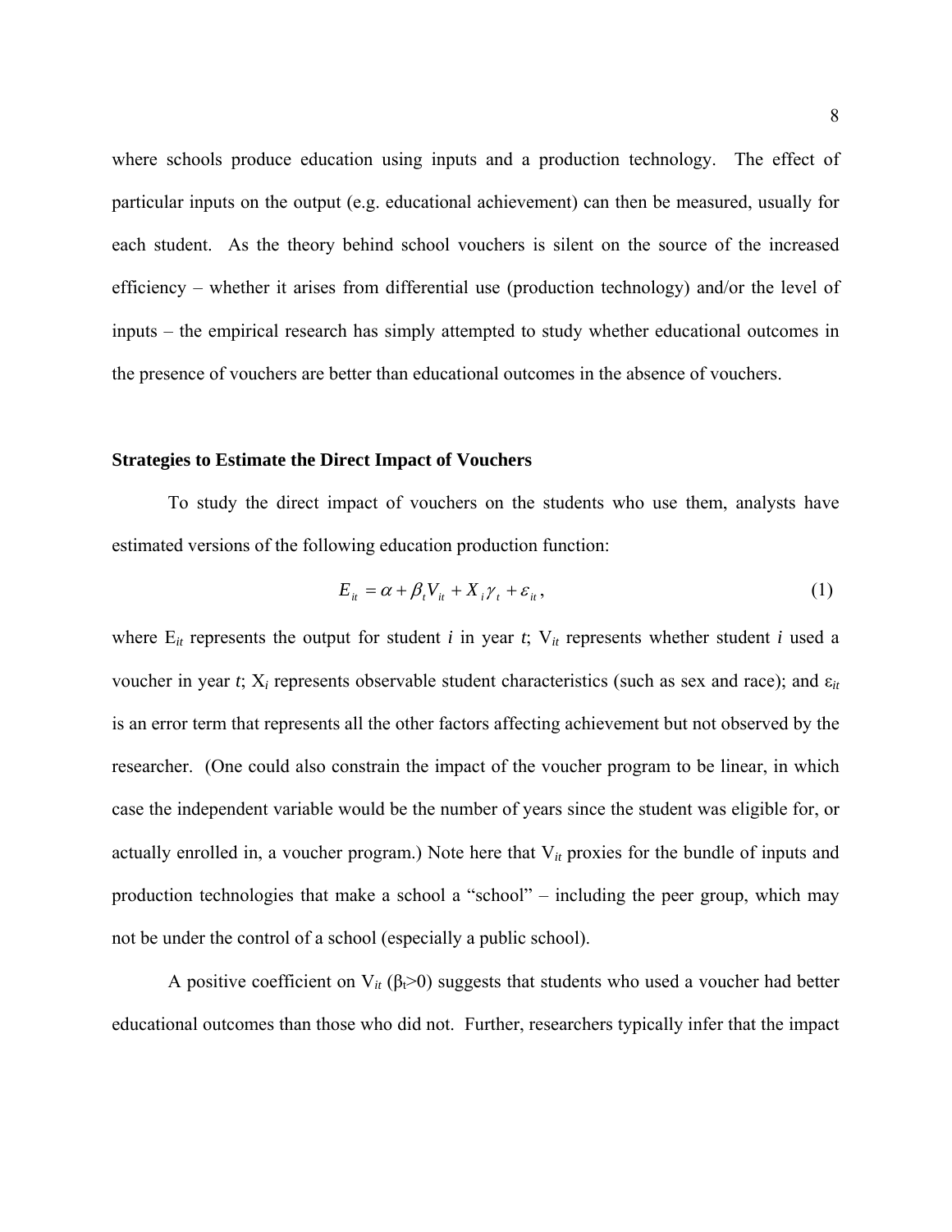where schools produce education using inputs and a production technology. The effect of particular inputs on the output (e.g. educational achievement) can then be measured, usually for each student. As the theory behind school vouchers is silent on the source of the increased efficiency – whether it arises from differential use (production technology) and/or the level of inputs – the empirical research has simply attempted to study whether educational outcomes in the presence of vouchers are better than educational outcomes in the absence of vouchers.

### Strategies to Estimate the Direct Impact of Vouchers

To study the direct impact of vouchers on the students who use them, analysts have estimated versions of the following education production function:

$$E_{it} = \alpha + \beta_t V_{it} + X_i \gamma_t + \varepsilon_{it}, \qquad (1)$$

where $E_{it}$ represents the output for student *i* in year *t*; $V_{it}$ represents whether student *i* used a voucher in year *t*; $X_i$ represents observable student characteristics (such as sex and race); and $\varepsilon_{it}$ is an error term that represents all the other factors affecting achievement but not observed by the researcher. (One could also constrain the impact of the voucher program to be linear, in which case the independent variable would be the number of years since the student was eligible for, or actually enrolled in, a voucher program.) Note here that $V_{it}$ proxies for the bundle of inputs and production technologies that make a school a "school" – including the peer group, which may not be under the control of a school (especially a public school).

A positive coefficient on $V_{it}$ ($\beta_t > 0$) suggests that students who used a voucher had better educational outcomes than those who did not. Further, researchers typically infer that the impact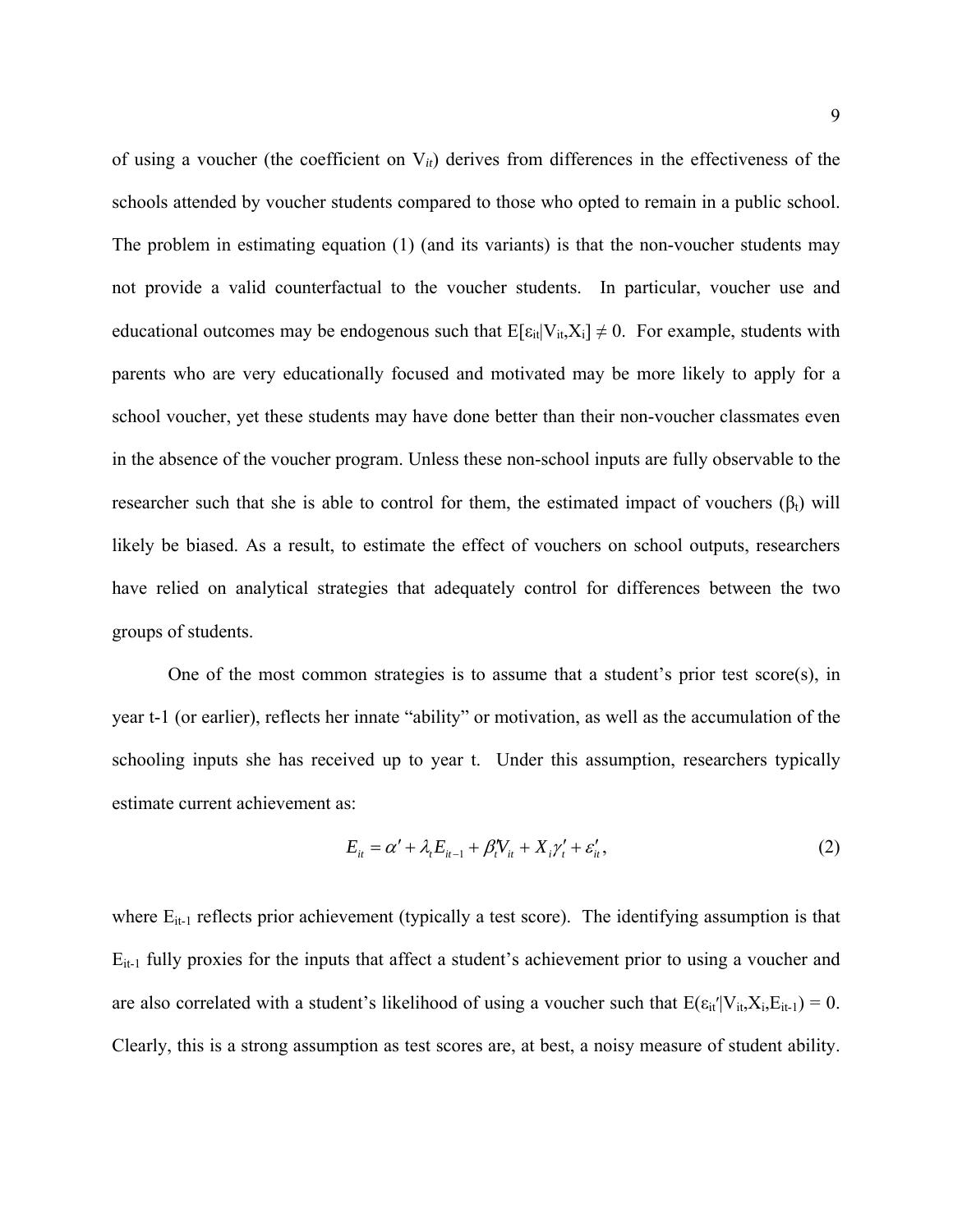of using a voucher (the coefficient on $V_{it}$) derives from differences in the effectiveness of the schools attended by voucher students compared to those who opted to remain in a public school. The problem in estimating equation (1) (and its variants) is that the non-voucher students may not provide a valid counterfactual to the voucher students. In particular, voucher use and educational outcomes may be endogenous such that $E[\varepsilon_{it}|V_{it},X_i] \neq 0$. For example, students with parents who are very educationally focused and motivated may be more likely to apply for a school voucher, yet these students may have done better than their non-voucher classmates even in the absence of the voucher program. Unless these non-school inputs are fully observable to the researcher such that she is able to control for them, the estimated impact of vouchers ($\beta_t$) will likely be biased. As a result, to estimate the effect of vouchers on school outputs, researchers have relied on analytical strategies that adequately control for differences between the two groups of students.

One of the most common strategies is to assume that a student's prior test score(s), in year t-1 (or earlier), reflects her innate "ability" or motivation, as well as the accumulation of the schooling inputs she has received up to year t. Under this assumption, researchers typically estimate current achievement as:

$$E_{it} = \alpha' + \lambda_t E_{it-1} + \beta_t' V_{it} + X_i \gamma_t' + \varepsilon_{it}', \tag{2}$$

where $E_{it-1}$ reflects prior achievement (typically a test score). The identifying assumption is that $E_{it-1}$ fully proxies for the inputs that affect a student's achievement prior to using a voucher and are also correlated with a student's likelihood of using a voucher such that $E(\varepsilon_{it}'|V_{it},X_i,E_{it-1}) = 0$. Clearly, this is a strong assumption as test scores are, at best, a noisy measure of student ability.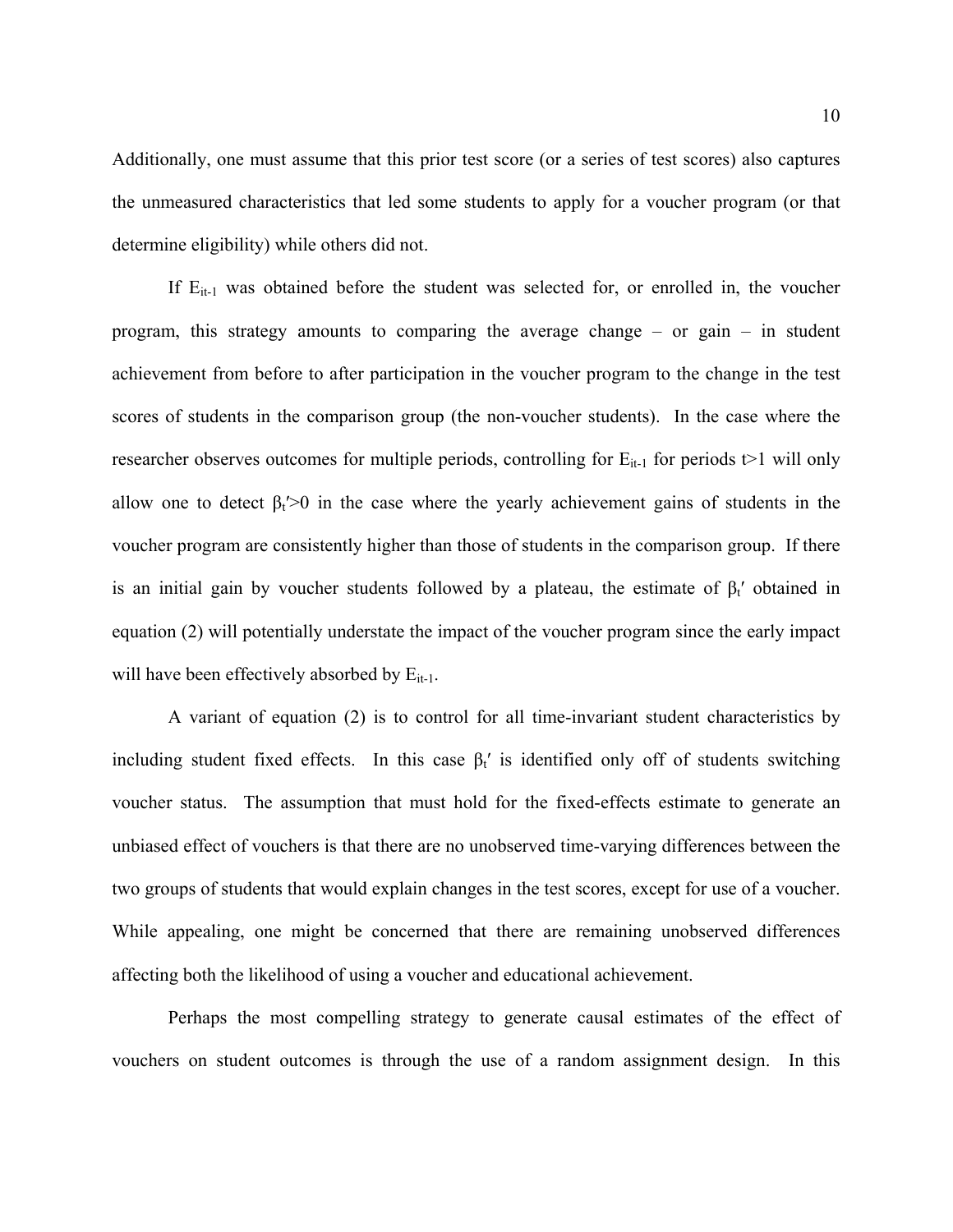Additionally, one must assume that this prior test score (or a series of test scores) also captures the unmeasured characteristics that led some students to apply for a voucher program (or that determine eligibility) while others did not.

If $E_{it-1}$ was obtained before the student was selected for, or enrolled in, the voucher program, this strategy amounts to comparing the average change – or gain – in student achievement from before to after participation in the voucher program to the change in the test scores of students in the comparison group (the non-voucher students). In the case where the researcher observes outcomes for multiple periods, controlling for $E_{it-1}$ for periods $t>1$ will only allow one to detect $\beta_t' > 0$ in the case where the yearly achievement gains of students in the voucher program are consistently higher than those of students in the comparison group. If there is an initial gain by voucher students followed by a plateau, the estimate of $\beta_t'$ obtained in equation (2) will potentially understate the impact of the voucher program since the early impact will have been effectively absorbed by $E_{it-1}$.

A variant of equation (2) is to control for all time-invariant student characteristics by including student fixed effects. In this case $\beta_t'$ is identified only off of students switching voucher status. The assumption that must hold for the fixed-effects estimate to generate an unbiased effect of vouchers is that there are no unobserved time-varying differences between the two groups of students that would explain changes in the test scores, except for use of a voucher. While appealing, one might be concerned that there are remaining unobserved differences affecting both the likelihood of using a voucher and educational achievement.

Perhaps the most compelling strategy to generate causal estimates of the effect of vouchers on student outcomes is through the use of a random assignment design. In this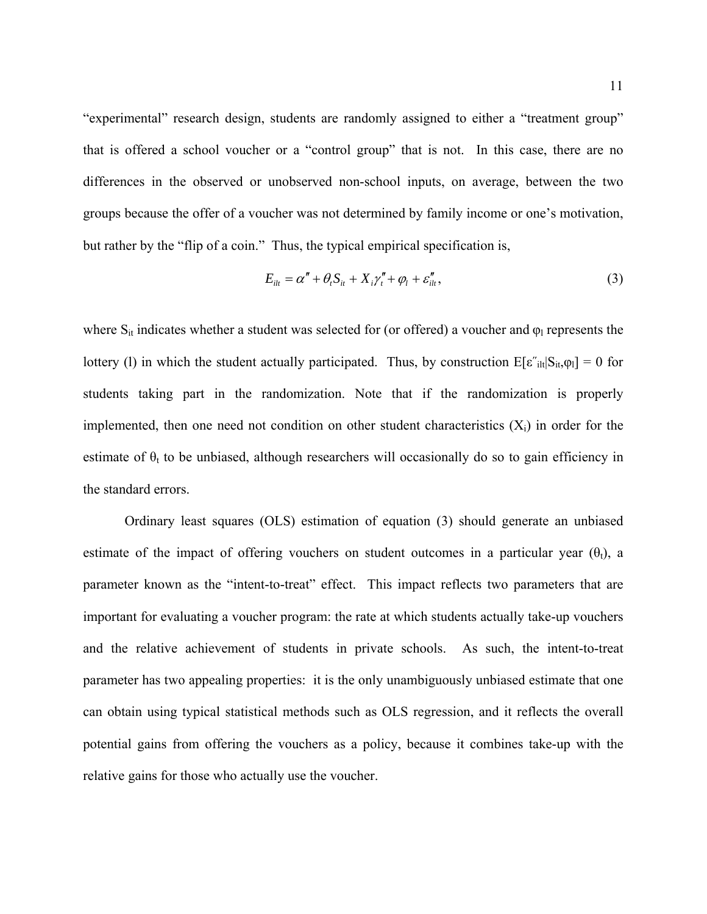"experimental" research design, students are randomly assigned to either a "treatment group" that is offered a school voucher or a "control group" that is not. In this case, there are no differences in the observed or unobserved non-school inputs, on average, between the two groups because the offer of a voucher was not determined by family income or one's motivation, but rather by the "flip of a coin." Thus, the typical empirical specification is,

$$E_{ilt} = \alpha'' + \theta_t S_{it} + X_i \gamma_t'' + \varphi_l + \varepsilon_{ilt}'', \tag{3}$$

where $S_{it}$ indicates whether a student was selected for (or offered) a voucher and $\varphi_l$ represents the lottery (l) in which the student actually participated. Thus, by construction $E[\varepsilon''_{ilt}|S_{it},\varphi_l] = 0$ for students taking part in the randomization. Note that if the randomization is properly implemented, then one need not condition on other student characteristics ($X_i$) in order for the estimate of $\theta_t$ to be unbiased, although researchers will occasionally do so to gain efficiency in the standard errors.

Ordinary least squares (OLS) estimation of equation (3) should generate an unbiased estimate of the impact of offering vouchers on student outcomes in a particular year ($\theta_t$), a parameter known as the "intent-to-treat" effect. This impact reflects two parameters that are important for evaluating a voucher program: the rate at which students actually take-up vouchers and the relative achievement of students in private schools. As such, the intent-to-treat parameter has two appealing properties: it is the only unambiguously unbiased estimate that one can obtain using typical statistical methods such as OLS regression, and it reflects the overall potential gains from offering the vouchers as a policy, because it combines take-up with the relative gains for those who actually use the voucher.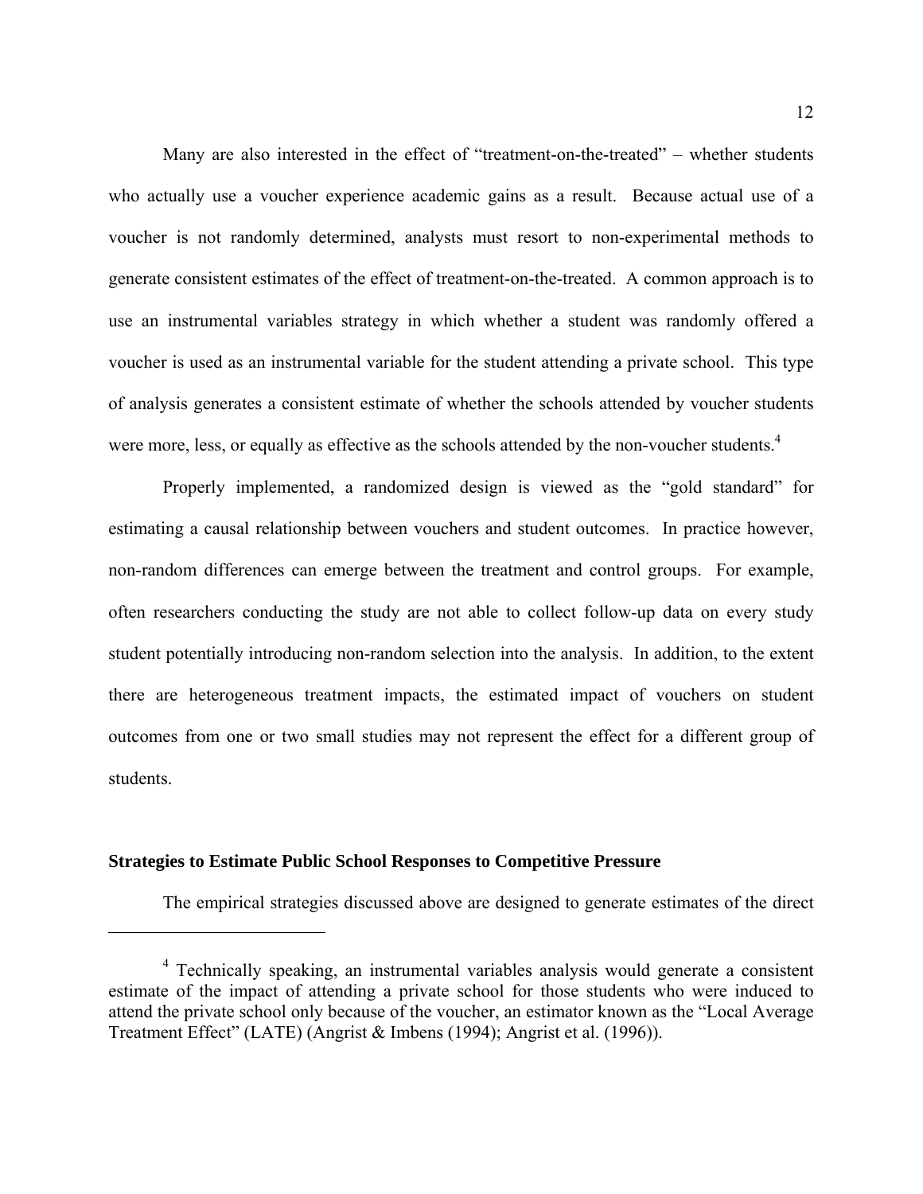Many are also interested in the effect of "treatment-on-the-treated" – whether students who actually use a voucher experience academic gains as a result. Because actual use of a voucher is not randomly determined, analysts must resort to non-experimental methods to generate consistent estimates of the effect of treatment-on-the-treated. A common approach is to use an instrumental variables strategy in which whether a student was randomly offered a voucher is used as an instrumental variable for the student attending a private school. This type of analysis generates a consistent estimate of whether the schools attended by voucher students were more, less, or equally as effective as the schools attended by the non-voucher students.[4]

Properly implemented, a randomized design is viewed as the "gold standard" for estimating a causal relationship between vouchers and student outcomes. In practice however, non-random differences can emerge between the treatment and control groups. For example, often researchers conducting the study are not able to collect follow-up data on every study student potentially introducing non-random selection into the analysis. In addition, to the extent there are heterogeneous treatment impacts, the estimated impact of vouchers on student outcomes from one or two small studies may not represent the effect for a different group of students.

**Strategies to Estimate Public School Responses to Competitive Pressure**

The empirical strategies discussed above are designed to generate estimates of the direct

[4] Technically speaking, an instrumental variables analysis would generate a consistent estimate of the impact of attending a private school for those students who were induced to attend the private school only because of the voucher, an estimator known as the "Local Average Treatment Effect" (LATE) (Angrist & Imbens (1994); Angrist et al. (1996)).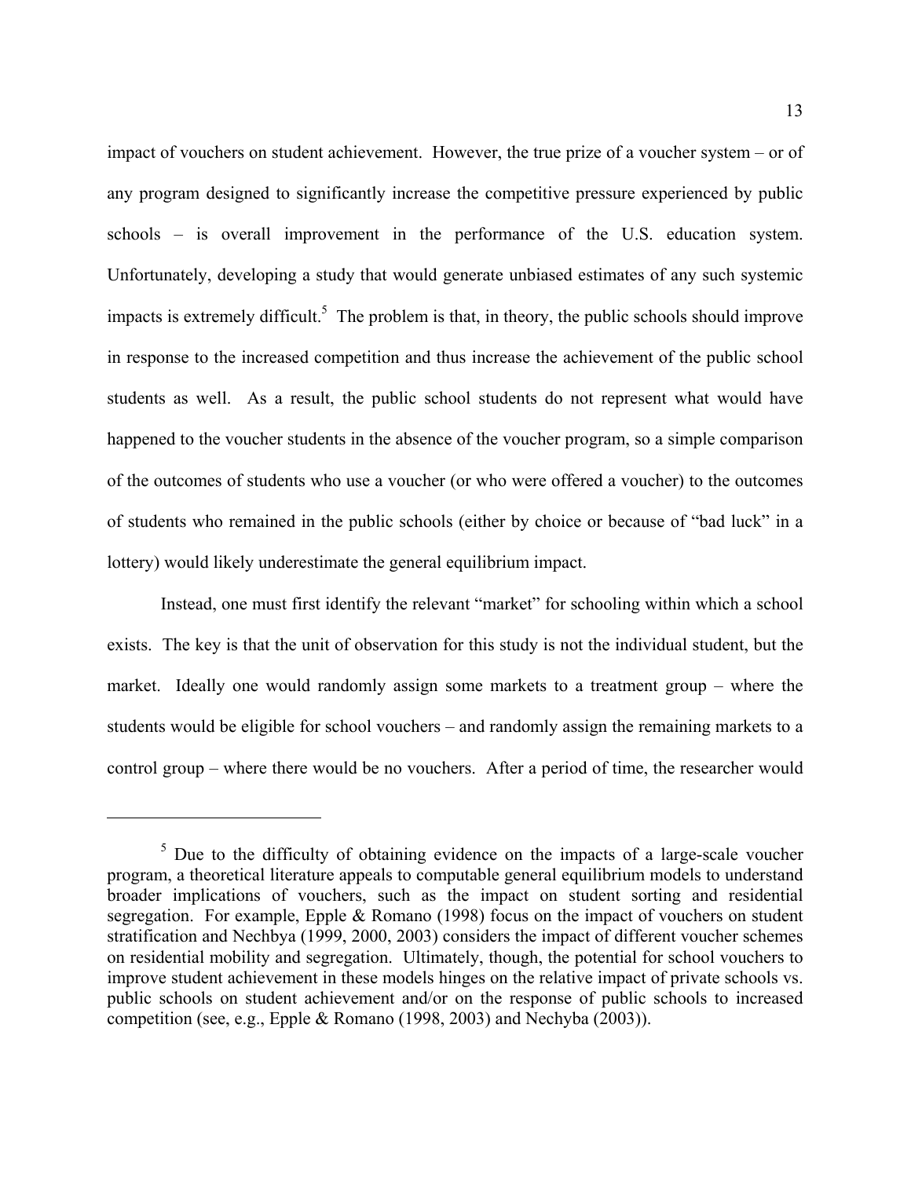impact of vouchers on student achievement. However, the true prize of a voucher system – or of any program designed to significantly increase the competitive pressure experienced by public schools – is overall improvement in the performance of the U.S. education system. Unfortunately, developing a study that would generate unbiased estimates of any such systemic impacts is extremely difficult.[5] The problem is that, in theory, the public schools should improve in response to the increased competition and thus increase the achievement of the public school students as well. As a result, the public school students do not represent what would have happened to the voucher students in the absence of the voucher program, so a simple comparison of the outcomes of students who use a voucher (or who were offered a voucher) to the outcomes of students who remained in the public schools (either by choice or because of "bad luck" in a lottery) would likely underestimate the general equilibrium impact.

Instead, one must first identify the relevant "market" for schooling within which a school exists. The key is that the unit of observation for this study is not the individual student, but the market. Ideally one would randomly assign some markets to a treatment group – where the students would be eligible for school vouchers – and randomly assign the remaining markets to a control group – where there would be no vouchers. After a period of time, the researcher would

---

[5] Due to the difficulty of obtaining evidence on the impacts of a large-scale voucher program, a theoretical literature appeals to computable general equilibrium models to understand broader implications of vouchers, such as the impact on student sorting and residential segregation. For example, Epple & Romano (1998) focus on the impact of vouchers on student stratification and Nechbya (1999, 2000, 2003) considers the impact of different voucher schemes on residential mobility and segregation. Ultimately, though, the potential for school vouchers to improve student achievement in these models hinges on the relative impact of private schools vs. public schools on student achievement and/or on the response of public schools to increased competition (see, e.g., Epple & Romano (1998, 2003) and Nechyba (2003)).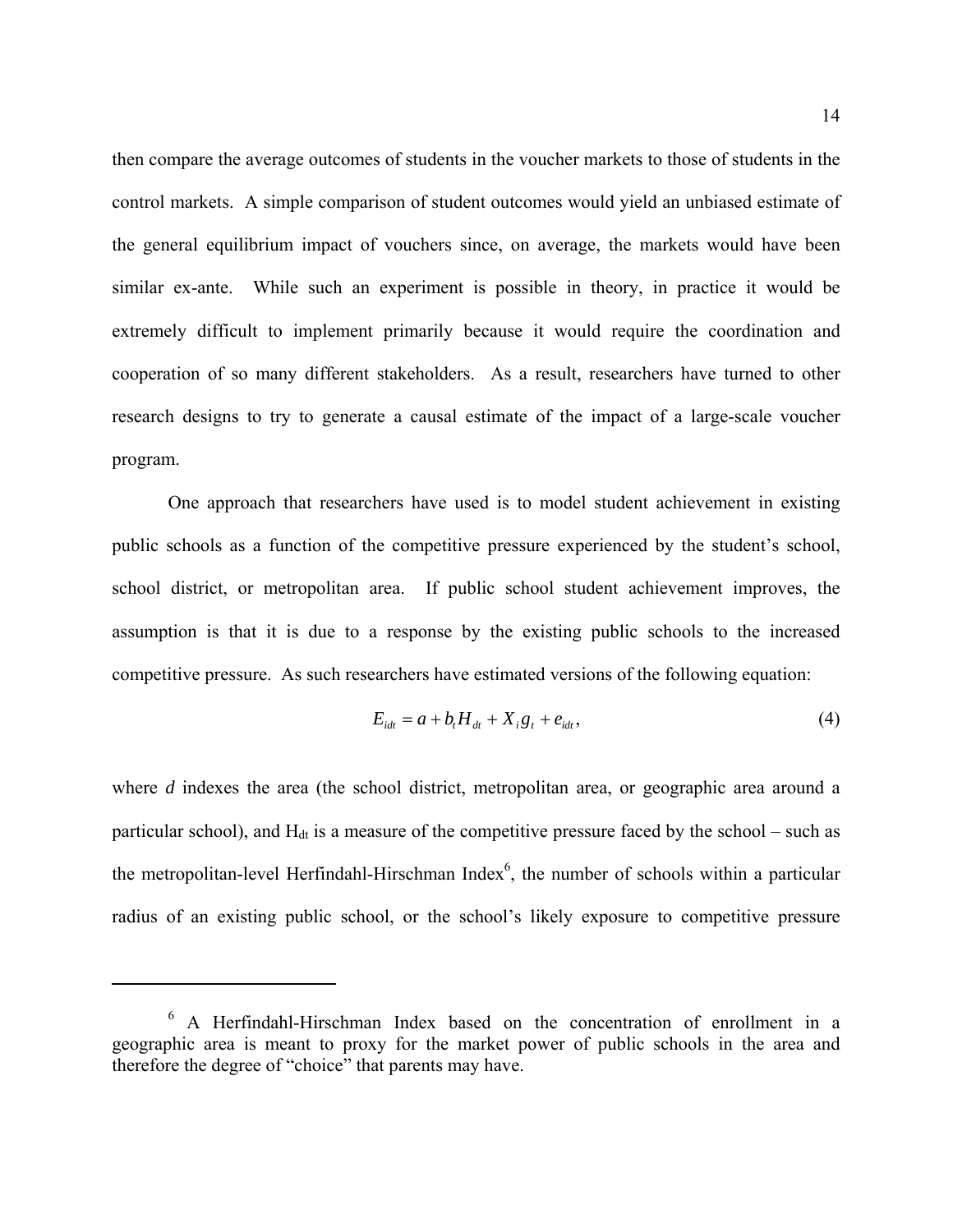then compare the average outcomes of students in the voucher markets to those of students in the control markets. A simple comparison of student outcomes would yield an unbiased estimate of the general equilibrium impact of vouchers since, on average, the markets would have been similar ex-ante. While such an experiment is possible in theory, in practice it would be extremely difficult to implement primarily because it would require the coordination and cooperation of so many different stakeholders. As a result, researchers have turned to other research designs to try to generate a causal estimate of the impact of a large-scale voucher program.

One approach that researchers have used is to model student achievement in existing public schools as a function of the competitive pressure experienced by the student's school, school district, or metropolitan area. If public school student achievement improves, the assumption is that it is due to a response by the existing public schools to the increased competitive pressure. As such researchers have estimated versions of the following equation:

$$E_{idt} = a + b_t H_{dt} + X_i g_t + e_{idt}, \tag{4}$$

where *d* indexes the area (the school district, metropolitan area, or geographic area around a particular school), and $H_{dt}$ is a measure of the competitive pressure faced by the school – such as the metropolitan-level Herfindahl-Hirschman Index[6], the number of schools within a particular radius of an existing public school, or the school's likely exposure to competitive pressure

---

[6] A Herfindahl-Hirschman Index based on the concentration of enrollment in a geographic area is meant to proxy for the market power of public schools in the area and therefore the degree of "choice" that parents may have.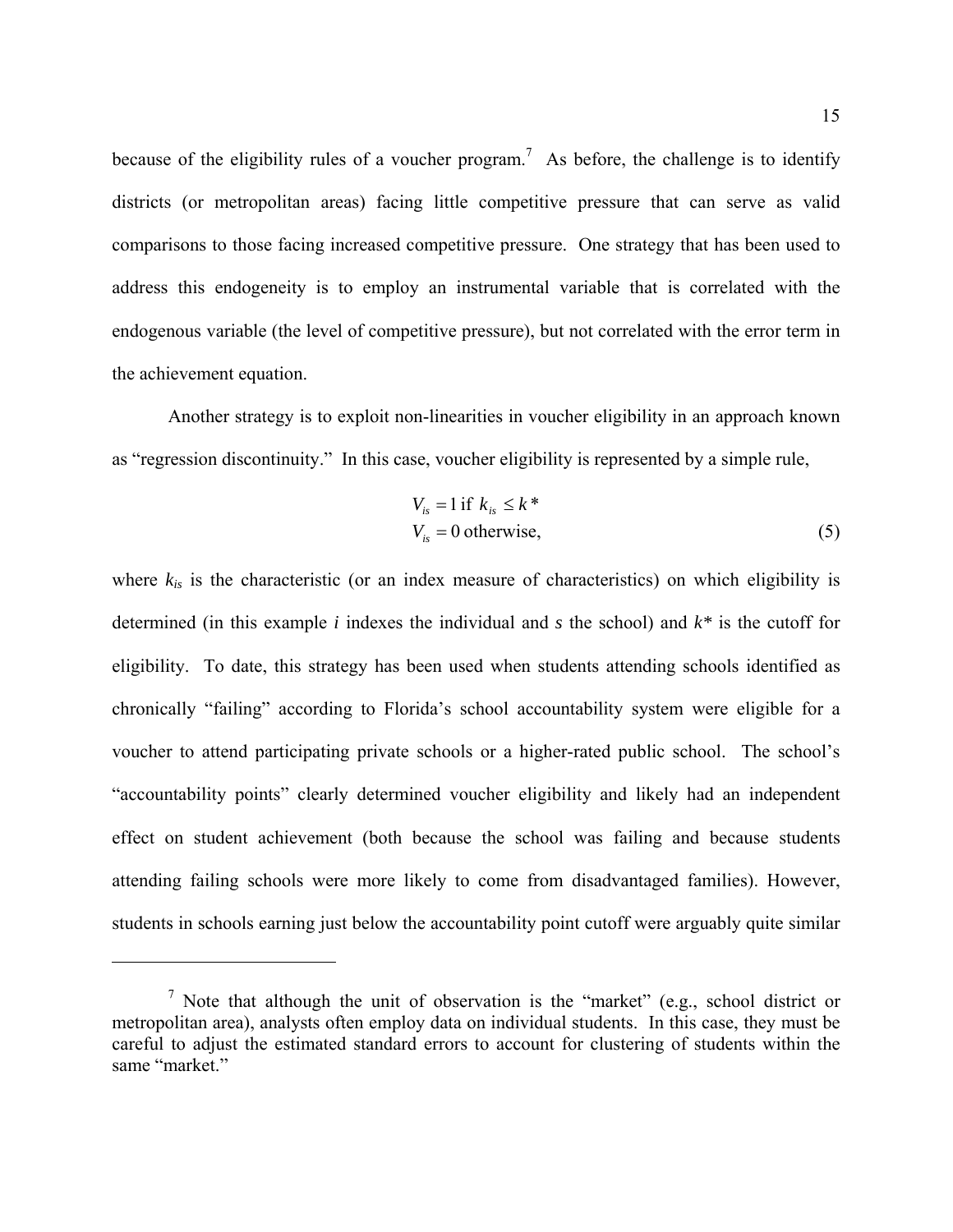because of the eligibility rules of a voucher program.[7] As before, the challenge is to identify districts (or metropolitan areas) facing little competitive pressure that can serve as valid comparisons to those facing increased competitive pressure. One strategy that has been used to address this endogeneity is to employ an instrumental variable that is correlated with the endogenous variable (the level of competitive pressure), but not correlated with the error term in the achievement equation.

Another strategy is to exploit non-linearities in voucher eligibility in an approach known as "regression discontinuity." In this case, voucher eligibility is represented by a simple rule,

$$
\begin{aligned}
V_{is} &= 1 \text{ if } k_{is} \leq k^* \\
V_{is} &= 0 \text{ otherwise,}
\end{aligned}
\tag{5}
$$

where $k_{is}$ is the characteristic (or an index measure of characteristics) on which eligibility is determined (in this example $i$ indexes the individual and $s$ the school) and $k^*$ is the cutoff for eligibility. To date, this strategy has been used when students attending schools identified as chronically "failing" according to Florida's school accountability system were eligible for a voucher to attend participating private schools or a higher-rated public school. The school's "accountability points" clearly determined voucher eligibility and likely had an independent effect on student achievement (both because the school was failing and because students attending failing schools were more likely to come from disadvantaged families). However, students in schools earning just below the accountability point cutoff were arguably quite similar

---

[7] Note that although the unit of observation is the "market" (e.g., school district or metropolitan area), analysts often employ data on individual students. In this case, they must be careful to adjust the estimated standard errors to account for clustering of students within the same "market."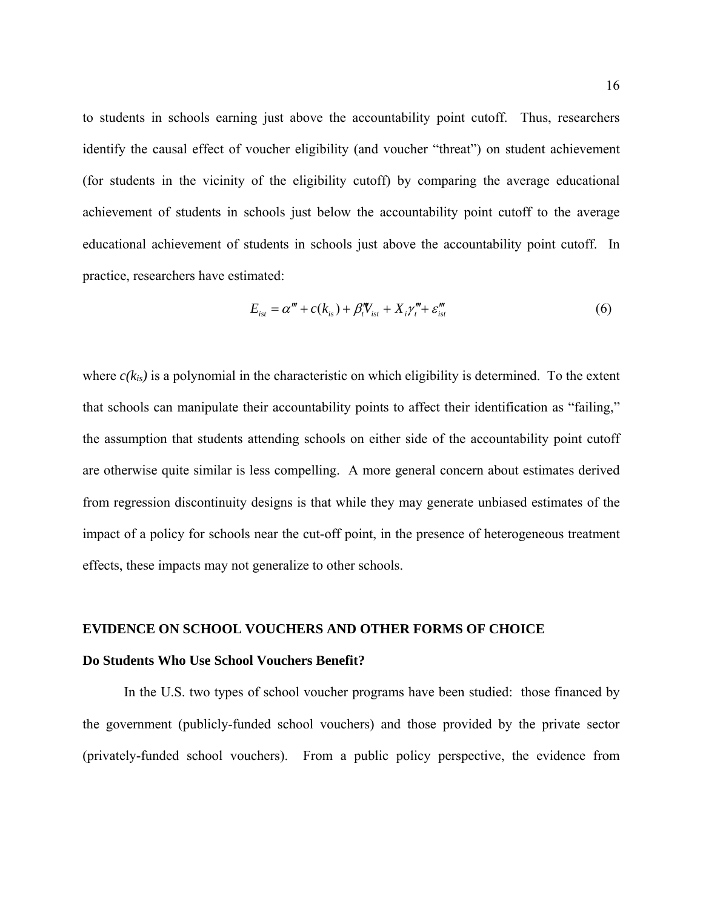to students in schools earning just above the accountability point cutoff. Thus, researchers identify the causal effect of voucher eligibility (and voucher "threat") on student achievement (for students in the vicinity of the eligibility cutoff) by comparing the average educational achievement of students in schools just below the accountability point cutoff to the average educational achievement of students in schools just above the accountability point cutoff. In practice, researchers have estimated:

$$E_{ist} = \alpha''' + c(k_{is}) + \beta_t''' V_{ist} + X_i \gamma_t''' + \varepsilon_{ist}''' \qquad (6)$$

where $c(k_{is})$ is a polynomial in the characteristic on which eligibility is determined. To the extent that schools can manipulate their accountability points to affect their identification as "failing," the assumption that students attending schools on either side of the accountability point cutoff are otherwise quite similar is less compelling. A more general concern about estimates derived from regression discontinuity designs is that while they may generate unbiased estimates of the impact of a policy for schools near the cut-off point, in the presence of heterogeneous treatment effects, these impacts may not generalize to other schools.

## EVIDENCE ON SCHOOL VOUCHERS AND OTHER FORMS OF CHOICE

### Do Students Who Use School Vouchers Benefit?

In the U.S. two types of school voucher programs have been studied: those financed by the government (publicly-funded school vouchers) and those provided by the private sector (privately-funded school vouchers). From a public policy perspective, the evidence from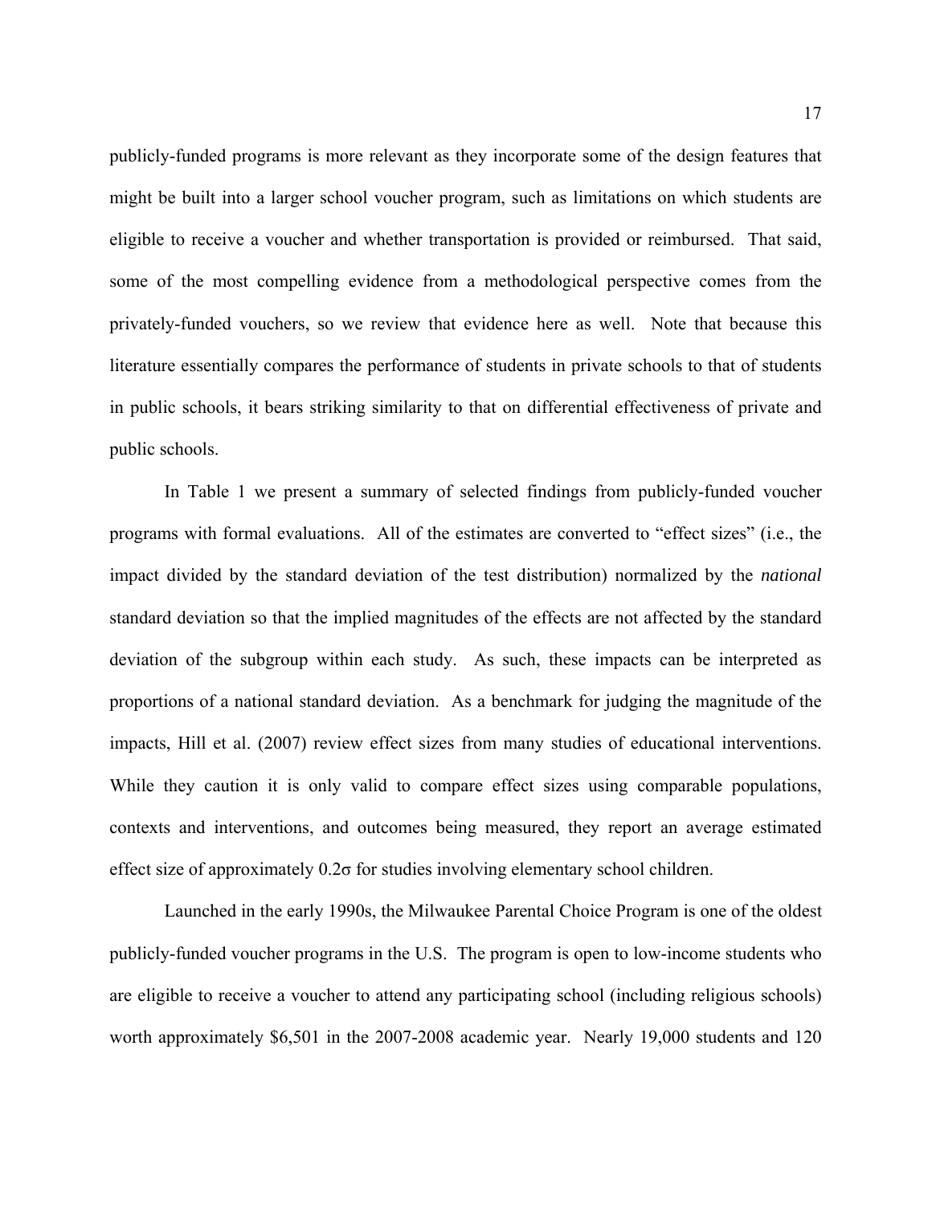publicly-funded programs is more relevant as they incorporate some of the design features that might be built into a larger school voucher program, such as limitations on which students are eligible to receive a voucher and whether transportation is provided or reimbursed. That said, some of the most compelling evidence from a methodological perspective comes from the privately-funded vouchers, so we review that evidence here as well. Note that because this literature essentially compares the performance of students in private schools to that of students in public schools, it bears striking similarity to that on differential effectiveness of private and public schools.

In Table 1 we present a summary of selected findings from publicly-funded voucher programs with formal evaluations. All of the estimates are converted to "effect sizes" (i.e., the impact divided by the standard deviation of the test distribution) normalized by the *national* standard deviation so that the implied magnitudes of the effects are not affected by the standard deviation of the subgroup within each study. As such, these impacts can be interpreted as proportions of a national standard deviation. As a benchmark for judging the magnitude of the impacts, Hill et al. (2007) review effect sizes from many studies of educational interventions. While they caution it is only valid to compare effect sizes using comparable populations, contexts and interventions, and outcomes being measured, they report an average estimated effect size of approximately 0.2σ for studies involving elementary school children.

Launched in the early 1990s, the Milwaukee Parental Choice Program is one of the oldest publicly-funded voucher programs in the U.S. The program is open to low-income students who are eligible to receive a voucher to attend any participating school (including religious schools) worth approximately $6,501 in the 2007-2008 academic year. Nearly 19,000 students and 120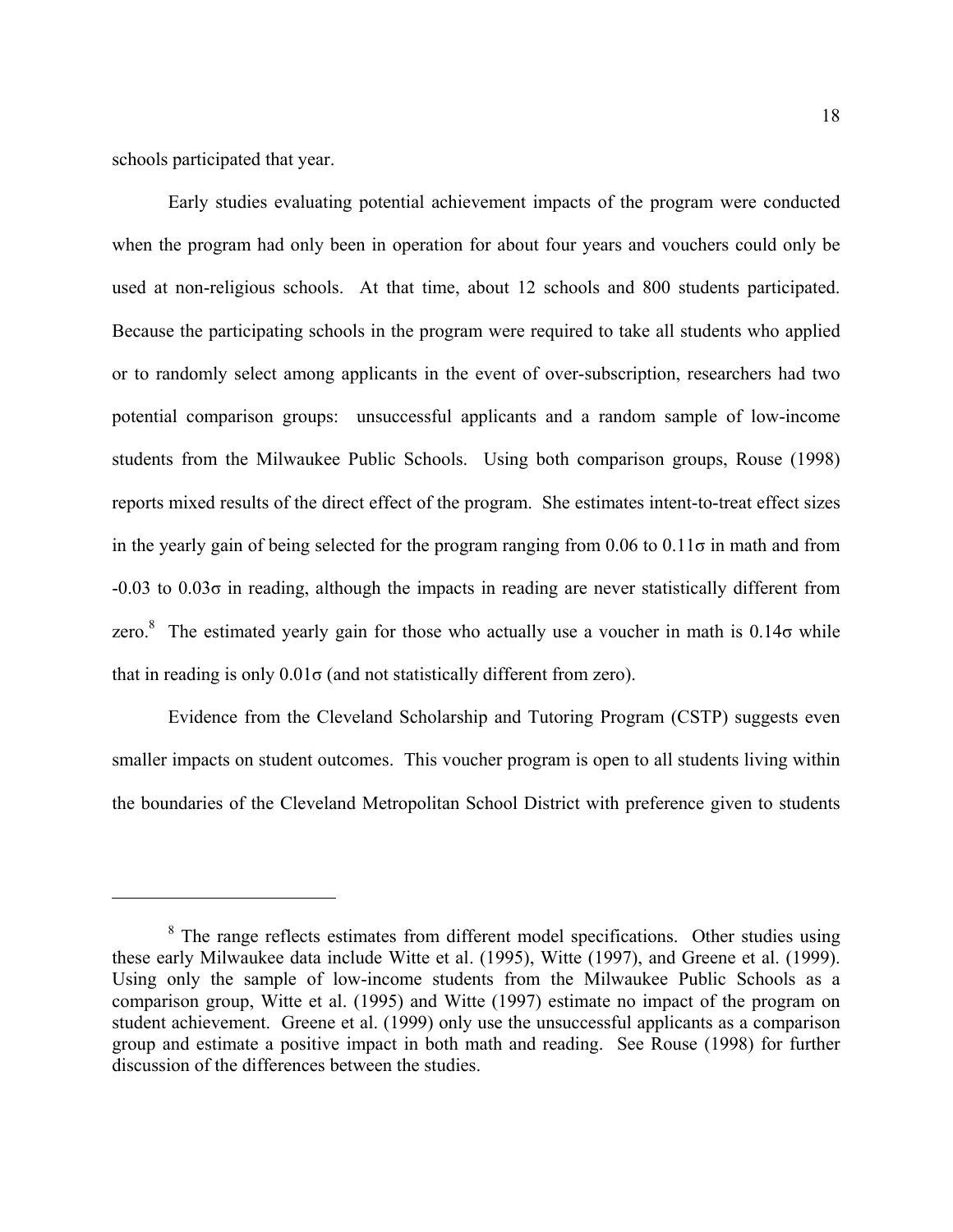schools participated that year.

Early studies evaluating potential achievement impacts of the program were conducted when the program had only been in operation for about four years and vouchers could only be used at non-religious schools. At that time, about 12 schools and 800 students participated. Because the participating schools in the program were required to take all students who applied or to randomly select among applicants in the event of over-subscription, researchers had two potential comparison groups: unsuccessful applicants and a random sample of low-income students from the Milwaukee Public Schools. Using both comparison groups, Rouse (1998) reports mixed results of the direct effect of the program. She estimates intent-to-treat effect sizes in the yearly gain of being selected for the program ranging from 0.06 to 0.11σ in math and from -0.03 to 0.03σ in reading, although the impacts in reading are never statistically different from zero.[8] The estimated yearly gain for those who actually use a voucher in math is 0.14σ while that in reading is only 0.01σ (and not statistically different from zero).

Evidence from the Cleveland Scholarship and Tutoring Program (CSTP) suggests even smaller impacts on student outcomes. This voucher program is open to all students living within the boundaries of the Cleveland Metropolitan School District with preference given to students

---

[8] The range reflects estimates from different model specifications. Other studies using these early Milwaukee data include Witte et al. (1995), Witte (1997), and Greene et al. (1999). Using only the sample of low-income students from the Milwaukee Public Schools as a comparison group, Witte et al. (1995) and Witte (1997) estimate no impact of the program on student achievement. Greene et al. (1999) only use the unsuccessful applicants as a comparison group and estimate a positive impact in both math and reading. See Rouse (1998) for further discussion of the differences between the studies.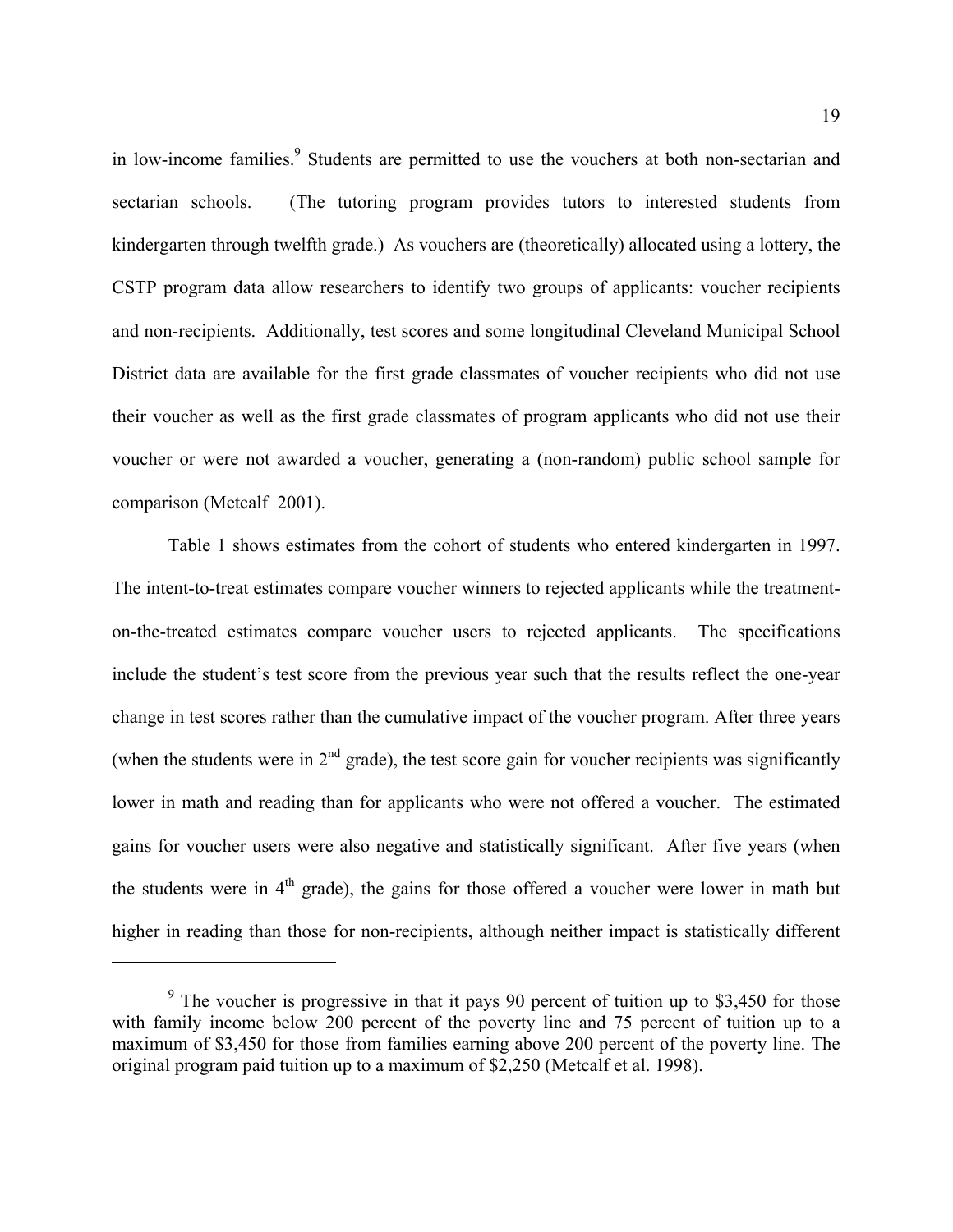in low-income families.[9] Students are permitted to use the vouchers at both non-sectarian and sectarian schools. (The tutoring program provides tutors to interested students from kindergarten through twelfth grade.) As vouchers are (theoretically) allocated using a lottery, the CSTP program data allow researchers to identify two groups of applicants: voucher recipients and non-recipients. Additionally, test scores and some longitudinal Cleveland Municipal School District data are available for the first grade classmates of voucher recipients who did not use their voucher as well as the first grade classmates of program applicants who did not use their voucher or were not awarded a voucher, generating a (non-random) public school sample for comparison (Metcalf 2001).

Table 1 shows estimates from the cohort of students who entered kindergarten in 1997. The intent-to-treat estimates compare voucher winners to rejected applicants while the treatment-on-the-treated estimates compare voucher users to rejected applicants. The specifications include the student's test score from the previous year such that the results reflect the one-year change in test scores rather than the cumulative impact of the voucher program. After three years (when the students were in 2nd grade), the test score gain for voucher recipients was significantly lower in math and reading than for applicants who were not offered a voucher. The estimated gains for voucher users were also negative and statistically significant. After five years (when the students were in 4th grade), the gains for those offered a voucher were lower in math but higher in reading than those for non-recipients, although neither impact is statistically different

---

[9] The voucher is progressive in that it pays 90 percent of tuition up to $3,450 for those with family income below 200 percent of the poverty line and 75 percent of tuition up to a maximum of $3,450 for those from families earning above 200 percent of the poverty line. The original program paid tuition up to a maximum of $2,250 (Metcalf et al. 1998).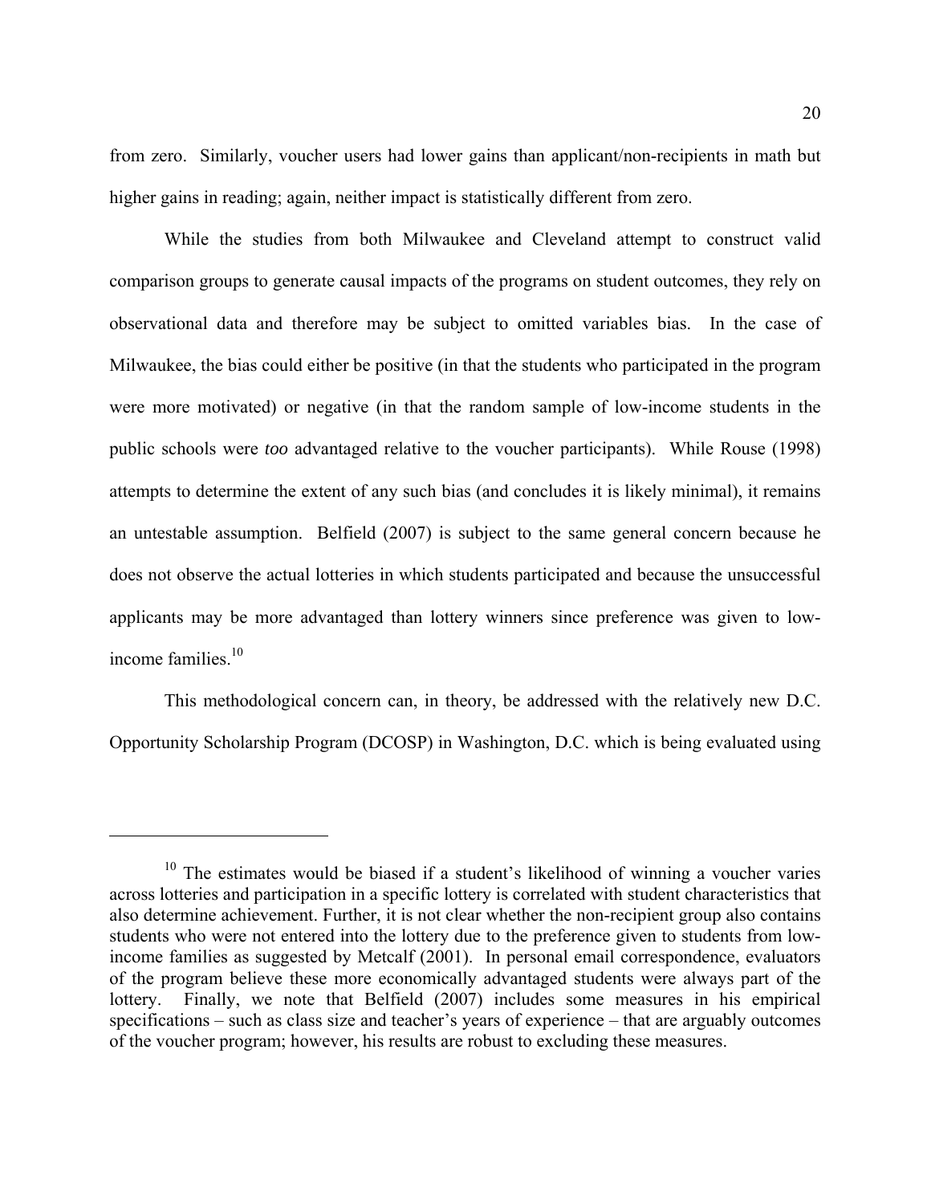from zero. Similarly, voucher users had lower gains than applicant/non-recipients in math but higher gains in reading; again, neither impact is statistically different from zero.

While the studies from both Milwaukee and Cleveland attempt to construct valid comparison groups to generate causal impacts of the programs on student outcomes, they rely on observational data and therefore may be subject to omitted variables bias. In the case of Milwaukee, the bias could either be positive (in that the students who participated in the program were more motivated) or negative (in that the random sample of low-income students in the public schools were *too* advantaged relative to the voucher participants). While Rouse (1998) attempts to determine the extent of any such bias (and concludes it is likely minimal), it remains an untestable assumption. Belfield (2007) is subject to the same general concern because he does not observe the actual lotteries in which students participated and because the unsuccessful applicants may be more advantaged than lottery winners since preference was given to low-income families.[10]

This methodological concern can, in theory, be addressed with the relatively new D.C. Opportunity Scholarship Program (DCOSP) in Washington, D.C. which is being evaluated using

[10] The estimates would be biased if a student's likelihood of winning a voucher varies across lotteries and participation in a specific lottery is correlated with student characteristics that also determine achievement. Further, it is not clear whether the non-recipient group also contains students who were not entered into the lottery due to the preference given to students from low-income families as suggested by Metcalf (2001). In personal email correspondence, evaluators of the program believe these more economically advantaged students were always part of the lottery. Finally, we note that Belfield (2007) includes some measures in his empirical specifications – such as class size and teacher's years of experience – that are arguably outcomes of the voucher program; however, his results are robust to excluding these measures.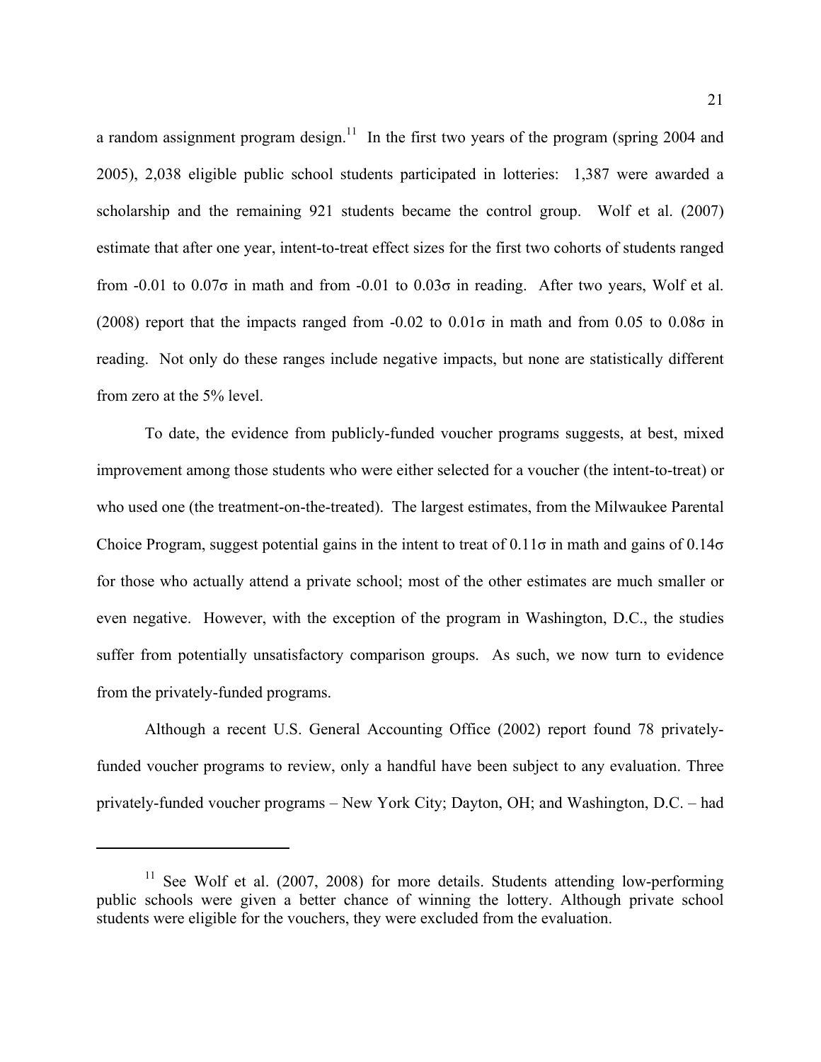a random assignment program design.[11] In the first two years of the program (spring 2004 and 2005), 2,038 eligible public school students participated in lotteries: 1,387 were awarded a scholarship and the remaining 921 students became the control group. Wolf et al. (2007) estimate that after one year, intent-to-treat effect sizes for the first two cohorts of students ranged from -0.01 to 0.07σ in math and from -0.01 to 0.03σ in reading. After two years, Wolf et al. (2008) report that the impacts ranged from -0.02 to 0.01σ in math and from 0.05 to 0.08σ in reading. Not only do these ranges include negative impacts, but none are statistically different from zero at the 5% level.

To date, the evidence from publicly-funded voucher programs suggests, at best, mixed improvement among those students who were either selected for a voucher (the intent-to-treat) or who used one (the treatment-on-the-treated). The largest estimates, from the Milwaukee Parental Choice Program, suggest potential gains in the intent to treat of 0.11σ in math and gains of 0.14σ for those who actually attend a private school; most of the other estimates are much smaller or even negative. However, with the exception of the program in Washington, D.C., the studies suffer from potentially unsatisfactory comparison groups. As such, we now turn to evidence from the privately-funded programs.

Although a recent U.S. General Accounting Office (2002) report found 78 privately-funded voucher programs to review, only a handful have been subject to any evaluation. Three privately-funded voucher programs – New York City; Dayton, OH; and Washington, D.C. – had

---

[11] See Wolf et al. (2007, 2008) for more details. Students attending low-performing public schools were given a better chance of winning the lottery. Although private school students were eligible for the vouchers, they were excluded from the evaluation.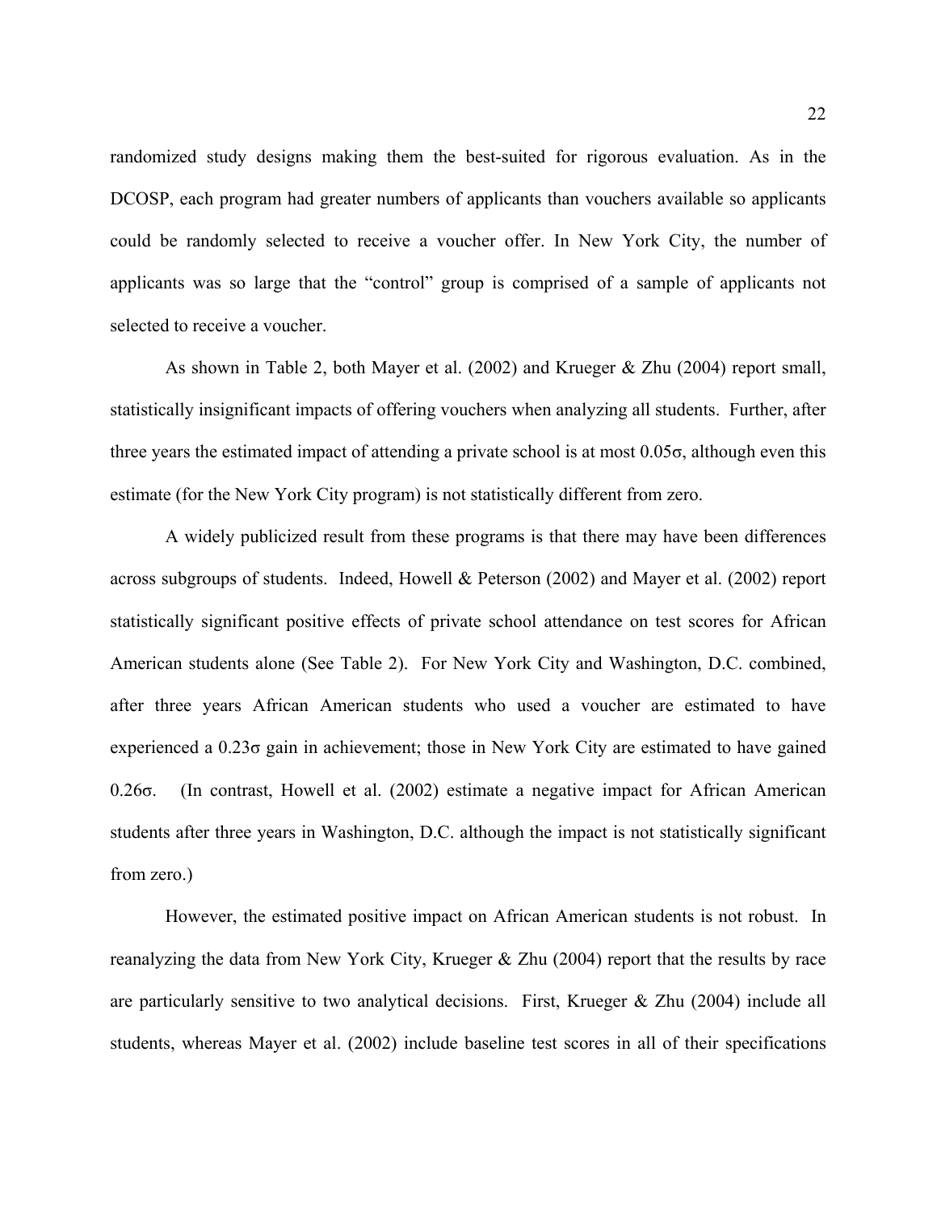randomized study designs making them the best-suited for rigorous evaluation. As in the DCOSP, each program had greater numbers of applicants than vouchers available so applicants could be randomly selected to receive a voucher offer. In New York City, the number of applicants was so large that the "control" group is comprised of a sample of applicants not selected to receive a voucher.

As shown in Table 2, both Mayer et al. (2002) and Krueger & Zhu (2004) report small, statistically insignificant impacts of offering vouchers when analyzing all students. Further, after three years the estimated impact of attending a private school is at most 0.05σ, although even this estimate (for the New York City program) is not statistically different from zero.

A widely publicized result from these programs is that there may have been differences across subgroups of students. Indeed, Howell & Peterson (2002) and Mayer et al. (2002) report statistically significant positive effects of private school attendance on test scores for African American students alone (See Table 2). For New York City and Washington, D.C. combined, after three years African American students who used a voucher are estimated to have experienced a 0.23σ gain in achievement; those in New York City are estimated to have gained 0.26σ. (In contrast, Howell et al. (2002) estimate a negative impact for African American students after three years in Washington, D.C. although the impact is not statistically significant from zero.)

However, the estimated positive impact on African American students is not robust. In reanalyzing the data from New York City, Krueger & Zhu (2004) report that the results by race are particularly sensitive to two analytical decisions. First, Krueger & Zhu (2004) include all students, whereas Mayer et al. (2002) include baseline test scores in all of their specifications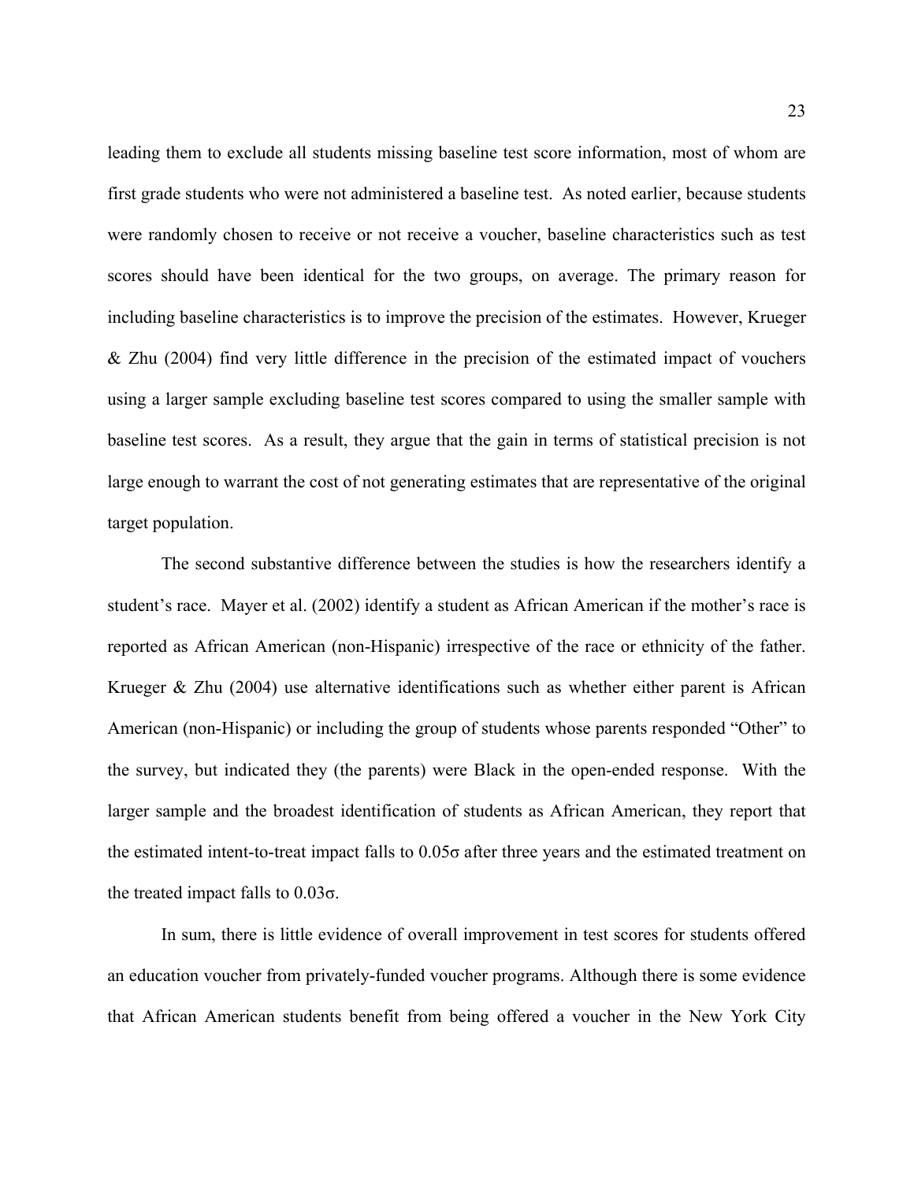leading them to exclude all students missing baseline test score information, most of whom are first grade students who were not administered a baseline test. As noted earlier, because students were randomly chosen to receive or not receive a voucher, baseline characteristics such as test scores should have been identical for the two groups, on average. The primary reason for including baseline characteristics is to improve the precision of the estimates. However, Krueger & Zhu (2004) find very little difference in the precision of the estimated impact of vouchers using a larger sample excluding baseline test scores compared to using the smaller sample with baseline test scores. As a result, they argue that the gain in terms of statistical precision is not large enough to warrant the cost of not generating estimates that are representative of the original target population.

The second substantive difference between the studies is how the researchers identify a student's race. Mayer et al. (2002) identify a student as African American if the mother's race is reported as African American (non-Hispanic) irrespective of the race or ethnicity of the father. Krueger & Zhu (2004) use alternative identifications such as whether either parent is African American (non-Hispanic) or including the group of students whose parents responded "Other" to the survey, but indicated they (the parents) were Black in the open-ended response. With the larger sample and the broadest identification of students as African American, they report that the estimated intent-to-treat impact falls to $0.05\sigma$ after three years and the estimated treatment on the treated impact falls to $0.03\sigma$.

In sum, there is little evidence of overall improvement in test scores for students offered an education voucher from privately-funded voucher programs. Although there is some evidence that African American students benefit from being offered a voucher in the New York City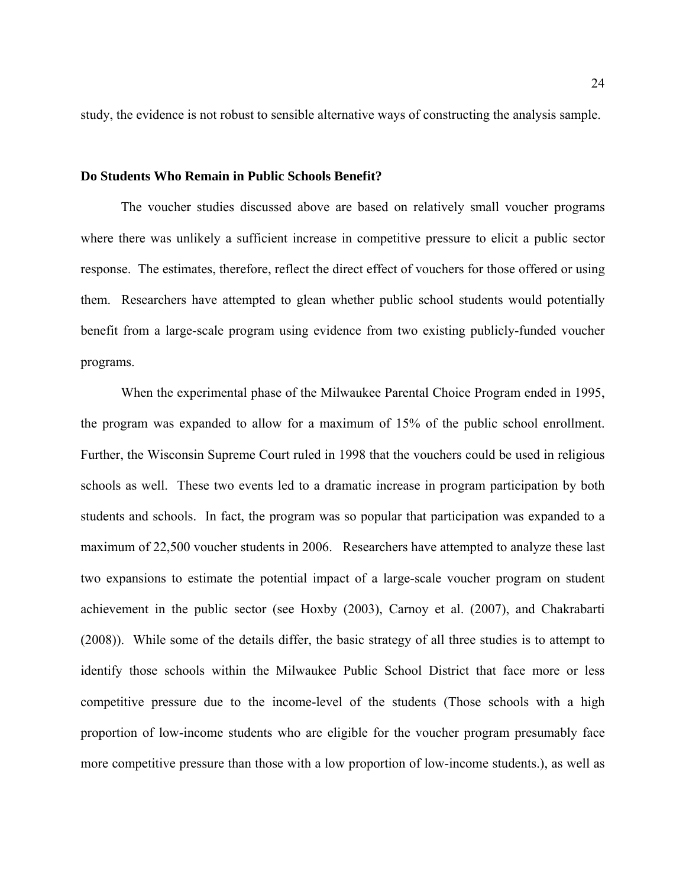study, the evidence is not robust to sensible alternative ways of constructing the analysis sample.

**Do Students Who Remain in Public Schools Benefit?**

The voucher studies discussed above are based on relatively small voucher programs where there was unlikely a sufficient increase in competitive pressure to elicit a public sector response. The estimates, therefore, reflect the direct effect of vouchers for those offered or using them. Researchers have attempted to glean whether public school students would potentially benefit from a large-scale program using evidence from two existing publicly-funded voucher programs.

When the experimental phase of the Milwaukee Parental Choice Program ended in 1995, the program was expanded to allow for a maximum of 15% of the public school enrollment. Further, the Wisconsin Supreme Court ruled in 1998 that the vouchers could be used in religious schools as well. These two events led to a dramatic increase in program participation by both students and schools. In fact, the program was so popular that participation was expanded to a maximum of 22,500 voucher students in 2006. Researchers have attempted to analyze these last two expansions to estimate the potential impact of a large-scale voucher program on student achievement in the public sector (see Hoxby (2003), Carnoy et al. (2007), and Chakrabarti (2008)). While some of the details differ, the basic strategy of all three studies is to attempt to identify those schools within the Milwaukee Public School District that face more or less competitive pressure due to the income-level of the students (Those schools with a high proportion of low-income students who are eligible for the voucher program presumably face more competitive pressure than those with a low proportion of low-income students.), as well as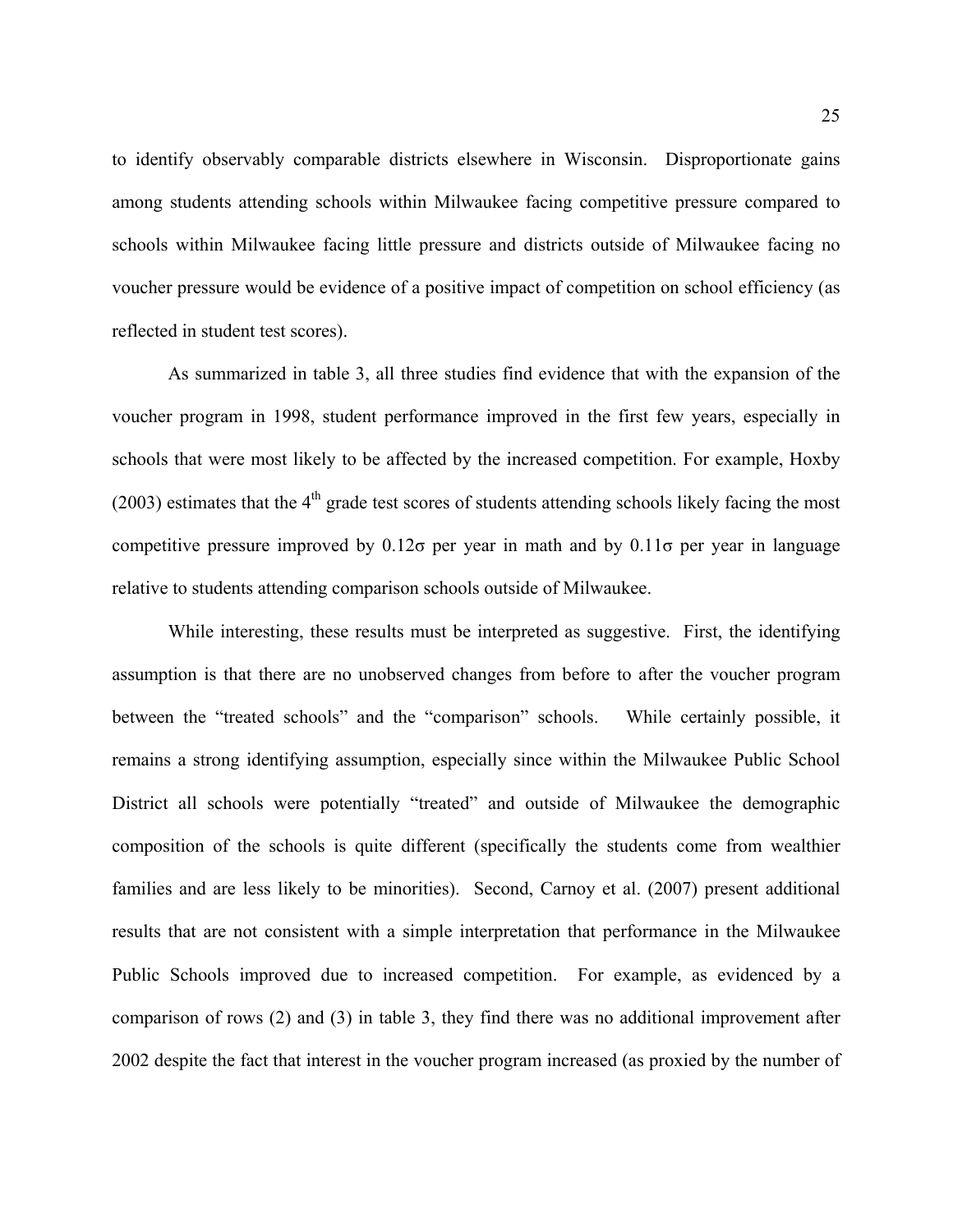to identify observably comparable districts elsewhere in Wisconsin. Disproportionate gains among students attending schools within Milwaukee facing competitive pressure compared to schools within Milwaukee facing little pressure and districts outside of Milwaukee facing no voucher pressure would be evidence of a positive impact of competition on school efficiency (as reflected in student test scores).

As summarized in table 3, all three studies find evidence that with the expansion of the voucher program in 1998, student performance improved in the first few years, especially in schools that were most likely to be affected by the increased competition. For example, Hoxby (2003) estimates that the 4th grade test scores of students attending schools likely facing the most competitive pressure improved by $0.12\sigma$ per year in math and by $0.11\sigma$ per year in language relative to students attending comparison schools outside of Milwaukee.

While interesting, these results must be interpreted as suggestive. First, the identifying assumption is that there are no unobserved changes from before to after the voucher program between the "treated schools" and the "comparison" schools. While certainly possible, it remains a strong identifying assumption, especially since within the Milwaukee Public School District all schools were potentially "treated" and outside of Milwaukee the demographic composition of the schools is quite different (specifically the students come from wealthier families and are less likely to be minorities). Second, Carnoy et al. (2007) present additional results that are not consistent with a simple interpretation that performance in the Milwaukee Public Schools improved due to increased competition. For example, as evidenced by a comparison of rows (2) and (3) in table 3, they find there was no additional improvement after 2002 despite the fact that interest in the voucher program increased (as proxied by the number of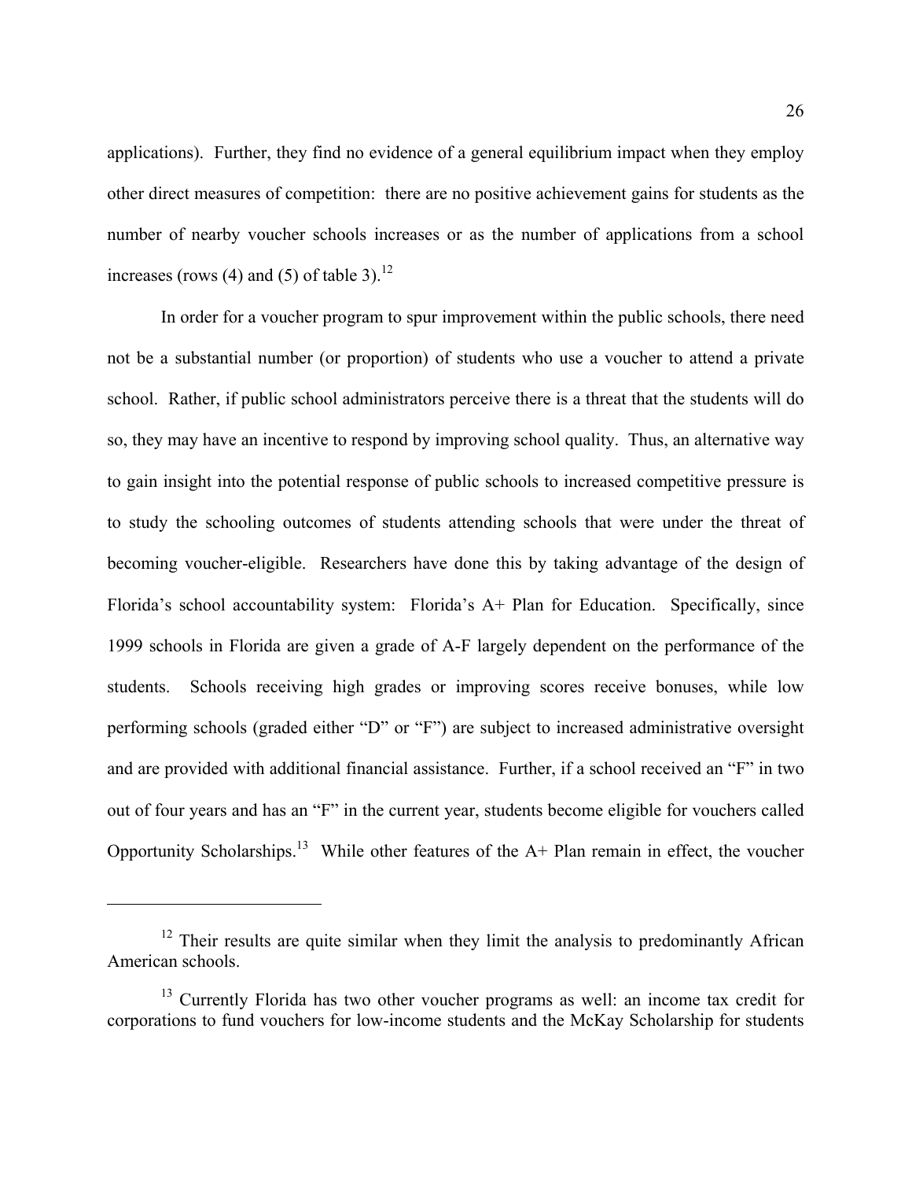applications). Further, they find no evidence of a general equilibrium impact when they employ other direct measures of competition: there are no positive achievement gains for students as the number of nearby voucher schools increases or as the number of applications from a school increases (rows (4) and (5) of table 3).[12]

In order for a voucher program to spur improvement within the public schools, there need not be a substantial number (or proportion) of students who use a voucher to attend a private school. Rather, if public school administrators perceive there is a threat that the students will do so, they may have an incentive to respond by improving school quality. Thus, an alternative way to gain insight into the potential response of public schools to increased competitive pressure is to study the schooling outcomes of students attending schools that were under the threat of becoming voucher-eligible. Researchers have done this by taking advantage of the design of Florida's school accountability system: Florida's A+ Plan for Education. Specifically, since 1999 schools in Florida are given a grade of A-F largely dependent on the performance of the students. Schools receiving high grades or improving scores receive bonuses, while low performing schools (graded either "D" or "F") are subject to increased administrative oversight and are provided with additional financial assistance. Further, if a school received an "F" in two out of four years and has an "F" in the current year, students become eligible for vouchers called Opportunity Scholarships.[13] While other features of the A+ Plan remain in effect, the voucher

[12] Their results are quite similar when they limit the analysis to predominantly African American schools.

[13] Currently Florida has two other voucher programs as well: an income tax credit for corporations to fund vouchers for low-income students and the McKay Scholarship for students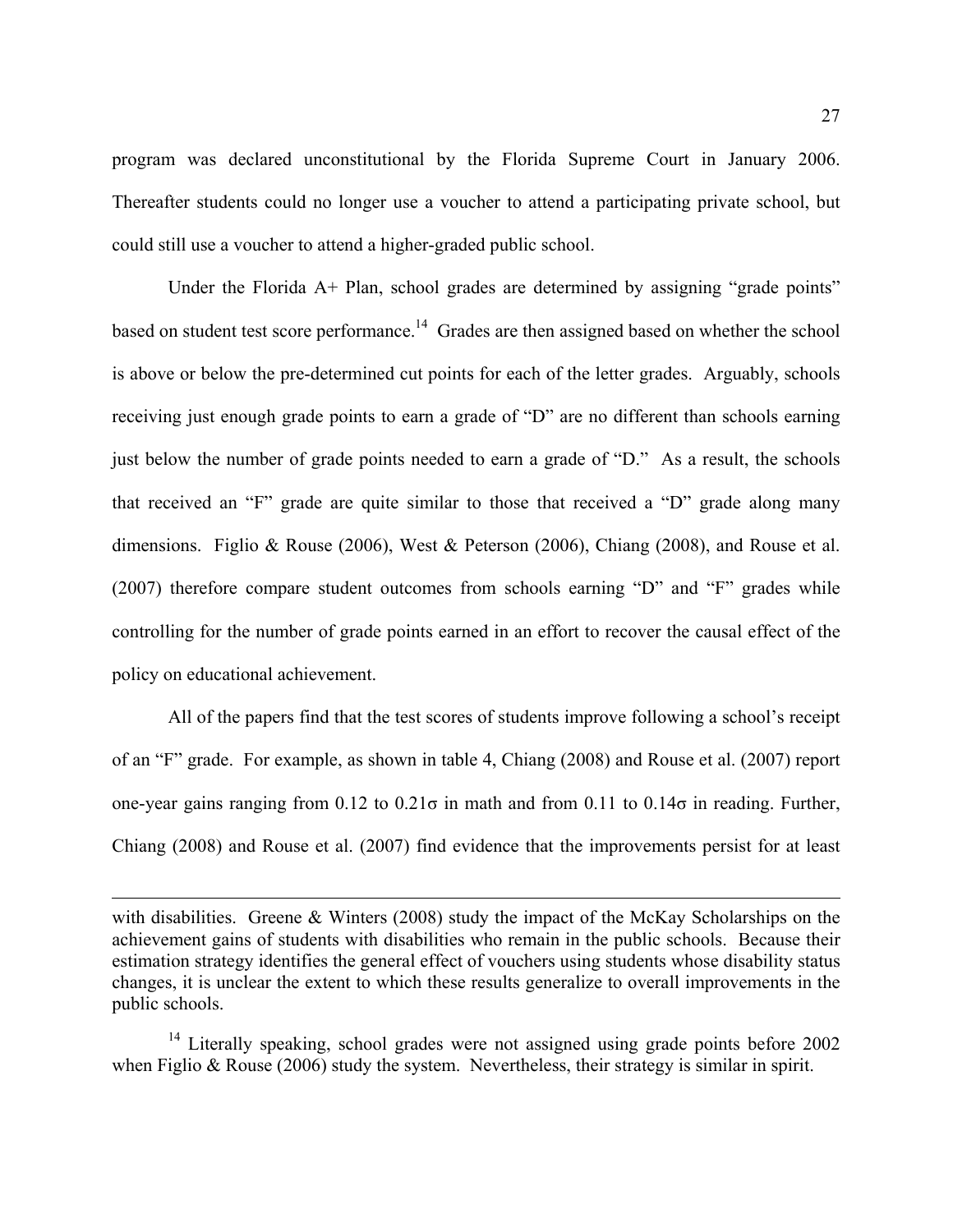program was declared unconstitutional by the Florida Supreme Court in January 2006. Thereafter students could no longer use a voucher to attend a participating private school, but could still use a voucher to attend a higher-graded public school.

Under the Florida A+ Plan, school grades are determined by assigning "grade points" based on student test score performance.[14] Grades are then assigned based on whether the school is above or below the pre-determined cut points for each of the letter grades. Arguably, schools receiving just enough grade points to earn a grade of "D" are no different than schools earning just below the number of grade points needed to earn a grade of "D." As a result, the schools that received an "F" grade are quite similar to those that received a "D" grade along many dimensions. Figlio & Rouse (2006), West & Peterson (2006), Chiang (2008), and Rouse et al. (2007) therefore compare student outcomes from schools earning "D" and "F" grades while controlling for the number of grade points earned in an effort to recover the causal effect of the policy on educational achievement.

All of the papers find that the test scores of students improve following a school's receipt of an "F" grade. For example, as shown in table 4, Chiang (2008) and Rouse et al. (2007) report one-year gains ranging from 0.12 to $0.21\sigma$ in math and from 0.11 to $0.14\sigma$ in reading. Further, Chiang (2008) and Rouse et al. (2007) find evidence that the improvements persist for at least

---

with disabilities. Greene & Winters (2008) study the impact of the McKay Scholarships on the achievement gains of students with disabilities who remain in the public schools. Because their estimation strategy identifies the general effect of vouchers using students whose disability status changes, it is unclear the extent to which these results generalize to overall improvements in the public schools.

[14] Literally speaking, school grades were not assigned using grade points before 2002 when Figlio & Rouse (2006) study the system. Nevertheless, their strategy is similar in spirit.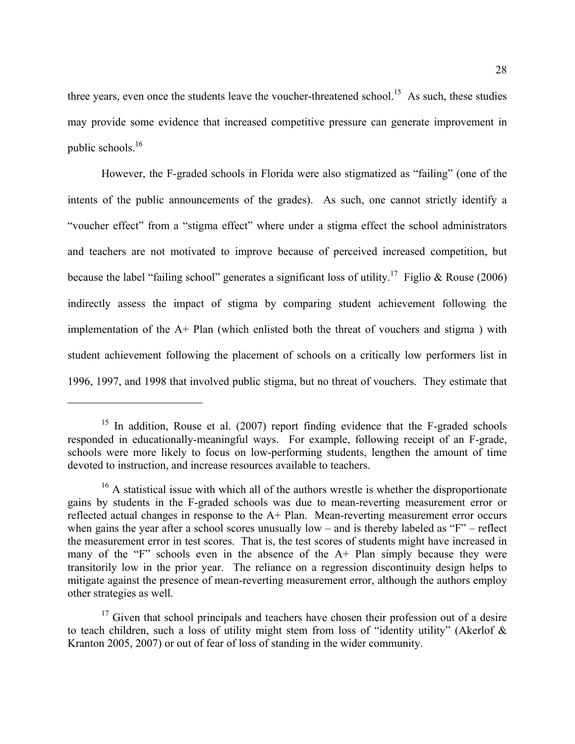three years, even once the students leave the voucher-threatened school.[15] As such, these studies may provide some evidence that increased competitive pressure can generate improvement in public schools.[16]

However, the F-graded schools in Florida were also stigmatized as "failing" (one of the intents of the public announcements of the grades). As such, one cannot strictly identify a "voucher effect" from a "stigma effect" where under a stigma effect the school administrators and teachers are not motivated to improve because of perceived increased competition, but because the label "failing school" generates a significant loss of utility.[17] Figlio & Rouse (2006) indirectly assess the impact of stigma by comparing student achievement following the implementation of the A+ Plan (which enlisted both the threat of vouchers and stigma ) with student achievement following the placement of schools on a critically low performers list in 1996, 1997, and 1998 that involved public stigma, but no threat of vouchers. They estimate that

---

[15] In addition, Rouse et al. (2007) report finding evidence that the F-graded schools responded in educationally-meaningful ways. For example, following receipt of an F-grade, schools were more likely to focus on low-performing students, lengthen the amount of time devoted to instruction, and increase resources available to teachers.

[16] A statistical issue with which all of the authors wrestle is whether the disproportionate gains by students in the F-graded schools was due to mean-reverting measurement error or reflected actual changes in response to the A+ Plan. Mean-reverting measurement error occurs when gains the year after a school scores unusually low – and is thereby labeled as "F" – reflect the measurement error in test scores. That is, the test scores of students might have increased in many of the "F" schools even in the absence of the A+ Plan simply because they were transitorily low in the prior year. The reliance on a regression discontinuity design helps to mitigate against the presence of mean-reverting measurement error, although the authors employ other strategies as well.

[17] Given that school principals and teachers have chosen their profession out of a desire to teach children, such a loss of utility might stem from loss of "identity utility" (Akerlof & Kranton 2005, 2007) or out of fear of loss of standing in the wider community.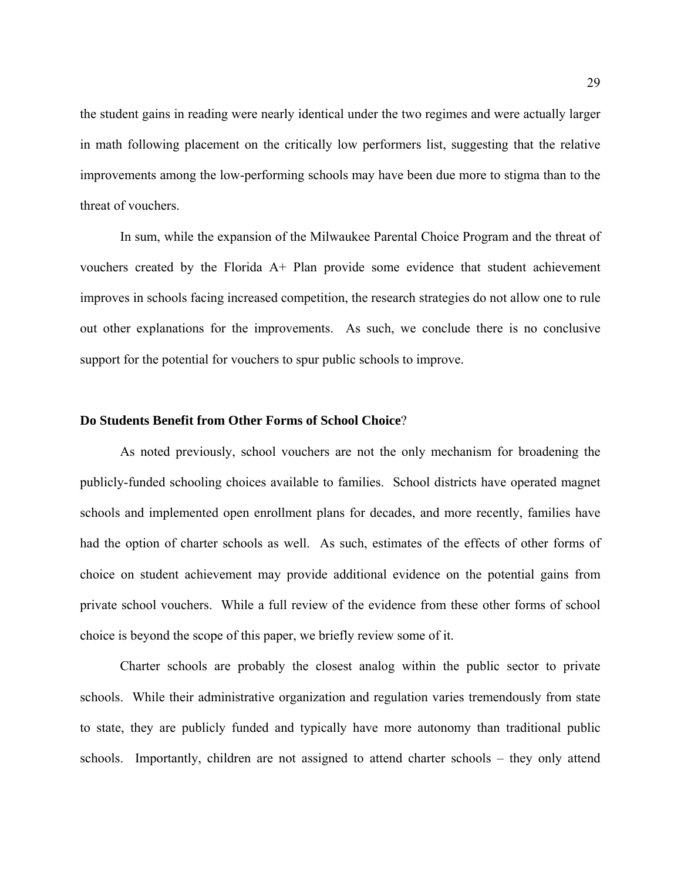the student gains in reading were nearly identical under the two regimes and were actually larger in math following placement on the critically low performers list, suggesting that the relative improvements among the low-performing schools may have been due more to stigma than to the threat of vouchers.

In sum, while the expansion of the Milwaukee Parental Choice Program and the threat of vouchers created by the Florida A+ Plan provide some evidence that student achievement improves in schools facing increased competition, the research strategies do not allow one to rule out other explanations for the improvements. As such, we conclude there is no conclusive support for the potential for vouchers to spur public schools to improve.

## Do Students Benefit from Other Forms of School Choice?

As noted previously, school vouchers are not the only mechanism for broadening the publicly-funded schooling choices available to families. School districts have operated magnet schools and implemented open enrollment plans for decades, and more recently, families have had the option of charter schools as well. As such, estimates of the effects of other forms of choice on student achievement may provide additional evidence on the potential gains from private school vouchers. While a full review of the evidence from these other forms of school choice is beyond the scope of this paper, we briefly review some of it.

Charter schools are probably the closest analog within the public sector to private schools. While their administrative organization and regulation varies tremendously from state to state, they are publicly funded and typically have more autonomy than traditional public schools. Importantly, children are not assigned to attend charter schools – they only attend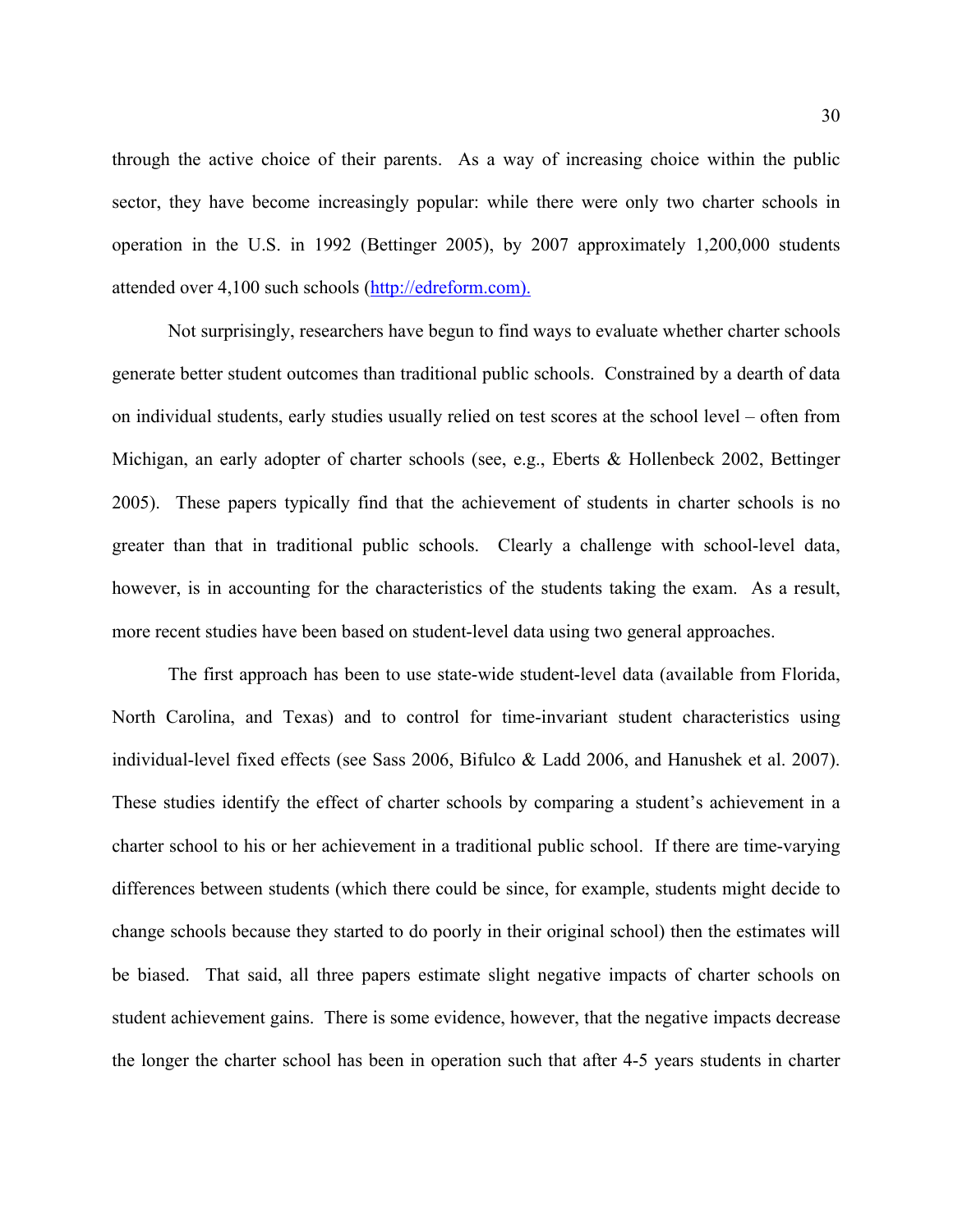through the active choice of their parents. As a way of increasing choice within the public sector, they have become increasingly popular: while there were only two charter schools in operation in the U.S. in 1992 (Bettinger 2005), by 2007 approximately 1,200,000 students attended over 4,100 such schools (http://edreform.com).

Not surprisingly, researchers have begun to find ways to evaluate whether charter schools generate better student outcomes than traditional public schools. Constrained by a dearth of data on individual students, early studies usually relied on test scores at the school level – often from Michigan, an early adopter of charter schools (see, e.g., Eberts & Hollenbeck 2002, Bettinger 2005). These papers typically find that the achievement of students in charter schools is no greater than that in traditional public schools. Clearly a challenge with school-level data, however, is in accounting for the characteristics of the students taking the exam. As a result, more recent studies have been based on student-level data using two general approaches.

The first approach has been to use state-wide student-level data (available from Florida, North Carolina, and Texas) and to control for time-invariant student characteristics using individual-level fixed effects (see Sass 2006, Bifulco & Ladd 2006, and Hanushek et al. 2007). These studies identify the effect of charter schools by comparing a student's achievement in a charter school to his or her achievement in a traditional public school. If there are time-varying differences between students (which there could be since, for example, students might decide to change schools because they started to do poorly in their original school) then the estimates will be biased. That said, all three papers estimate slight negative impacts of charter schools on student achievement gains. There is some evidence, however, that the negative impacts decrease the longer the charter school has been in operation such that after 4-5 years students in charter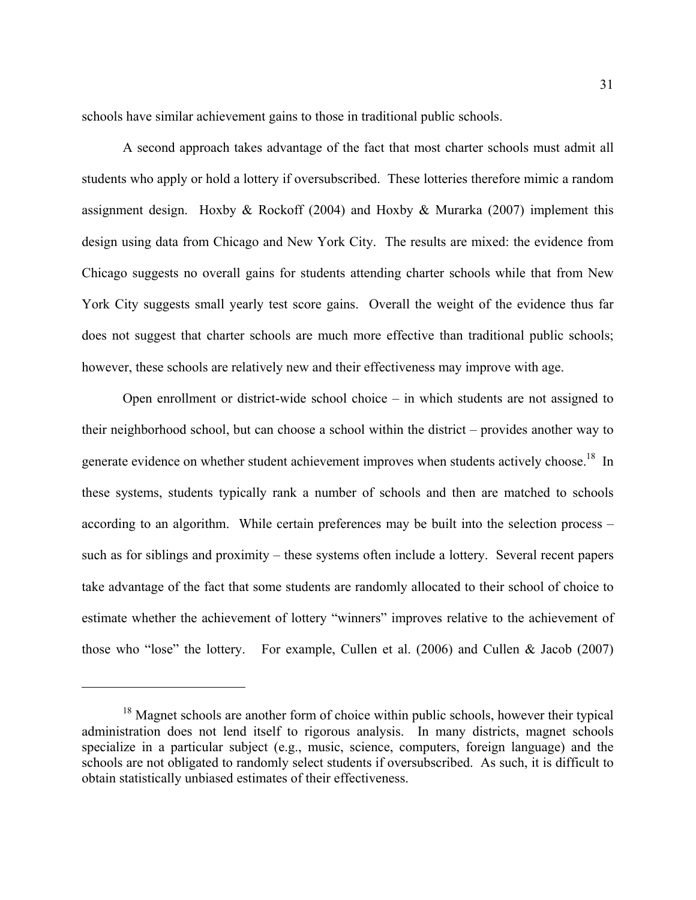schools have similar achievement gains to those in traditional public schools.

A second approach takes advantage of the fact that most charter schools must admit all students who apply or hold a lottery if oversubscribed. These lotteries therefore mimic a random assignment design. Hoxby & Rockoff (2004) and Hoxby & Murarka (2007) implement this design using data from Chicago and New York City. The results are mixed: the evidence from Chicago suggests no overall gains for students attending charter schools while that from New York City suggests small yearly test score gains. Overall the weight of the evidence thus far does not suggest that charter schools are much more effective than traditional public schools; however, these schools are relatively new and their effectiveness may improve with age.

Open enrollment or district-wide school choice – in which students are not assigned to their neighborhood school, but can choose a school within the district – provides another way to generate evidence on whether student achievement improves when students actively choose.[18] In these systems, students typically rank a number of schools and then are matched to schools according to an algorithm. While certain preferences may be built into the selection process – such as for siblings and proximity – these systems often include a lottery. Several recent papers take advantage of the fact that some students are randomly allocated to their school of choice to estimate whether the achievement of lottery "winners" improves relative to the achievement of those who "lose" the lottery. For example, Cullen et al. (2006) and Cullen & Jacob (2007)

---

[18] Magnet schools are another form of choice within public schools, however their typical administration does not lend itself to rigorous analysis. In many districts, magnet schools specialize in a particular subject (e.g., music, science, computers, foreign language) and the schools are not obligated to randomly select students if oversubscribed. As such, it is difficult to obtain statistically unbiased estimates of their effectiveness.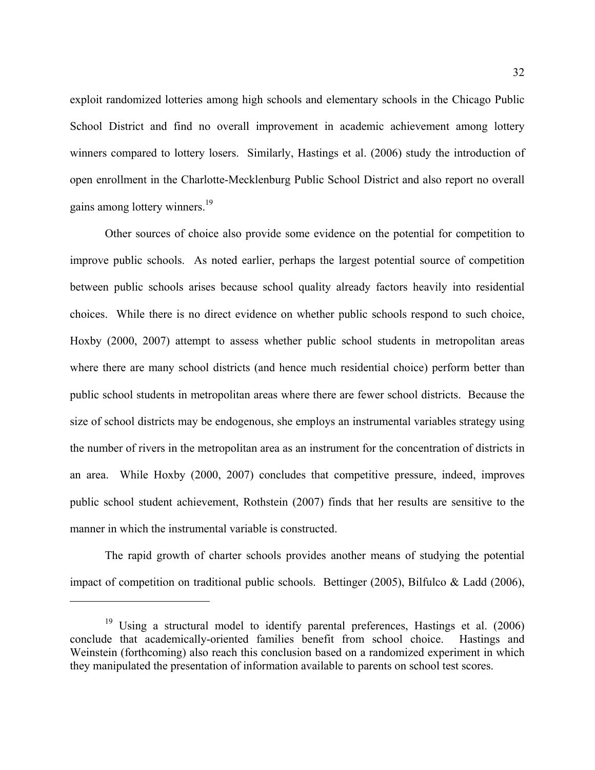exploit randomized lotteries among high schools and elementary schools in the Chicago Public School District and find no overall improvement in academic achievement among lottery winners compared to lottery losers. Similarly, Hastings et al. (2006) study the introduction of open enrollment in the Charlotte-Mecklenburg Public School District and also report no overall gains among lottery winners.[19]

Other sources of choice also provide some evidence on the potential for competition to improve public schools. As noted earlier, perhaps the largest potential source of competition between public schools arises because school quality already factors heavily into residential choices. While there is no direct evidence on whether public schools respond to such choice, Hoxby (2000, 2007) attempt to assess whether public school students in metropolitan areas where there are many school districts (and hence much residential choice) perform better than public school students in metropolitan areas where there are fewer school districts. Because the size of school districts may be endogenous, she employs an instrumental variables strategy using the number of rivers in the metropolitan area as an instrument for the concentration of districts in an area. While Hoxby (2000, 2007) concludes that competitive pressure, indeed, improves public school student achievement, Rothstein (2007) finds that her results are sensitive to the manner in which the instrumental variable is constructed.

The rapid growth of charter schools provides another means of studying the potential impact of competition on traditional public schools. Bettinger (2005), Bilfulco & Ladd (2006),

---

[19] Using a structural model to identify parental preferences, Hastings et al. (2006) conclude that academically-oriented families benefit from school choice. Hastings and Weinstein (forthcoming) also reach this conclusion based on a randomized experiment in which they manipulated the presentation of information available to parents on school test scores.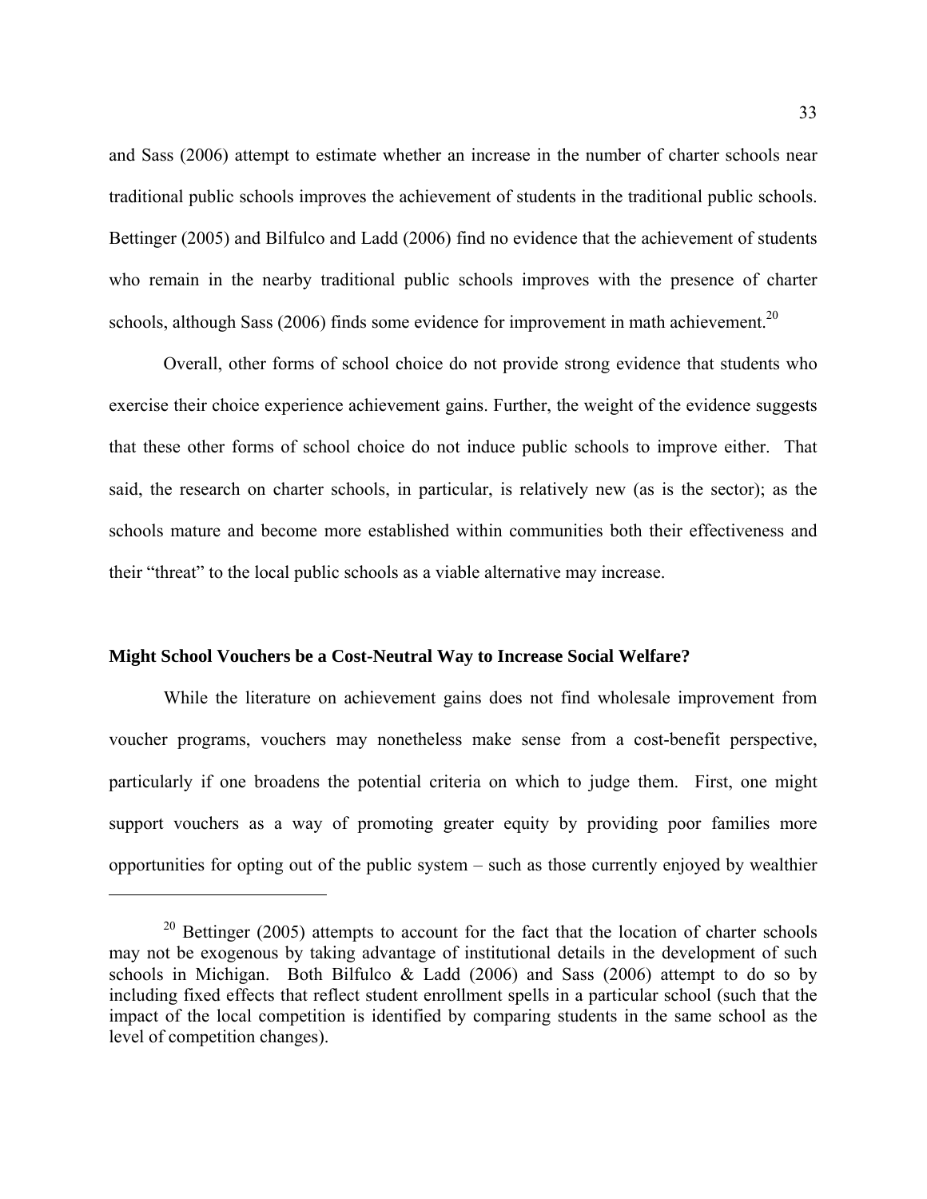and Sass (2006) attempt to estimate whether an increase in the number of charter schools near traditional public schools improves the achievement of students in the traditional public schools. Bettinger (2005) and Bilfulco and Ladd (2006) find no evidence that the achievement of students who remain in the nearby traditional public schools improves with the presence of charter schools, although Sass (2006) finds some evidence for improvement in math achievement.[20]

Overall, other forms of school choice do not provide strong evidence that students who exercise their choice experience achievement gains. Further, the weight of the evidence suggests that these other forms of school choice do not induce public schools to improve either. That said, the research on charter schools, in particular, is relatively new (as is the sector); as the schools mature and become more established within communities both their effectiveness and their "threat" to the local public schools as a viable alternative may increase.

**Might School Vouchers be a Cost-Neutral Way to Increase Social Welfare?**

While the literature on achievement gains does not find wholesale improvement from voucher programs, vouchers may nonetheless make sense from a cost-benefit perspective, particularly if one broadens the potential criteria on which to judge them. First, one might support vouchers as a way of promoting greater equity by providing poor families more opportunities for opting out of the public system – such as those currently enjoyed by wealthier

---

[20] Bettinger (2005) attempts to account for the fact that the location of charter schools may not be exogenous by taking advantage of institutional details in the development of such schools in Michigan. Both Bilfulco & Ladd (2006) and Sass (2006) attempt to do so by including fixed effects that reflect student enrollment spells in a particular school (such that the impact of the local competition is identified by comparing students in the same school as the level of competition changes).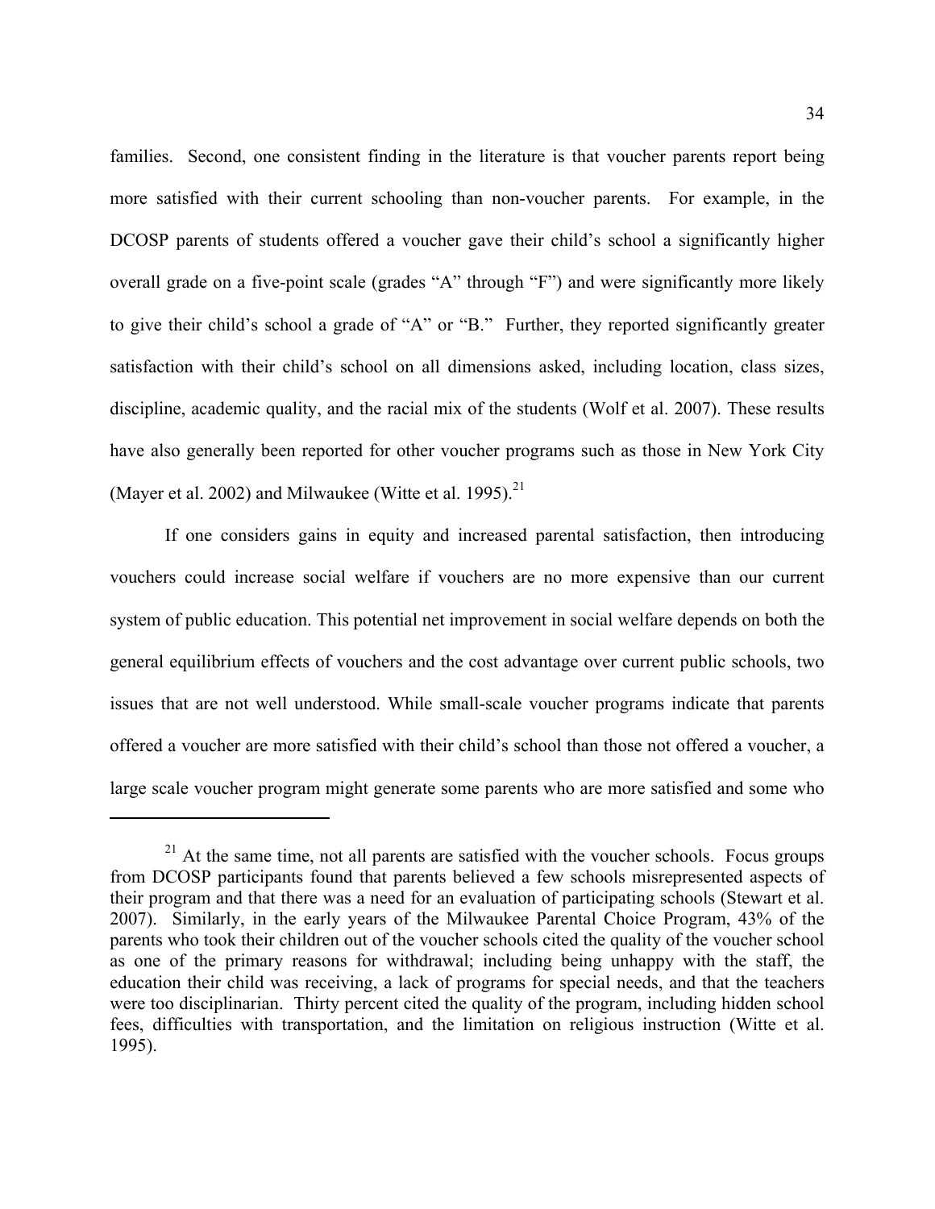families. Second, one consistent finding in the literature is that voucher parents report being more satisfied with their current schooling than non-voucher parents. For example, in the DCOSP parents of students offered a voucher gave their child's school a significantly higher overall grade on a five-point scale (grades "A" through "F") and were significantly more likely to give their child's school a grade of "A" or "B." Further, they reported significantly greater satisfaction with their child's school on all dimensions asked, including location, class sizes, discipline, academic quality, and the racial mix of the students (Wolf et al. 2007). These results have also generally been reported for other voucher programs such as those in New York City (Mayer et al. 2002) and Milwaukee (Witte et al. 1995).[21]

If one considers gains in equity and increased parental satisfaction, then introducing vouchers could increase social welfare if vouchers are no more expensive than our current system of public education. This potential net improvement in social welfare depends on both the general equilibrium effects of vouchers and the cost advantage over current public schools, two issues that are not well understood. While small-scale voucher programs indicate that parents offered a voucher are more satisfied with their child's school than those not offered a voucher, a large scale voucher program might generate some parents who are more satisfied and some who

---

[21] At the same time, not all parents are satisfied with the voucher schools. Focus groups from DCOSP participants found that parents believed a few schools misrepresented aspects of their program and that there was a need for an evaluation of participating schools (Stewart et al. 2007). Similarly, in the early years of the Milwaukee Parental Choice Program, 43% of the parents who took their children out of the voucher schools cited the quality of the voucher school as one of the primary reasons for withdrawal; including being unhappy with the staff, the education their child was receiving, a lack of programs for special needs, and that the teachers were too disciplinarian. Thirty percent cited the quality of the program, including hidden school fees, difficulties with transportation, and the limitation on religious instruction (Witte et al. 1995).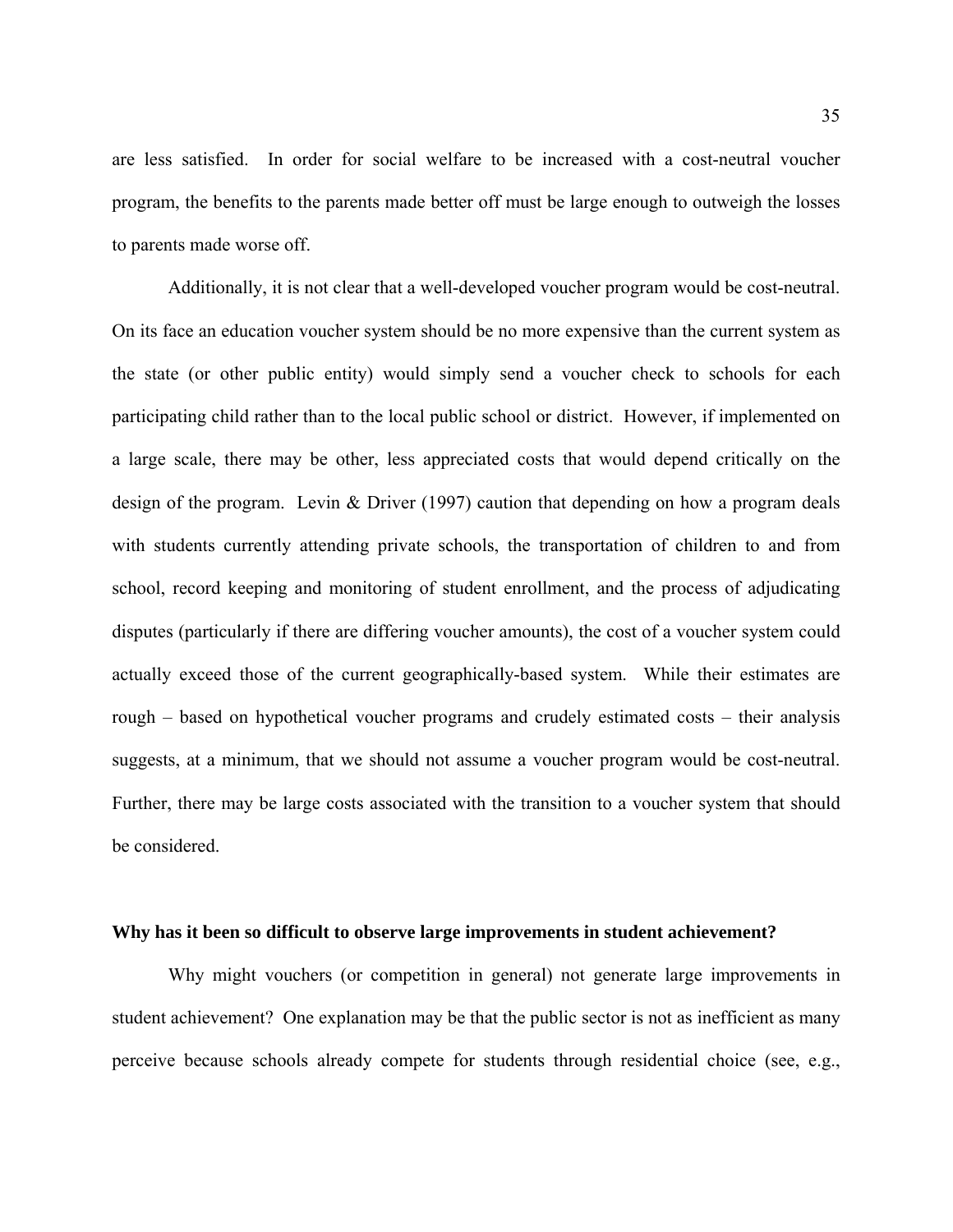are less satisfied. In order for social welfare to be increased with a cost-neutral voucher program, the benefits to the parents made better off must be large enough to outweigh the losses to parents made worse off.

Additionally, it is not clear that a well-developed voucher program would be cost-neutral. On its face an education voucher system should be no more expensive than the current system as the state (or other public entity) would simply send a voucher check to schools for each participating child rather than to the local public school or district. However, if implemented on a large scale, there may be other, less appreciated costs that would depend critically on the design of the program. Levin & Driver (1997) caution that depending on how a program deals with students currently attending private schools, the transportation of children to and from school, record keeping and monitoring of student enrollment, and the process of adjudicating disputes (particularly if there are differing voucher amounts), the cost of a voucher system could actually exceed those of the current geographically-based system. While their estimates are rough – based on hypothetical voucher programs and crudely estimated costs – their analysis suggests, at a minimum, that we should not assume a voucher program would be cost-neutral. Further, there may be large costs associated with the transition to a voucher system that should be considered.

**Why has it been so difficult to observe large improvements in student achievement?**

Why might vouchers (or competition in general) not generate large improvements in student achievement? One explanation may be that the public sector is not as inefficient as many perceive because schools already compete for students through residential choice (see, e.g.,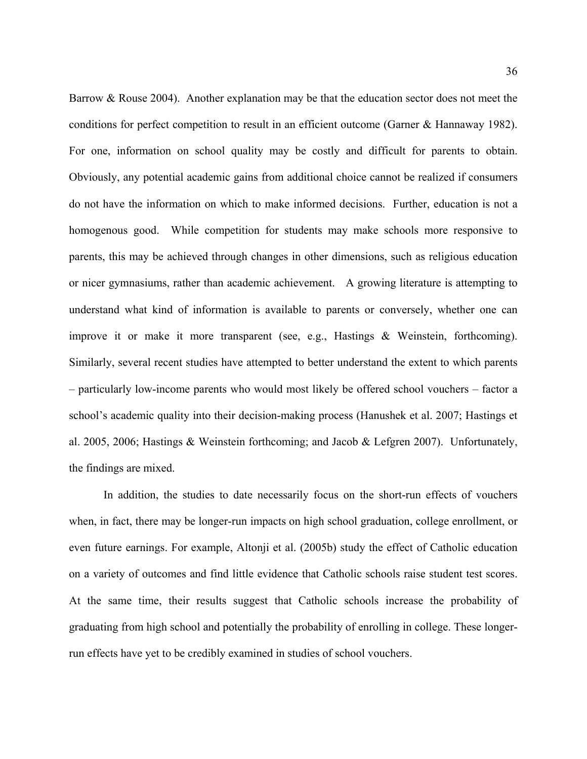Barrow & Rouse 2004). Another explanation may be that the education sector does not meet the conditions for perfect competition to result in an efficient outcome (Garner & Hannaway 1982). For one, information on school quality may be costly and difficult for parents to obtain. Obviously, any potential academic gains from additional choice cannot be realized if consumers do not have the information on which to make informed decisions. Further, education is not a homogenous good. While competition for students may make schools more responsive to parents, this may be achieved through changes in other dimensions, such as religious education or nicer gymnasiums, rather than academic achievement. A growing literature is attempting to understand what kind of information is available to parents or conversely, whether one can improve it or make it more transparent (see, e.g., Hastings & Weinstein, forthcoming). Similarly, several recent studies have attempted to better understand the extent to which parents – particularly low-income parents who would most likely be offered school vouchers – factor a school's academic quality into their decision-making process (Hanushek et al. 2007; Hastings et al. 2005, 2006; Hastings & Weinstein forthcoming; and Jacob & Lefgren 2007). Unfortunately, the findings are mixed.

In addition, the studies to date necessarily focus on the short-run effects of vouchers when, in fact, there may be longer-run impacts on high school graduation, college enrollment, or even future earnings. For example, Altonji et al. (2005b) study the effect of Catholic education on a variety of outcomes and find little evidence that Catholic schools raise student test scores. At the same time, their results suggest that Catholic schools increase the probability of graduating from high school and potentially the probability of enrolling in college. These longer-run effects have yet to be credibly examined in studies of school vouchers.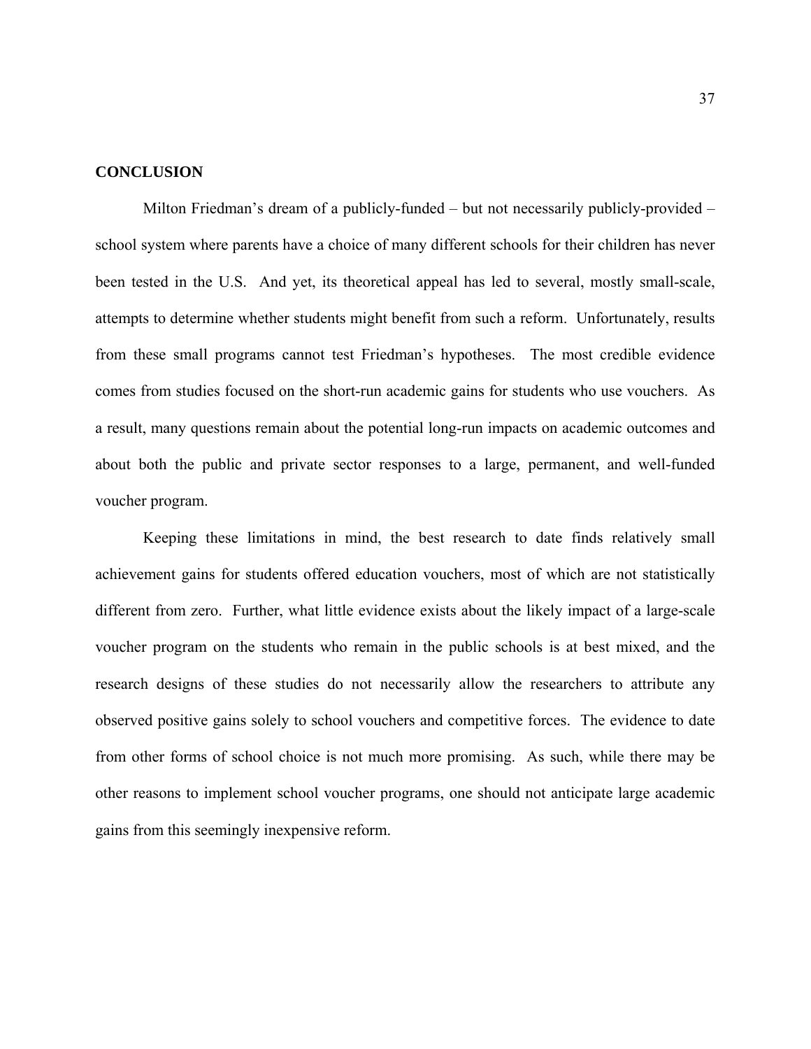## CONCLUSION

Milton Friedman's dream of a publicly-funded – but not necessarily publicly-provided – school system where parents have a choice of many different schools for their children has never been tested in the U.S. And yet, its theoretical appeal has led to several, mostly small-scale, attempts to determine whether students might benefit from such a reform. Unfortunately, results from these small programs cannot test Friedman's hypotheses. The most credible evidence comes from studies focused on the short-run academic gains for students who use vouchers. As a result, many questions remain about the potential long-run impacts on academic outcomes and about both the public and private sector responses to a large, permanent, and well-funded voucher program.

Keeping these limitations in mind, the best research to date finds relatively small achievement gains for students offered education vouchers, most of which are not statistically different from zero. Further, what little evidence exists about the likely impact of a large-scale voucher program on the students who remain in the public schools is at best mixed, and the research designs of these studies do not necessarily allow the researchers to attribute any observed positive gains solely to school vouchers and competitive forces. The evidence to date from other forms of school choice is not much more promising. As such, while there may be other reasons to implement school voucher programs, one should not anticipate large academic gains from this seemingly inexpensive reform.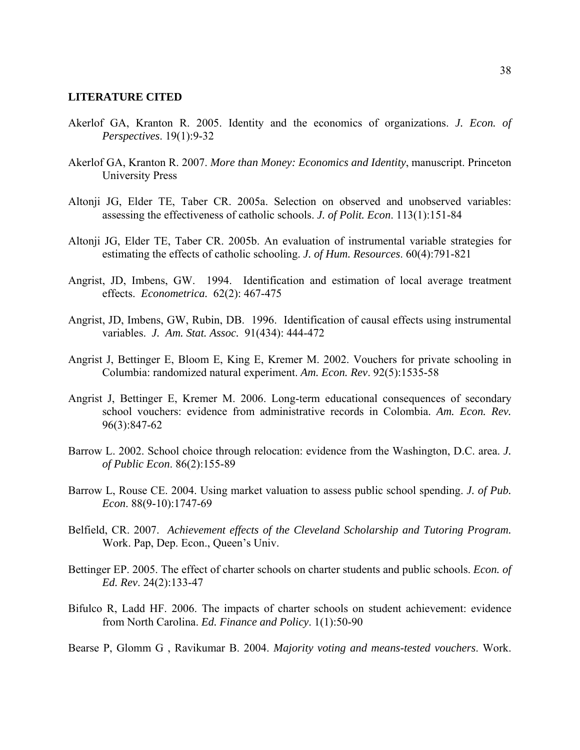**LITERATURE CITED**

Akerlof GA, Kranton R. 2005. Identity and the economics of organizations. *J. Econ. of Perspectives*. 19(1):9-32

Akerlof GA, Kranton R. 2007. *More than Money: Economics and Identity*, manuscript. Princeton University Press

Altonji JG, Elder TE, Taber CR. 2005a. Selection on observed and unobserved variables: assessing the effectiveness of catholic schools. *J. of Polit. Econ*. 113(1):151-84

Altonji JG, Elder TE, Taber CR. 2005b. An evaluation of instrumental variable strategies for estimating the effects of catholic schooling. *J. of Hum. Resources*. 60(4):791-821

Angrist, JD, Imbens, GW. 1994. Identification and estimation of local average treatment effects. *Econometrica.* 62(2): 467-475

Angrist, JD, Imbens, GW, Rubin, DB. 1996. Identification of causal effects using instrumental variables. *J. Am. Stat. Assoc.* 91(434): 444-472

Angrist J, Bettinger E, Bloom E, King E, Kremer M. 2002. Vouchers for private schooling in Columbia: randomized natural experiment. *Am. Econ. Rev*. 92(5):1535-58

Angrist J, Bettinger E, Kremer M. 2006. Long-term educational consequences of secondary school vouchers: evidence from administrative records in Colombia. *Am. Econ. Rev.* 96(3):847-62

Barrow L. 2002. School choice through relocation: evidence from the Washington, D.C. area. *J. of Public Econ*. 86(2):155-89

Barrow L, Rouse CE. 2004. Using market valuation to assess public school spending. *J. of Pub. Econ*. 88(9-10):1747-69

Belfield, CR. 2007. *Achievement effects of the Cleveland Scholarship and Tutoring Program.* Work. Pap, Dep. Econ., Queen's Univ.

Bettinger EP. 2005. The effect of charter schools on charter students and public schools. *Econ. of Ed. Rev*. 24(2):133-47

Bifulco R, Ladd HF. 2006. The impacts of charter schools on student achievement: evidence from North Carolina. *Ed. Finance and Policy*. 1(1):50-90

Bearse P, Glomm G , Ravikumar B. 2004. *Majority voting and means-tested vouchers*. Work.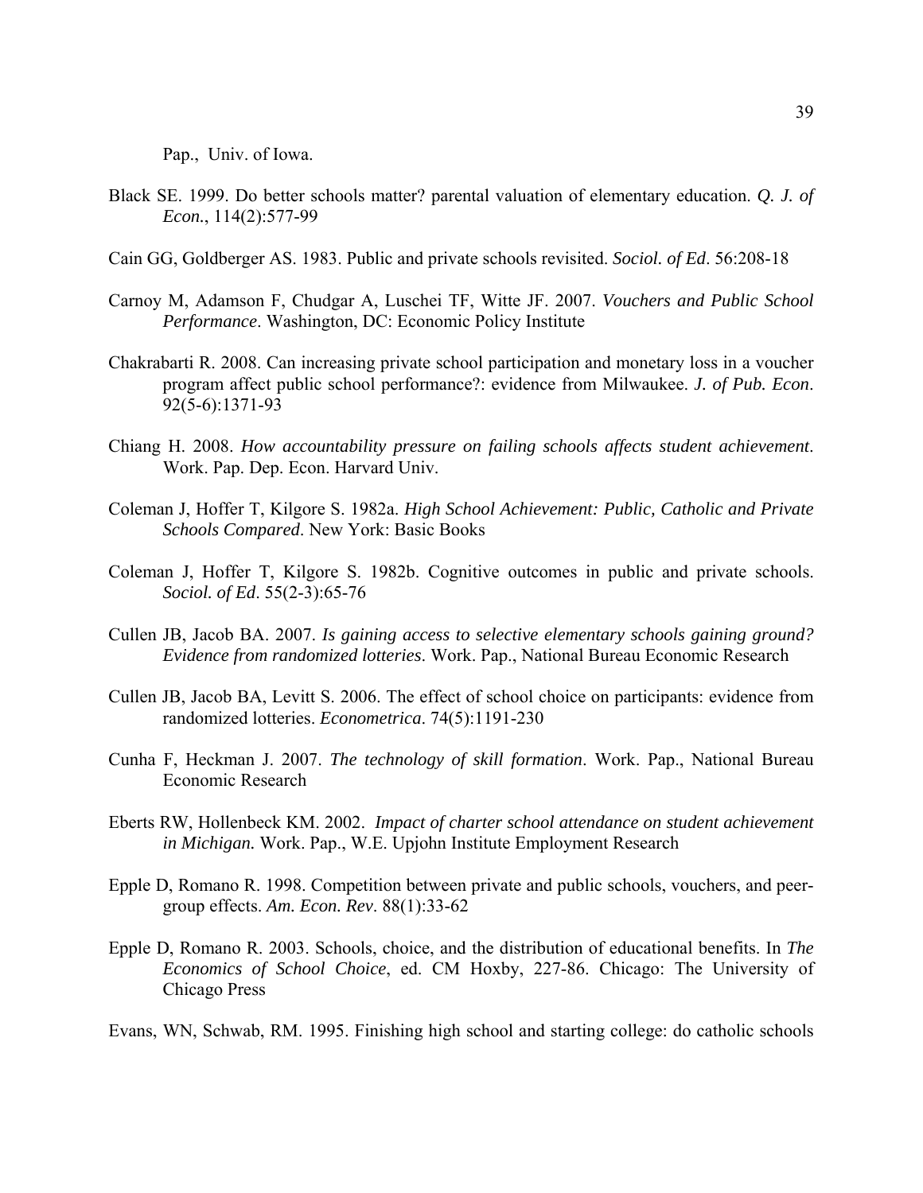Pap., Univ. of Iowa.

Black SE. 1999. Do better schools matter? parental valuation of elementary education. *Q. J. of Econ.*, 114(2):577-99

Cain GG, Goldberger AS. 1983. Public and private schools revisited. *Sociol. of Ed*. 56:208-18

Carnoy M, Adamson F, Chudgar A, Luschei TF, Witte JF. 2007. *Vouchers and Public School Performance*. Washington, DC: Economic Policy Institute

Chakrabarti R. 2008. Can increasing private school participation and monetary loss in a voucher program affect public school performance?: evidence from Milwaukee. *J. of Pub. Econ*. 92(5-6):1371-93

Chiang H. 2008. *How accountability pressure on failing schools affects student achievement*. Work. Pap. Dep. Econ. Harvard Univ.

Coleman J, Hoffer T, Kilgore S. 1982a. *High School Achievement: Public, Catholic and Private Schools Compared*. New York: Basic Books

Coleman J, Hoffer T, Kilgore S. 1982b. Cognitive outcomes in public and private schools. *Sociol. of Ed*. 55(2-3):65-76

Cullen JB, Jacob BA. 2007. *Is gaining access to selective elementary schools gaining ground? Evidence from randomized lotteries*. Work. Pap., National Bureau Economic Research

Cullen JB, Jacob BA, Levitt S. 2006. The effect of school choice on participants: evidence from randomized lotteries. *Econometrica*. 74(5):1191-230

Cunha F, Heckman J. 2007. *The technology of skill formation*. Work. Pap., National Bureau Economic Research

Eberts RW, Hollenbeck KM. 2002. *Impact of charter school attendance on student achievement in Michigan.* Work. Pap., W.E. Upjohn Institute Employment Research

Epple D, Romano R. 1998. Competition between private and public schools, vouchers, and peer-group effects. *Am. Econ. Rev*. 88(1):33-62

Epple D, Romano R. 2003. Schools, choice, and the distribution of educational benefits. In *The Economics of School Choice*, ed. CM Hoxby, 227-86. Chicago: The University of Chicago Press

Evans, WN, Schwab, RM. 1995. Finishing high school and starting college: do catholic schools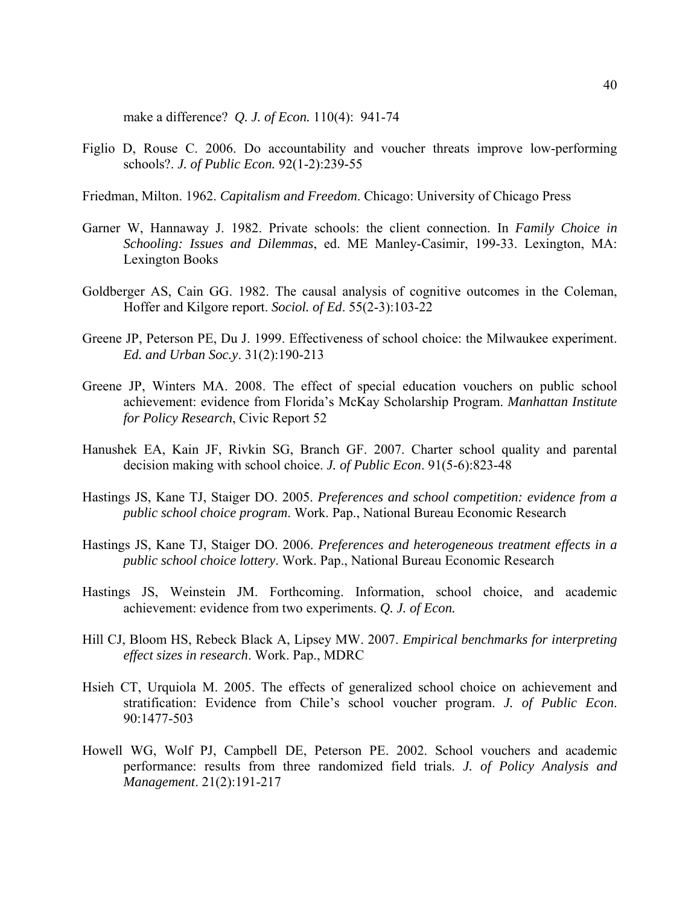make a difference? *Q. J. of Econ.* 110(4): 941-74

Figlio D, Rouse C. 2006. Do accountability and voucher threats improve low-performing schools?. *J. of Public Econ.* 92(1-2):239-55

Friedman, Milton. 1962. *Capitalism and Freedom*. Chicago: University of Chicago Press

Garner W, Hannaway J. 1982. Private schools: the client connection. In *Family Choice in Schooling: Issues and Dilemmas*, ed. ME Manley-Casimir, 199-33. Lexington, MA: Lexington Books

Goldberger AS, Cain GG. 1982. The causal analysis of cognitive outcomes in the Coleman, Hoffer and Kilgore report. *Sociol. of Ed*. 55(2-3):103-22

Greene JP, Peterson PE, Du J. 1999. Effectiveness of school choice: the Milwaukee experiment. *Ed. and Urban Soc.y*. 31(2):190-213

Greene JP, Winters MA. 2008. The effect of special education vouchers on public school achievement: evidence from Florida's McKay Scholarship Program. *Manhattan Institute for Policy Research*, Civic Report 52

Hanushek EA, Kain JF, Rivkin SG, Branch GF. 2007. Charter school quality and parental decision making with school choice. *J. of Public Econ*. 91(5-6):823-48

Hastings JS, Kane TJ, Staiger DO. 2005. *Preferences and school competition: evidence from a public school choice program*. Work. Pap., National Bureau Economic Research

Hastings JS, Kane TJ, Staiger DO. 2006. *Preferences and heterogeneous treatment effects in a public school choice lottery*. Work. Pap., National Bureau Economic Research

Hastings JS, Weinstein JM. Forthcoming. Information, school choice, and academic achievement: evidence from two experiments. *Q. J. of Econ.*

Hill CJ, Bloom HS, Rebeck Black A, Lipsey MW. 2007. *Empirical benchmarks for interpreting effect sizes in research*. Work. Pap., MDRC

Hsieh CT, Urquiola M. 2005. The effects of generalized school choice on achievement and stratification: Evidence from Chile's school voucher program. *J. of Public Econ*. 90:1477-503

Howell WG, Wolf PJ, Campbell DE, Peterson PE. 2002. School vouchers and academic performance: results from three randomized field trials. *J. of Policy Analysis and Management*. 21(2):191-217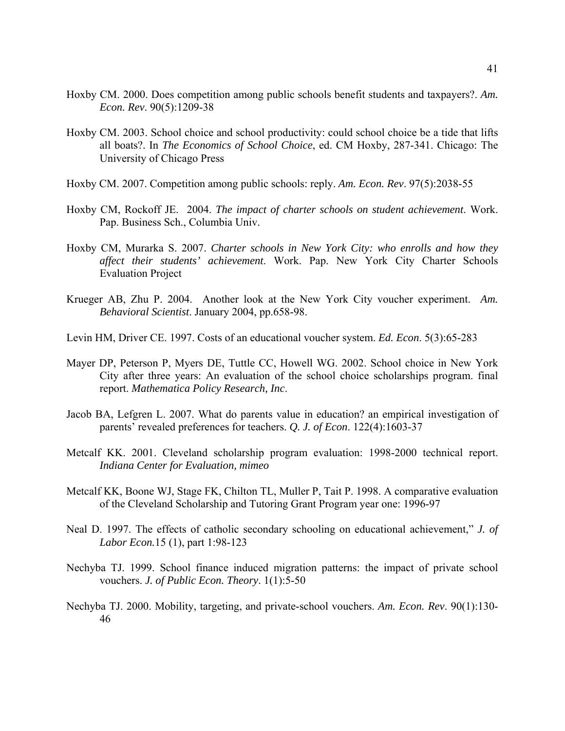Hoxby CM. 2000. Does competition among public schools benefit students and taxpayers?. *Am. Econ. Rev*. 90(5):1209-38

Hoxby CM. 2003. School choice and school productivity: could school choice be a tide that lifts all boats?. In *The Economics of School Choice*, ed. CM Hoxby, 287-341. Chicago: The University of Chicago Press

Hoxby CM. 2007. Competition among public schools: reply. *Am. Econ. Rev*. 97(5):2038-55

Hoxby CM, Rockoff JE. 2004. *The impact of charter schools on student achievement*. Work. Pap. Business Sch., Columbia Univ.

Hoxby CM, Murarka S. 2007. *Charter schools in New York City: who enrolls and how they affect their students' achievement*. Work. Pap. New York City Charter Schools Evaluation Project

Krueger AB, Zhu P. 2004. Another look at the New York City voucher experiment. *Am. Behavioral Scientist*. January 2004, pp.658-98.

Levin HM, Driver CE. 1997. Costs of an educational voucher system. *Ed. Econ*. 5(3):65-283

Mayer DP, Peterson P, Myers DE, Tuttle CC, Howell WG. 2002. School choice in New York City after three years: An evaluation of the school choice scholarships program. final report. *Mathematica Policy Research, Inc*.

Jacob BA, Lefgren L. 2007. What do parents value in education? an empirical investigation of parents' revealed preferences for teachers. *Q. J. of Econ*. 122(4):1603-37

Metcalf KK. 2001. Cleveland scholarship program evaluation: 1998-2000 technical report. *Indiana Center for Evaluation, mimeo*

Metcalf KK, Boone WJ, Stage FK, Chilton TL, Muller P, Tait P. 1998. A comparative evaluation of the Cleveland Scholarship and Tutoring Grant Program year one: 1996-97

Neal D. 1997. The effects of catholic secondary schooling on educational achievement," *J. of Labor Econ.*15 (1), part 1:98-123

Nechyba TJ. 1999. School finance induced migration patterns: the impact of private school vouchers. *J. of Public Econ. Theory*. 1(1):5-50

Nechyba TJ. 2000. Mobility, targeting, and private-school vouchers. *Am. Econ. Rev*. 90(1):130-46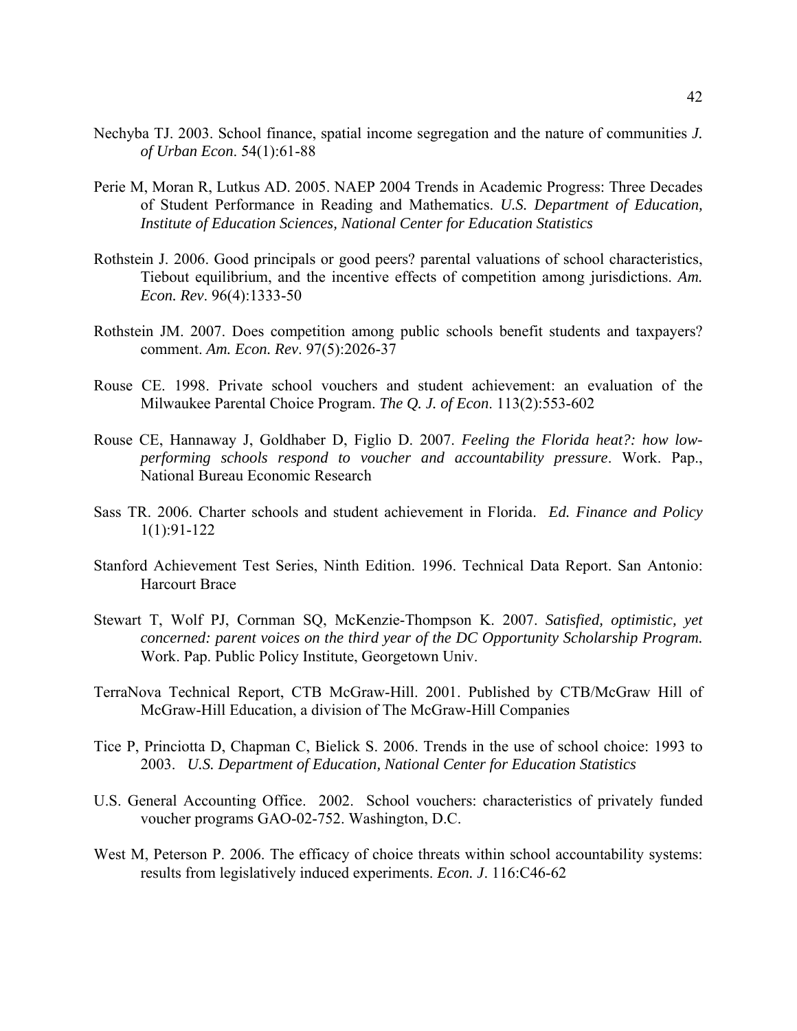Nechyba TJ. 2003. School finance, spatial income segregation and the nature of communities *J. of Urban Econ*. 54(1):61-88

Perie M, Moran R, Lutkus AD. 2005. NAEP 2004 Trends in Academic Progress: Three Decades of Student Performance in Reading and Mathematics. *U.S. Department of Education, Institute of Education Sciences, National Center for Education Statistics*

Rothstein J. 2006. Good principals or good peers? parental valuations of school characteristics, Tiebout equilibrium, and the incentive effects of competition among jurisdictions. *Am. Econ. Rev*. 96(4):1333-50

Rothstein JM. 2007. Does competition among public schools benefit students and taxpayers? comment. *Am. Econ. Rev*. 97(5):2026-37

Rouse CE. 1998. Private school vouchers and student achievement: an evaluation of the Milwaukee Parental Choice Program. *The Q. J. of Econ*. 113(2):553-602

Rouse CE, Hannaway J, Goldhaber D, Figlio D. 2007. *Feeling the Florida heat?: how low-performing schools respond to voucher and accountability pressure*. Work. Pap., National Bureau Economic Research

Sass TR. 2006. Charter schools and student achievement in Florida. *Ed. Finance and Policy* 1(1):91-122

Stanford Achievement Test Series, Ninth Edition. 1996. Technical Data Report. San Antonio: Harcourt Brace

Stewart T, Wolf PJ, Cornman SQ, McKenzie-Thompson K. 2007. *Satisfied, optimistic, yet concerned: parent voices on the third year of the DC Opportunity Scholarship Program.* Work. Pap. Public Policy Institute, Georgetown Univ.

TerraNova Technical Report, CTB McGraw-Hill. 2001. Published by CTB/McGraw Hill of McGraw-Hill Education, a division of The McGraw-Hill Companies

Tice P, Princiotta D, Chapman C, Bielick S. 2006. Trends in the use of school choice: 1993 to 2003. *U.S. Department of Education, National Center for Education Statistics*

U.S. General Accounting Office. 2002. School vouchers: characteristics of privately funded voucher programs GAO-02-752. Washington, D.C.

West M, Peterson P. 2006. The efficacy of choice threats within school accountability systems: results from legislatively induced experiments. *Econ. J*. 116:C46-62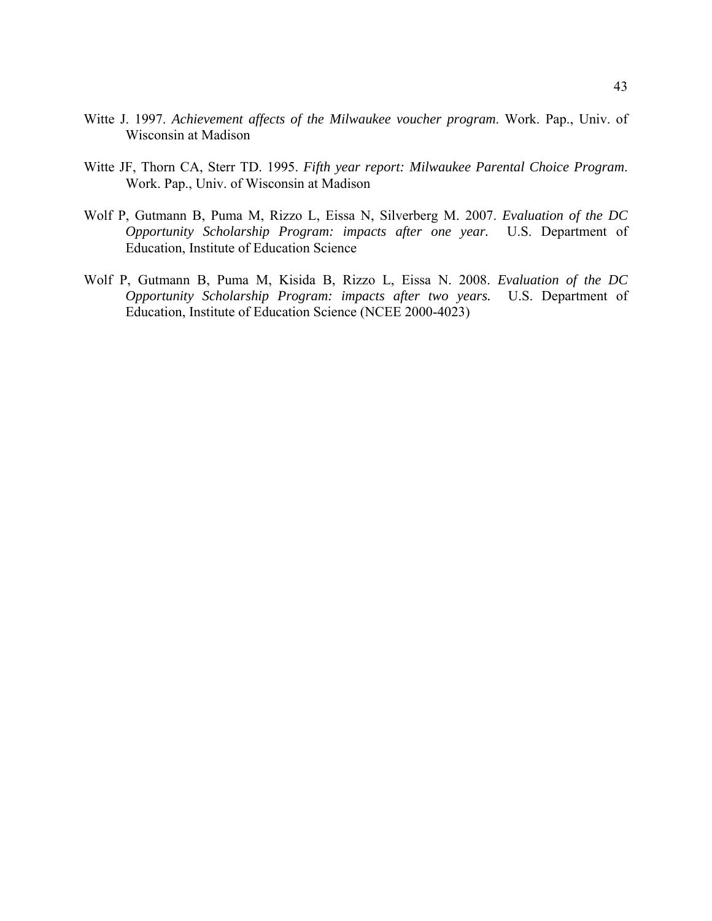Witte J. 1997. *Achievement affects of the Milwaukee voucher program*. Work. Pap., Univ. of Wisconsin at Madison

Witte JF, Thorn CA, Sterr TD. 1995. *Fifth year report: Milwaukee Parental Choice Program*. Work. Pap., Univ. of Wisconsin at Madison

Wolf P, Gutmann B, Puma M, Rizzo L, Eissa N, Silverberg M. 2007. *Evaluation of the DC Opportunity Scholarship Program: impacts after one year.* U.S. Department of Education, Institute of Education Science

Wolf P, Gutmann B, Puma M, Kisida B, Rizzo L, Eissa N. 2008. *Evaluation of the DC Opportunity Scholarship Program: impacts after two years.* U.S. Department of Education, Institute of Education Science (NCEE 2000-4023)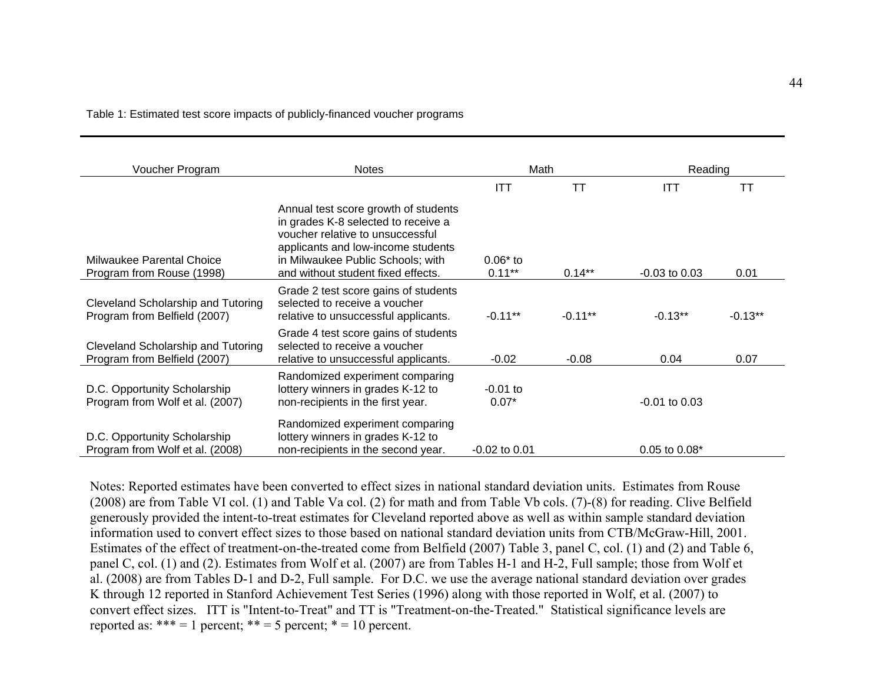Table 1: Estimated test score impacts of publicly-financed voucher programs

| Voucher Program | Notes | Math | | Reading | |
|---|---|---|---|---|---|
| | | ITT | TT | ITT | TT |
| Milwaukee Parental Choice Program from Rouse (1998) | Annual test score growth of students in grades K-8 selected to receive a voucher relative to unsuccessful applicants and low-income students in Milwaukee Public Schools; with and without student fixed effects. | 0.06* to 0.11** | 0.14** | -0.03 to 0.03 | 0.01 |
| Cleveland Scholarship and Tutoring Program from Belfield (2007) | Grade 2 test score gains of students selected to receive a voucher relative to unsuccessful applicants. | -0.11** | -0.11** | -0.13** | -0.13** |
| Cleveland Scholarship and Tutoring Program from Belfield (2007) | Grade 4 test score gains of students selected to receive a voucher relative to unsuccessful applicants. | -0.02 | -0.08 | 0.04 | 0.07 |
| D.C. Opportunity Scholarship Program from Wolf et al. (2007) | Randomized experiment comparing lottery winners in grades K-12 to non-recipients in the first year. | -0.01 to 0.07* | | -0.01 to 0.03 | |
| D.C. Opportunity Scholarship Program from Wolf et al. (2008) | Randomized experiment comparing lottery winners in grades K-12 to non-recipients in the second year. | -0.02 to 0.01 | | 0.05 to 0.08* | |

Notes: Reported estimates have been converted to effect sizes in national standard deviation units. Estimates from Rouse (2008) are from Table VI col. (1) and Table Va col. (2) for math and from Table Vb cols. (7)-(8) for reading. Clive Belfield generously provided the intent-to-treat estimates for Cleveland reported above as well as within sample standard deviation information used to convert effect sizes to those based on national standard deviation units from CTB/McGraw-Hill, 2001. Estimates of the effect of treatment-on-the-treated come from Belfield (2007) Table 3, panel C, col. (1) and (2) and Table 6, panel C, col. (1) and (2). Estimates from Wolf et al. (2007) are from Tables H-1 and H-2, Full sample; those from Wolf et al. (2008) are from Tables D-1 and D-2, Full sample. For D.C. we use the average national standard deviation over grades K through 12 reported in Stanford Achievement Test Series (1996) along with those reported in Wolf, et al. (2007) to convert effect sizes. ITT is "Intent-to-Treat" and TT is "Treatment-on-the-Treated." Statistical significance levels are reported as: *** = 1 percent; ** = 5 percent; * = 10 percent.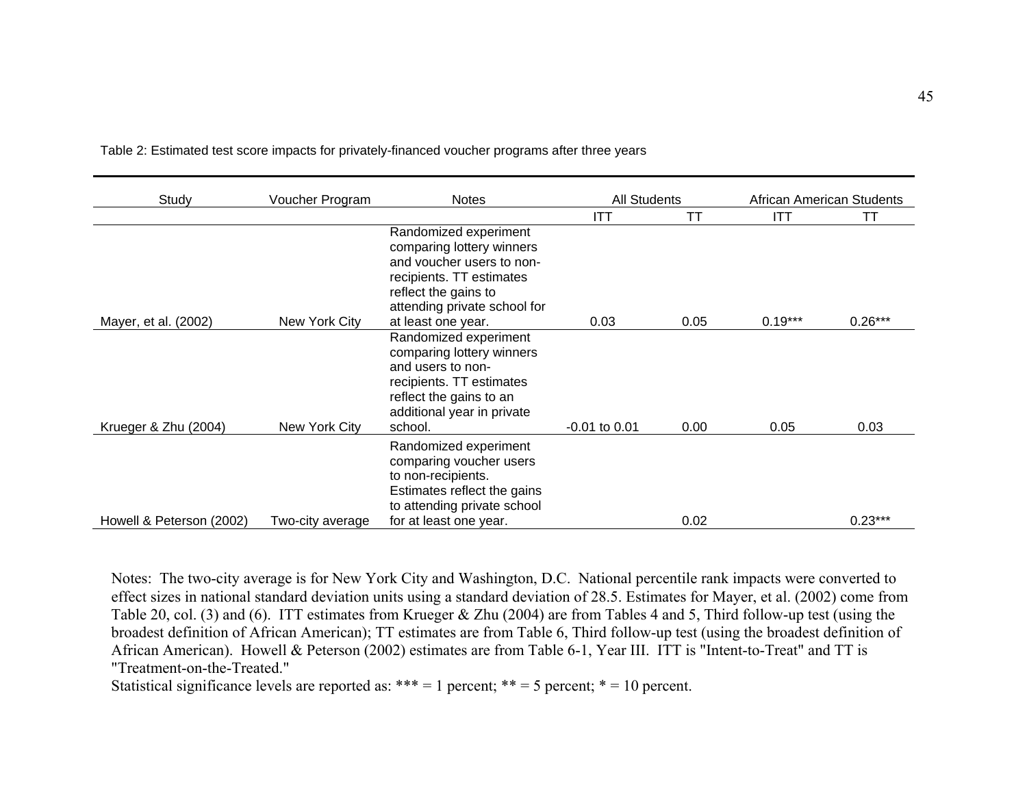Table 2: Estimated test score impacts for privately-financed voucher programs after three years

| Study | Voucher Program | Notes | All Students | | African American Students | |
|---|---|---|---|---|---|---|
| | | | ITT | TT | ITT | TT |
| Mayer, et al. (2002) | New York City | Randomized experiment comparing lottery winners and voucher users to non-recipients. TT estimates reflect the gains to attending private school for at least one year. | 0.03 | 0.05 | 0.19*** | 0.26*** |
| Krueger & Zhu (2004) | New York City | Randomized experiment comparing lottery winners and users to non-recipients. TT estimates reflect the gains to an additional year in private school. | -0.01 to 0.01 | 0.00 | 0.05 | 0.03 |
| Howell & Peterson (2002) | Two-city average | Randomized experiment comparing voucher users to non-recipients. Estimates reflect the gains to attending private school for at least one year. | | 0.02 | | 0.23*** |

Notes: The two-city average is for New York City and Washington, D.C. National percentile rank impacts were converted to effect sizes in national standard deviation units using a standard deviation of 28.5. Estimates for Mayer, et al. (2002) come from Table 20, col. (3) and (6). ITT estimates from Krueger & Zhu (2004) are from Tables 4 and 5, Third follow-up test (using the broadest definition of African American); TT estimates are from Table 6, Third follow-up test (using the broadest definition of African American). Howell & Peterson (2002) estimates are from Table 6-1, Year III. ITT is "Intent-to-Treat" and TT is "Treatment-on-the-Treated."

Statistical significance levels are reported as: *** = 1 percent; ** = 5 percent; * = 10 percent.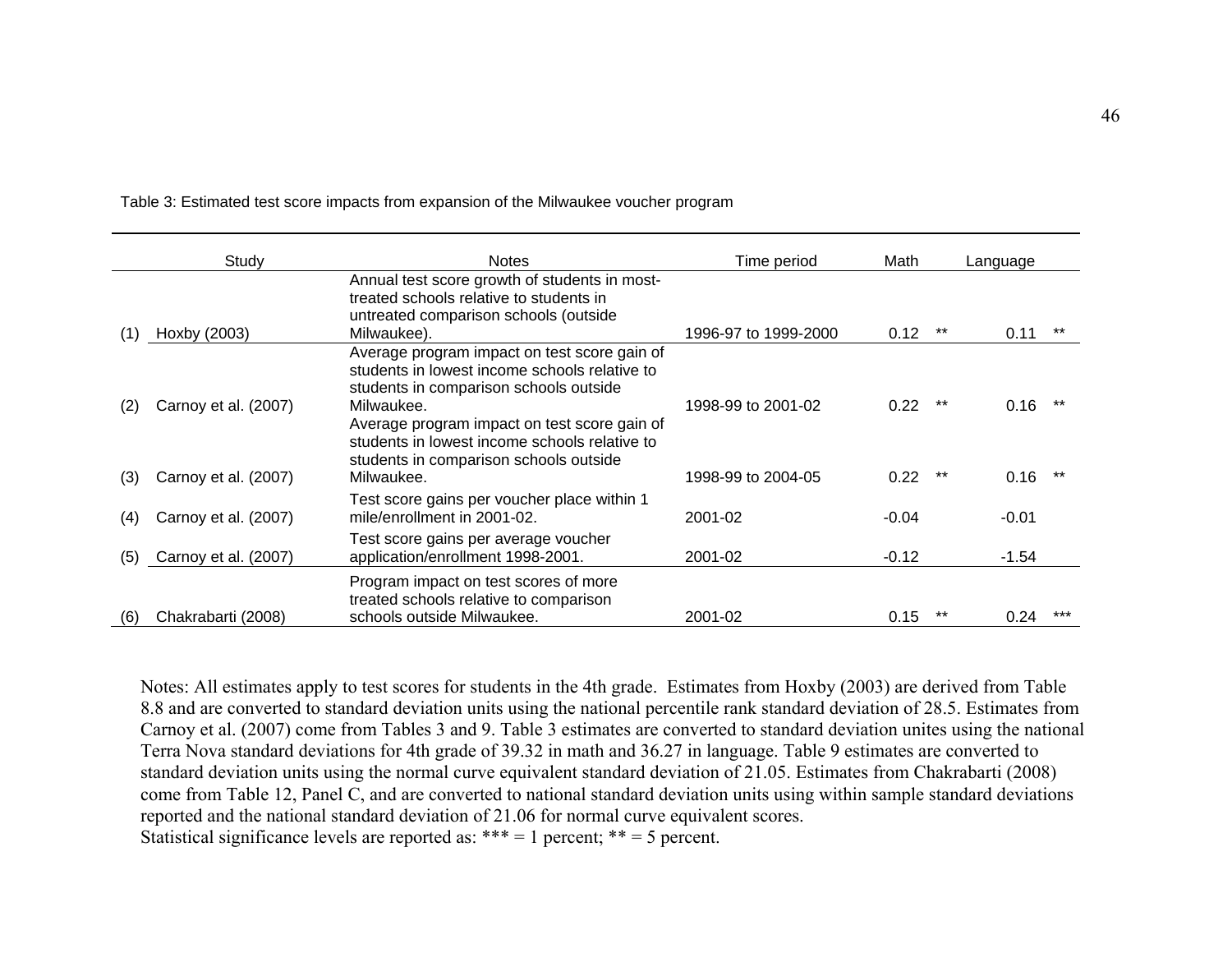Table 3: Estimated test score impacts from expansion of the Milwaukee voucher program

| | Study | Notes | Time period | Math | | Language | |
|---|---|---|---|---|---|---|---|
| (1) | Hoxby (2003) | Annual test score growth of students in most-treated schools relative to students in untreated comparison schools (outside Milwaukee). | 1996-97 to 1999-2000 | 0.12 | ** | 0.11 | ** |
| (2) | Carnoy et al. (2007) | Average program impact on test score gain of students in lowest income schools relative to students in comparison schools outside Milwaukee. | 1998-99 to 2001-02 | 0.22 | ** | 0.16 | ** |
| (3) | Carnoy et al. (2007) | Average program impact on test score gain of students in lowest income schools relative to students in comparison schools outside Milwaukee. | 1998-99 to 2004-05 | 0.22 | ** | 0.16 | ** |
| (4) | Carnoy et al. (2007) | Test score gains per voucher place within 1 mile/enrollment in 2001-02. | 2001-02 | -0.04 | | -0.01 | |
| (5) | Carnoy et al. (2007) | Test score gains per average voucher application/enrollment 1998-2001. | 2001-02 | -0.12 | | -1.54 | |
| (6) | Chakrabarti (2008) | Program impact on test scores of more treated schools relative to comparison schools outside Milwaukee. | 2001-02 | 0.15 | ** | 0.24 | *** |

Notes: All estimates apply to test scores for students in the 4th grade. Estimates from Hoxby (2003) are derived from Table 8.8 and are converted to standard deviation units using the national percentile rank standard deviation of 28.5. Estimates from Carnoy et al. (2007) come from Tables 3 and 9. Table 3 estimates are converted to standard deviation unites using the national Terra Nova standard deviations for 4th grade of 39.32 in math and 36.27 in language. Table 9 estimates are converted to standard deviation units using the normal curve equivalent standard deviation of 21.05. Estimates from Chakrabarti (2008) come from Table 12, Panel C, and are converted to national standard deviation units using within sample standard deviations reported and the national standard deviation of 21.06 for normal curve equivalent scores.
Statistical significance levels are reported as: *** = 1 percent; ** = 5 percent.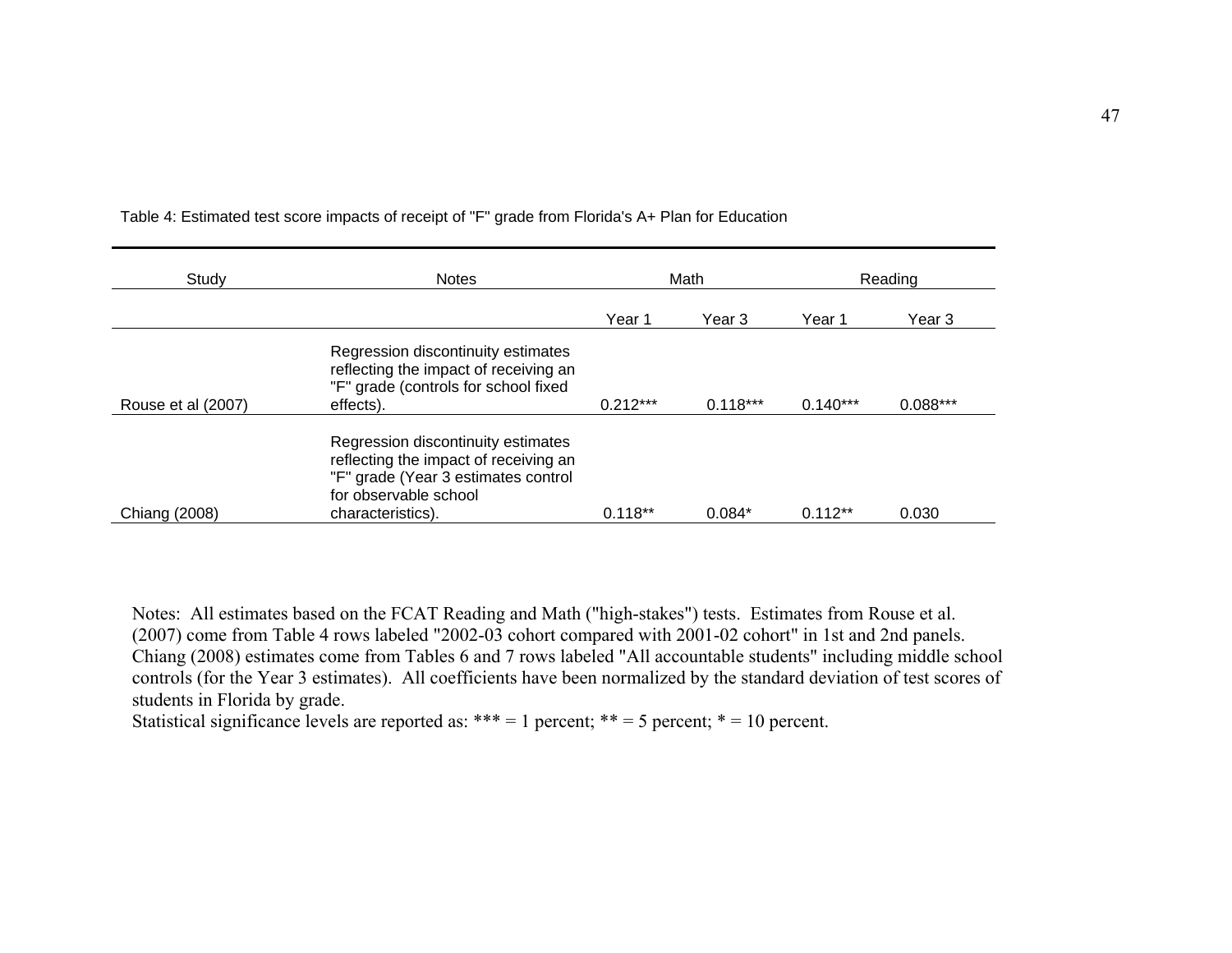Table 4: Estimated test score impacts of receipt of "F" grade from Florida's A+ Plan for Education

| Study | Notes | Math | | Reading | |
|---|---|---|---|---|---|
| | | Year 1 | Year 3 | Year 1 | Year 3 |
| Rouse et al (2007) | Regression discontinuity estimates reflecting the impact of receiving an "F" grade (controls for school fixed effects). | 0.212*** | 0.118*** | 0.140*** | 0.088*** |
| Chiang (2008) | Regression discontinuity estimates reflecting the impact of receiving an "F" grade (Year 3 estimates control for observable school characteristics). | 0.118** | 0.084* | 0.112** | 0.030 |

Notes: All estimates based on the FCAT Reading and Math ("high-stakes") tests. Estimates from Rouse et al. (2007) come from Table 4 rows labeled "2002-03 cohort compared with 2001-02 cohort" in 1st and 2nd panels. Chiang (2008) estimates come from Tables 6 and 7 rows labeled "All accountable students" including middle school controls (for the Year 3 estimates). All coefficients have been normalized by the standard deviation of test scores of students in Florida by grade.
Statistical significance levels are reported as: *** = 1 percent; ** = 5 percent; * = 10 percent.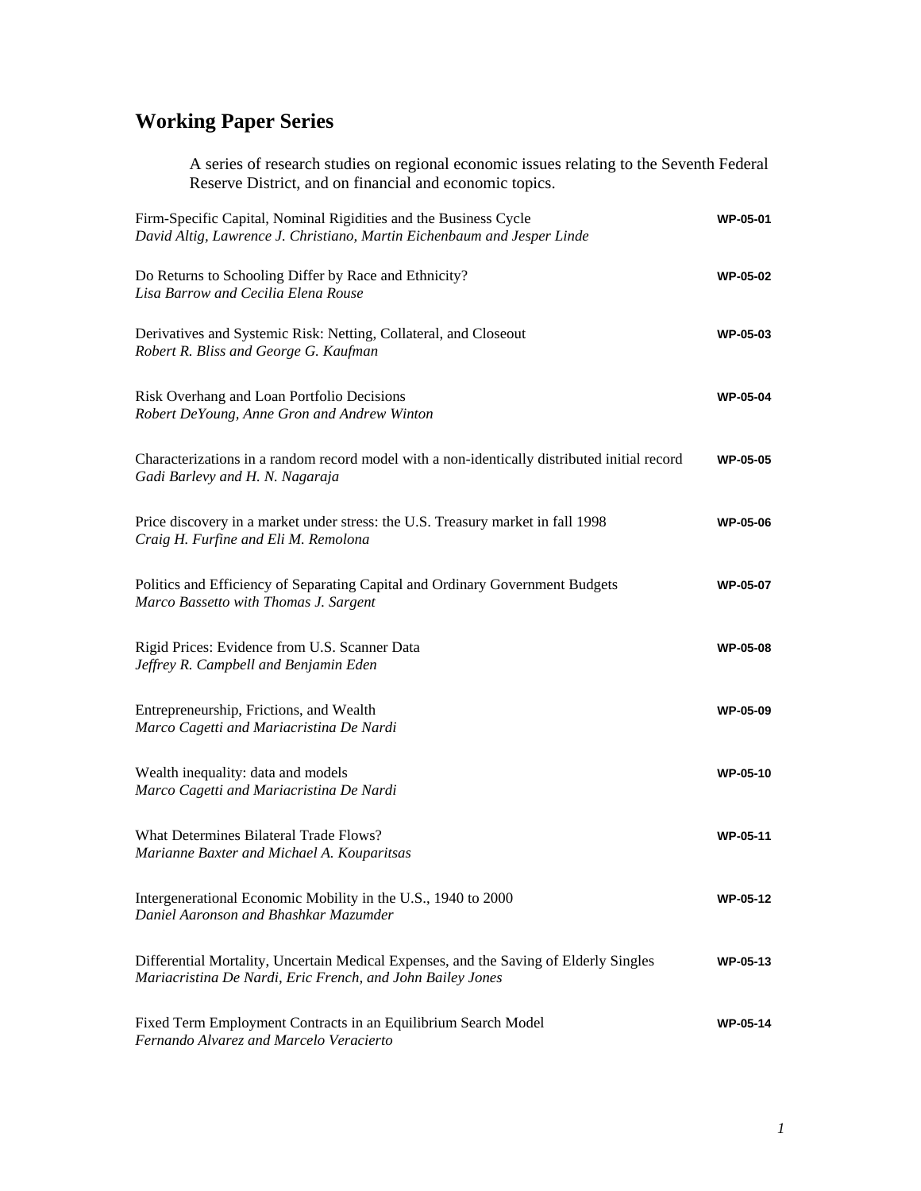## Working Paper Series

A series of research studies on regional economic issues relating to the Seventh Federal Reserve District, and on financial and economic topics.

| | |
|---|---|
| Firm-Specific Capital, Nominal Rigidities and the Business Cycle<br>*David Altig, Lawrence J. Christiano, Martin Eichenbaum and Jesper Linde* | **WP-05-01** |
| Do Returns to Schooling Differ by Race and Ethnicity?<br>*Lisa Barrow and Cecilia Elena Rouse* | **WP-05-02** |
| Derivatives and Systemic Risk: Netting, Collateral, and Closeout<br>*Robert R. Bliss and George G. Kaufman* | **WP-05-03** |
| Risk Overhang and Loan Portfolio Decisions<br>*Robert DeYoung, Anne Gron and Andrew Winton* | **WP-05-04** |
| Characterizations in a random record model with a non-identically distributed initial record<br>*Gadi Barlevy and H. N. Nagaraja* | **WP-05-05** |
| Price discovery in a market under stress: the U.S. Treasury market in fall 1998<br>*Craig H. Furfine and Eli M. Remolona* | **WP-05-06** |
| Politics and Efficiency of Separating Capital and Ordinary Government Budgets<br>*Marco Bassetto with Thomas J. Sargent* | **WP-05-07** |
| Rigid Prices: Evidence from U.S. Scanner Data<br>*Jeffrey R. Campbell and Benjamin Eden* | **WP-05-08** |
| Entrepreneurship, Frictions, and Wealth<br>*Marco Cagetti and Mariacristina De Nardi* | **WP-05-09** |
| Wealth inequality: data and models<br>*Marco Cagetti and Mariacristina De Nardi* | **WP-05-10** |
| What Determines Bilateral Trade Flows?<br>*Marianne Baxter and Michael A. Kouparitsas* | **WP-05-11** |
| Intergenerational Economic Mobility in the U.S., 1940 to 2000<br>*Daniel Aaronson and Bhashkar Mazumder* | **WP-05-12** |
| Differential Mortality, Uncertain Medical Expenses, and the Saving of Elderly Singles<br>*Mariacristina De Nardi, Eric French, and John Bailey Jones* | **WP-05-13** |
| Fixed Term Employment Contracts in an Equilibrium Search Model<br>*Fernando Alvarez and Marcelo Veracierto* | **WP-05-14** |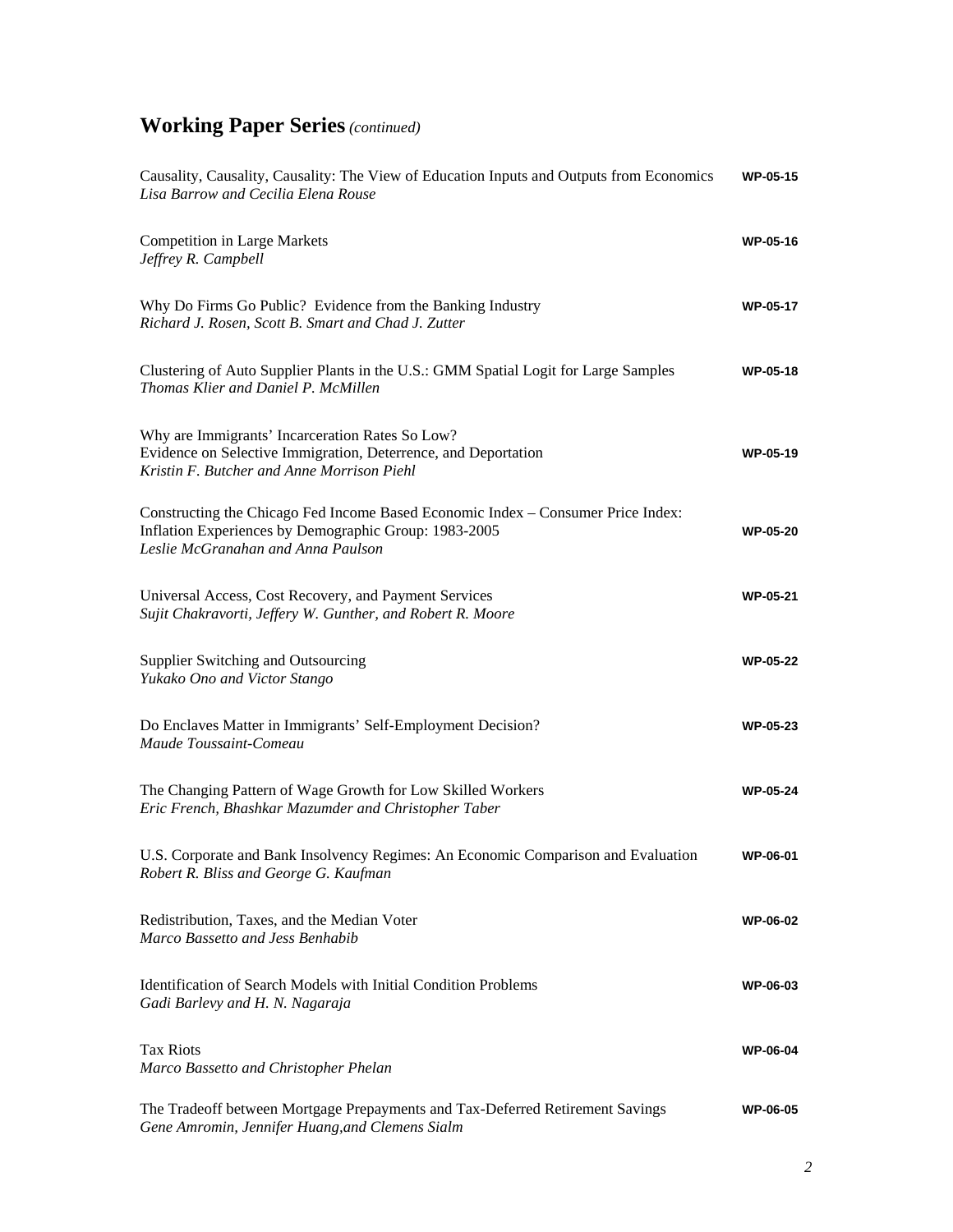# **Working Paper Series** *(continued)*

Causality, Causality, Causality: The View of Education Inputs and Outputs from Economics — **WP-05-15**
*Lisa Barrow and Cecilia Elena Rouse*

Competition in Large Markets — **WP-05-16**
*Jeffrey R. Campbell*

Why Do Firms Go Public? Evidence from the Banking Industry — **WP-05-17**
*Richard J. Rosen, Scott B. Smart and Chad J. Zutter*

Clustering of Auto Supplier Plants in the U.S.: GMM Spatial Logit for Large Samples — **WP-05-18**
*Thomas Klier and Daniel P. McMillen*

Why are Immigrants' Incarceration Rates So Low?
Evidence on Selective Immigration, Deterrence, and Deportation — **WP-05-19**
*Kristin F. Butcher and Anne Morrison Piehl*

Constructing the Chicago Fed Income Based Economic Index – Consumer Price Index:
Inflation Experiences by Demographic Group: 1983-2005 — **WP-05-20**
*Leslie McGranahan and Anna Paulson*

Universal Access, Cost Recovery, and Payment Services — **WP-05-21**
*Sujit Chakravorti, Jeffery W. Gunther, and Robert R. Moore*

Supplier Switching and Outsourcing — **WP-05-22**
*Yukako Ono and Victor Stango*

Do Enclaves Matter in Immigrants' Self-Employment Decision? — **WP-05-23**
*Maude Toussaint-Comeau*

The Changing Pattern of Wage Growth for Low Skilled Workers — **WP-05-24**
*Eric French, Bhashkar Mazumder and Christopher Taber*

U.S. Corporate and Bank Insolvency Regimes: An Economic Comparison and Evaluation — **WP-06-01**
*Robert R. Bliss and George G. Kaufman*

Redistribution, Taxes, and the Median Voter — **WP-06-02**
*Marco Bassetto and Jess Benhabib*

Identification of Search Models with Initial Condition Problems — **WP-06-03**
*Gadi Barlevy and H. N. Nagaraja*

Tax Riots — **WP-06-04**
*Marco Bassetto and Christopher Phelan*

The Tradeoff between Mortgage Prepayments and Tax-Deferred Retirement Savings — **WP-06-05**
*Gene Amromin, Jennifer Huang,and Clemens Sialm*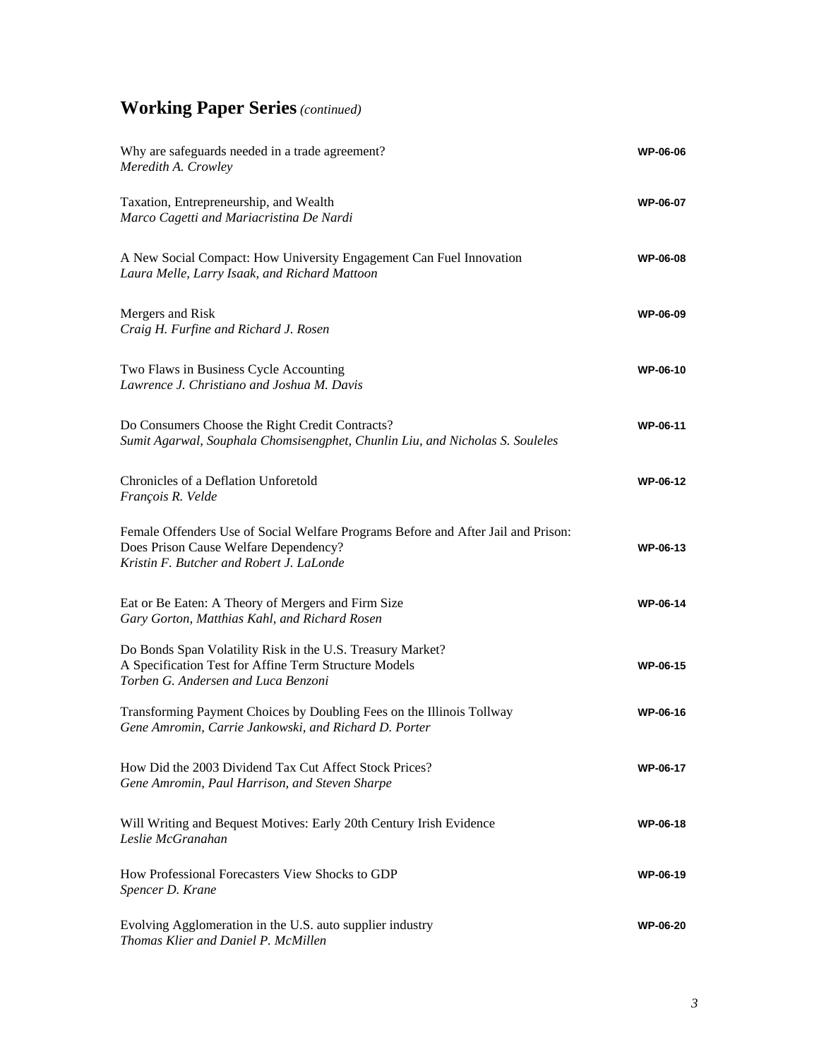## **Working Paper Series** *(continued)*

Why are safeguards needed in a trade agreement? **WP-06-06**
*Meredith A. Crowley*

Taxation, Entrepreneurship, and Wealth **WP-06-07**
*Marco Cagetti and Mariacristina De Nardi*

A New Social Compact: How University Engagement Can Fuel Innovation **WP-06-08**
*Laura Melle, Larry Isaak, and Richard Mattoon*

Mergers and Risk **WP-06-09**
*Craig H. Furfine and Richard J. Rosen*

Two Flaws in Business Cycle Accounting **WP-06-10**
*Lawrence J. Christiano and Joshua M. Davis*

Do Consumers Choose the Right Credit Contracts? **WP-06-11**
*Sumit Agarwal, Souphala Chomsisengphet, Chunlin Liu, and Nicholas S. Souleles*

Chronicles of a Deflation Unforetold **WP-06-12**
*François R. Velde*

Female Offenders Use of Social Welfare Programs Before and After Jail and Prison: Does Prison Cause Welfare Dependency? **WP-06-13**
*Kristin F. Butcher and Robert J. LaLonde*

Eat or Be Eaten: A Theory of Mergers and Firm Size **WP-06-14**
*Gary Gorton, Matthias Kahl, and Richard Rosen*

Do Bonds Span Volatility Risk in the U.S. Treasury Market? A Specification Test for Affine Term Structure Models **WP-06-15**
*Torben G. Andersen and Luca Benzoni*

Transforming Payment Choices by Doubling Fees on the Illinois Tollway **WP-06-16**
*Gene Amromin, Carrie Jankowski, and Richard D. Porter*

How Did the 2003 Dividend Tax Cut Affect Stock Prices? **WP-06-17**
*Gene Amromin, Paul Harrison, and Steven Sharpe*

Will Writing and Bequest Motives: Early 20th Century Irish Evidence **WP-06-18**
*Leslie McGranahan*

How Professional Forecasters View Shocks to GDP **WP-06-19**
*Spencer D. Krane*

Evolving Agglomeration in the U.S. auto supplier industry **WP-06-20**
*Thomas Klier and Daniel P. McMillen*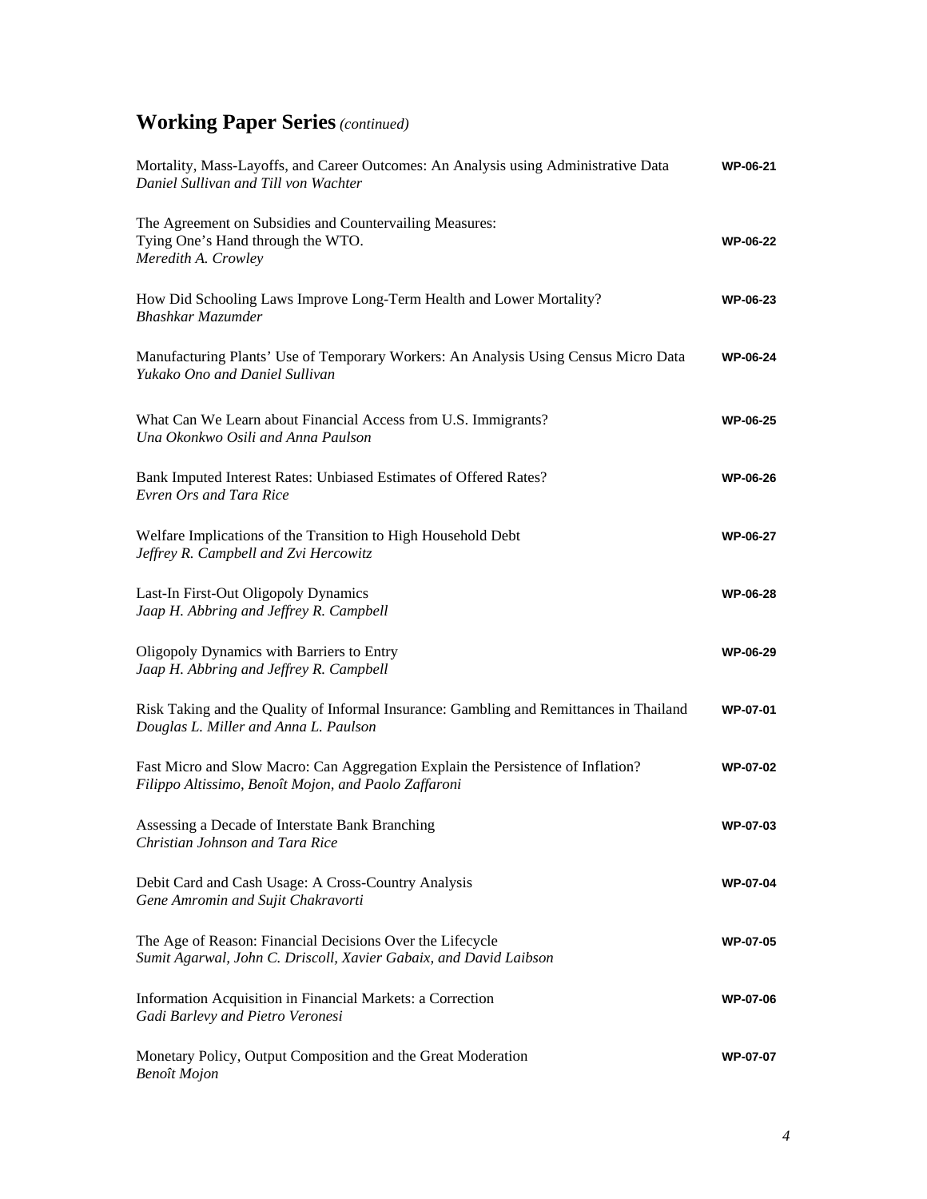## **Working Paper Series** *(continued)*

Mortality, Mass-Layoffs, and Career Outcomes: An Analysis using Administrative Data — **WP-06-21**
*Daniel Sullivan and Till von Wachter*

The Agreement on Subsidies and Countervailing Measures:
Tying One's Hand through the WTO. — **WP-06-22**
*Meredith A. Crowley*

How Did Schooling Laws Improve Long-Term Health and Lower Mortality? — **WP-06-23**
*Bhashkar Mazumder*

Manufacturing Plants' Use of Temporary Workers: An Analysis Using Census Micro Data — **WP-06-24**
*Yukako Ono and Daniel Sullivan*

What Can We Learn about Financial Access from U.S. Immigrants? — **WP-06-25**
*Una Okonkwo Osili and Anna Paulson*

Bank Imputed Interest Rates: Unbiased Estimates of Offered Rates? — **WP-06-26**
*Evren Ors and Tara Rice*

Welfare Implications of the Transition to High Household Debt — **WP-06-27**
*Jeffrey R. Campbell and Zvi Hercowitz*

Last-In First-Out Oligopoly Dynamics — **WP-06-28**
*Jaap H. Abbring and Jeffrey R. Campbell*

Oligopoly Dynamics with Barriers to Entry — **WP-06-29**
*Jaap H. Abbring and Jeffrey R. Campbell*

Risk Taking and the Quality of Informal Insurance: Gambling and Remittances in Thailand — **WP-07-01**
*Douglas L. Miller and Anna L. Paulson*

Fast Micro and Slow Macro: Can Aggregation Explain the Persistence of Inflation? — **WP-07-02**
*Filippo Altissimo, Benoît Mojon, and Paolo Zaffaroni*

Assessing a Decade of Interstate Bank Branching — **WP-07-03**
*Christian Johnson and Tara Rice*

Debit Card and Cash Usage: A Cross-Country Analysis — **WP-07-04**
*Gene Amromin and Sujit Chakravorti*

The Age of Reason: Financial Decisions Over the Lifecycle — **WP-07-05**
*Sumit Agarwal, John C. Driscoll, Xavier Gabaix, and David Laibson*

Information Acquisition in Financial Markets: a Correction — **WP-07-06**
*Gadi Barlevy and Pietro Veronesi*

Monetary Policy, Output Composition and the Great Moderation — **WP-07-07**
*Benoît Mojon*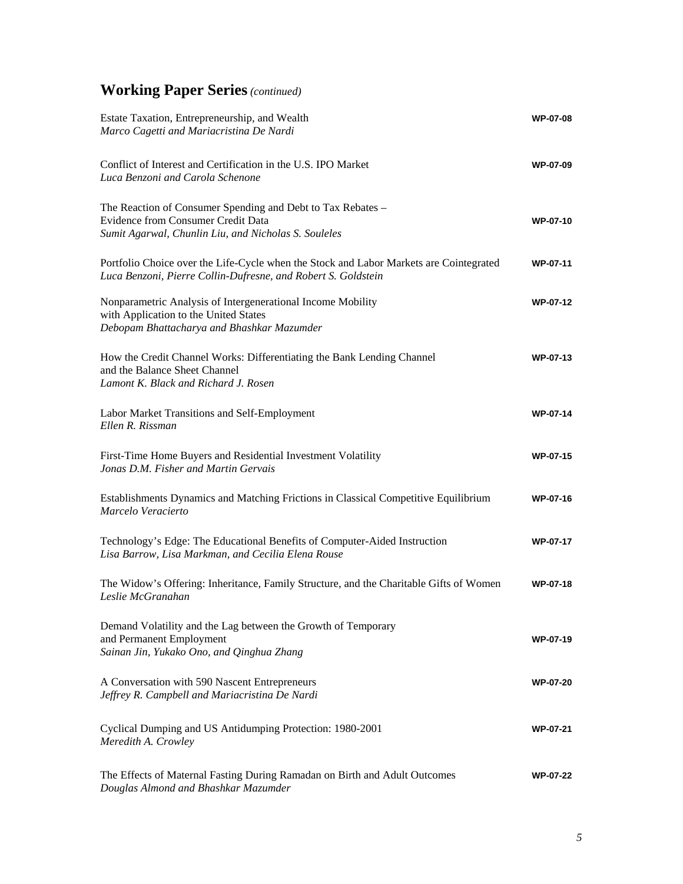## **Working Paper Series** *(continued)*

Estate Taxation, Entrepreneurship, and Wealth **WP-07-08**
*Marco Cagetti and Mariacristina De Nardi*

Conflict of Interest and Certification in the U.S. IPO Market **WP-07-09**
*Luca Benzoni and Carola Schenone*

The Reaction of Consumer Spending and Debt to Tax Rebates –
Evidence from Consumer Credit Data **WP-07-10**
*Sumit Agarwal, Chunlin Liu, and Nicholas S. Souleles*

Portfolio Choice over the Life-Cycle when the Stock and Labor Markets are Cointegrated **WP-07-11**
*Luca Benzoni, Pierre Collin-Dufresne, and Robert S. Goldstein*

Nonparametric Analysis of Intergenerational Income Mobility **WP-07-12**
with Application to the United States
*Debopam Bhattacharya and Bhashkar Mazumder*

How the Credit Channel Works: Differentiating the Bank Lending Channel **WP-07-13**
and the Balance Sheet Channel
*Lamont K. Black and Richard J. Rosen*

Labor Market Transitions and Self-Employment **WP-07-14**
*Ellen R. Rissman*

First-Time Home Buyers and Residential Investment Volatility **WP-07-15**
*Jonas D.M. Fisher and Martin Gervais*

Establishments Dynamics and Matching Frictions in Classical Competitive Equilibrium **WP-07-16**
*Marcelo Veracierto*

Technology's Edge: The Educational Benefits of Computer-Aided Instruction **WP-07-17**
*Lisa Barrow, Lisa Markman, and Cecilia Elena Rouse*

The Widow's Offering: Inheritance, Family Structure, and the Charitable Gifts of Women **WP-07-18**
*Leslie McGranahan*

Demand Volatility and the Lag between the Growth of Temporary
and Permanent Employment **WP-07-19**
*Sainan Jin, Yukako Ono, and Qinghua Zhang*

A Conversation with 590 Nascent Entrepreneurs **WP-07-20**
*Jeffrey R. Campbell and Mariacristina De Nardi*

Cyclical Dumping and US Antidumping Protection: 1980-2001 **WP-07-21**
*Meredith A. Crowley*

The Effects of Maternal Fasting During Ramadan on Birth and Adult Outcomes **WP-07-22**
*Douglas Almond and Bhashkar Mazumder*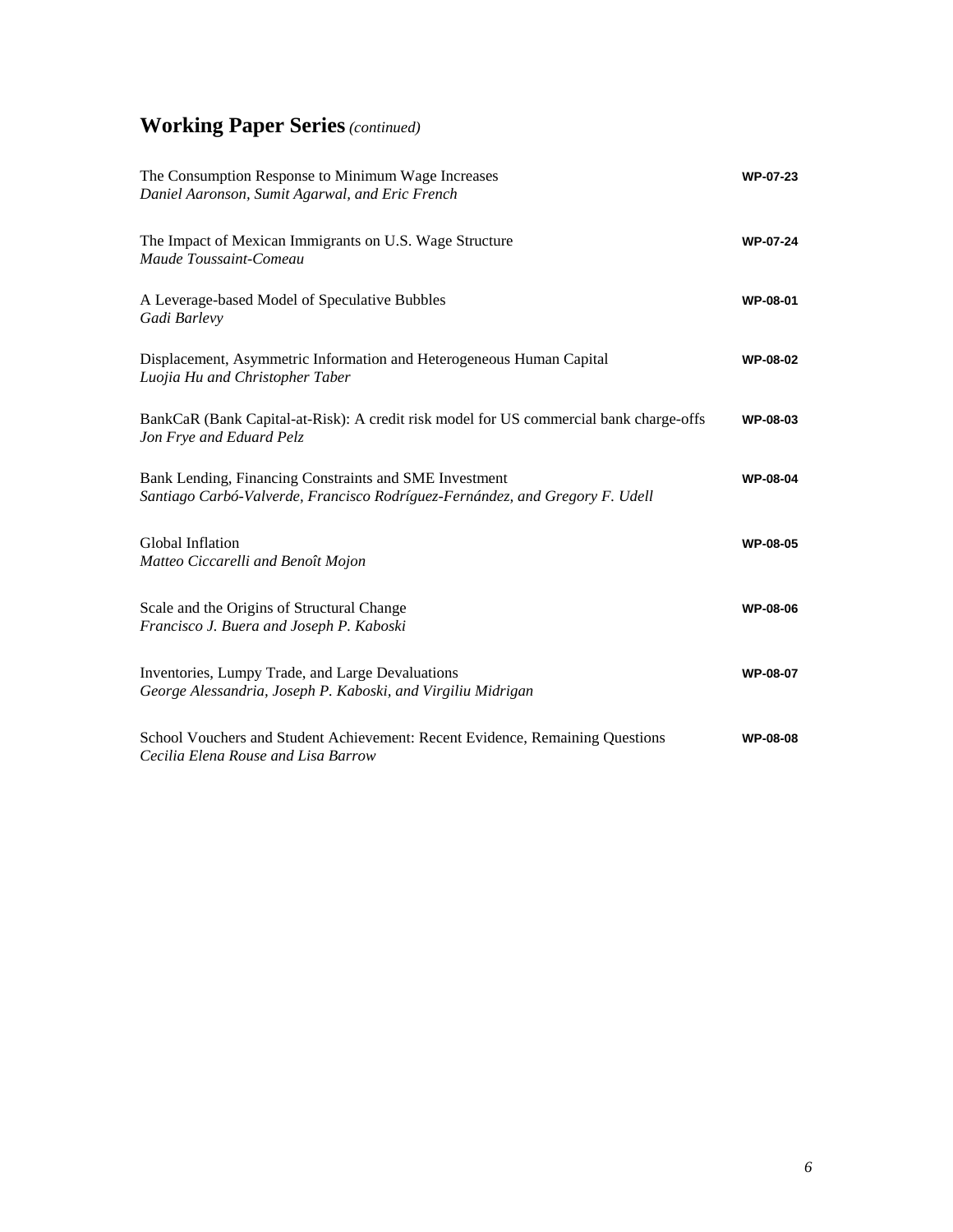## **Working Paper Series** *(continued)*

The Consumption Response to Minimum Wage Increases **WP-07-23**
*Daniel Aaronson, Sumit Agarwal, and Eric French*

The Impact of Mexican Immigrants on U.S. Wage Structure **WP-07-24**
*Maude Toussaint-Comeau*

A Leverage-based Model of Speculative Bubbles **WP-08-01**
*Gadi Barlevy*

Displacement, Asymmetric Information and Heterogeneous Human Capital **WP-08-02**
*Luojia Hu and Christopher Taber*

BankCaR (Bank Capital-at-Risk): A credit risk model for US commercial bank charge-offs **WP-08-03**
*Jon Frye and Eduard Pelz*

Bank Lending, Financing Constraints and SME Investment **WP-08-04**
*Santiago Carbó-Valverde, Francisco Rodríguez-Fernández, and Gregory F. Udell*

Global Inflation **WP-08-05**
*Matteo Ciccarelli and Benoît Mojon*

Scale and the Origins of Structural Change **WP-08-06**
*Francisco J. Buera and Joseph P. Kaboski*

Inventories, Lumpy Trade, and Large Devaluations **WP-08-07**
*George Alessandria, Joseph P. Kaboski, and Virgiliu Midrigan*

School Vouchers and Student Achievement: Recent Evidence, Remaining Questions **WP-08-08**
*Cecilia Elena Rouse and Lisa Barrow*